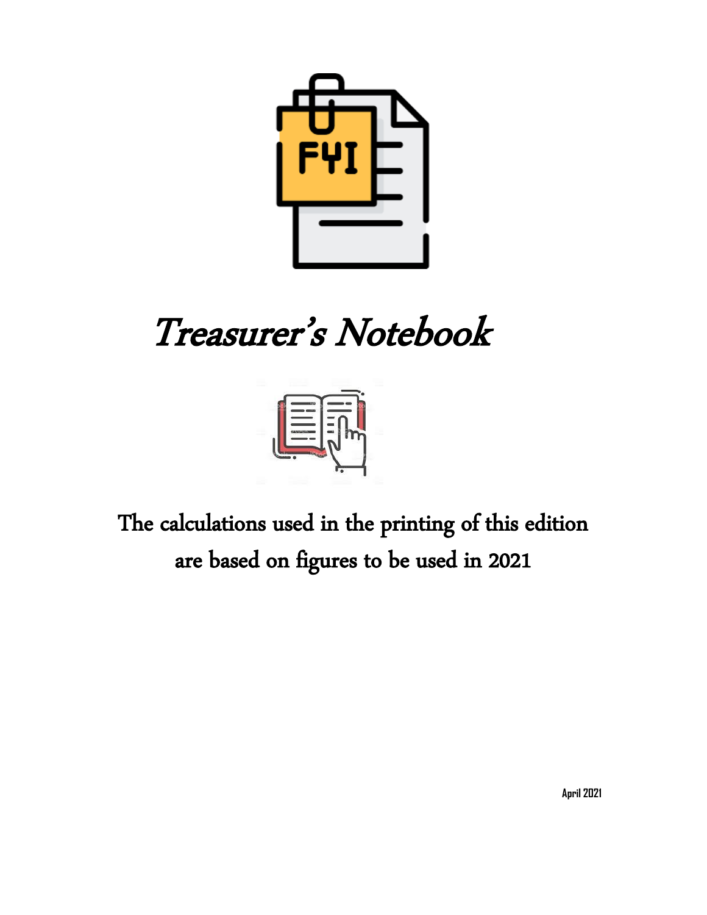# *Treasurer's Notebook*

The calculations used in the printing of this edition are based on figures to be used in 2021

**April 2021**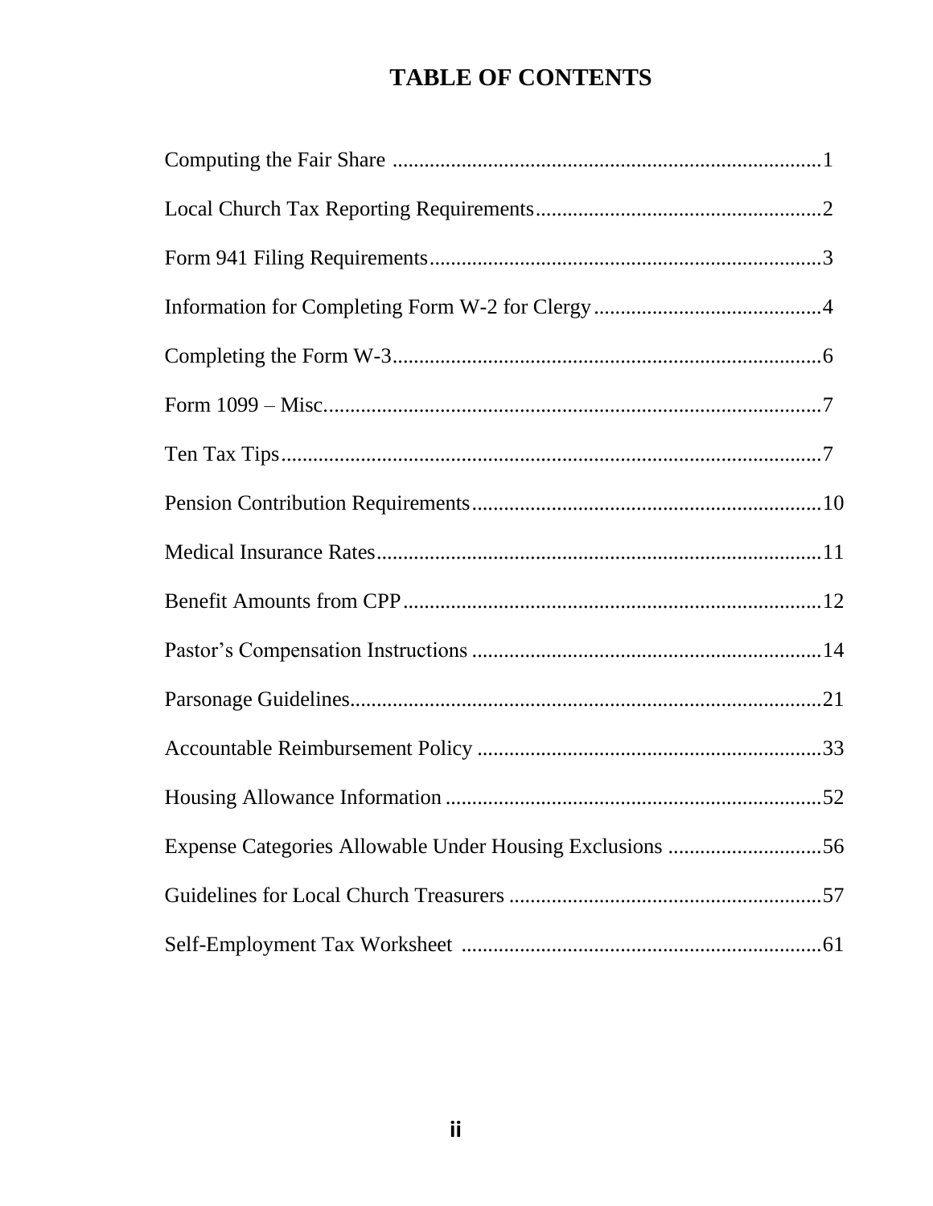# TABLE OF CONTENTS

Computing the Fair Share ................................................................................1

Local Church Tax Reporting Requirements......................................................2

Form 941 Filing Requirements.........................................................................3

Information for Completing Form W-2 for Clergy...........................................4

Completing the Form W-3.................................................................................6

Form 1099 – Misc..............................................................................................7

Ten Tax Tips......................................................................................................7

Pension Contribution Requirements..................................................................10

Medical Insurance Rates...................................................................................11

Benefit Amounts from CPP...............................................................................12

Pastor's Compensation Instructions ..................................................................14

Parsonage Guidelines.........................................................................................21

Accountable Reimbursement Policy .................................................................33

Housing Allowance Information .......................................................................52

Expense Categories Allowable Under Housing Exclusions .............................56

Guidelines for Local Church Treasurers ...........................................................57

Self-Employment Tax Worksheet ....................................................................61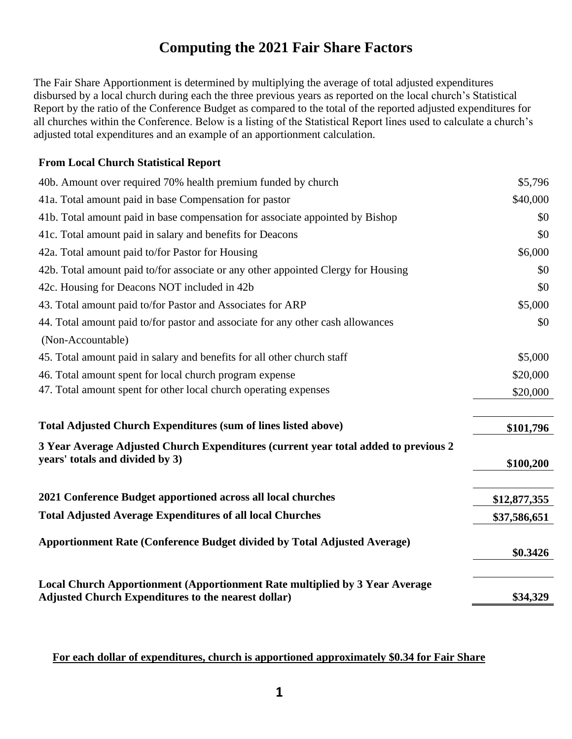# Computing the 2021 Fair Share Factors

The Fair Share Apportionment is determined by multiplying the average of total adjusted expenditures disbursed by a local church during each the three previous years as reported on the local church's Statistical Report by the ratio of the Conference Budget as compared to the total of the reported adjusted expenditures for all churches within the Conference. Below is a listing of the Statistical Report lines used to calculate a church's adjusted total expenditures and an example of an apportionment calculation.

**From Local Church Statistical Report**

| | |
|---|---|
| 40b. Amount over required 70% health premium funded by church | \$5,796 |
| 41a. Total amount paid in base Compensation for pastor | \$40,000 |
| 41b. Total amount paid in base compensation for associate appointed by Bishop | \$0 |
| 41c. Total amount paid in salary and benefits for Deacons | \$0 |
| 42a. Total amount paid to/for Pastor for Housing | \$6,000 |
| 42b. Total amount paid to/for associate or any other appointed Clergy for Housing | \$0 |
| 42c. Housing for Deacons NOT included in 42b | \$0 |
| 43. Total amount paid to/for Pastor and Associates for ARP | \$5,000 |
| 44. Total amount paid to/for pastor and associate for any other cash allowances (Non-Accountable) | \$0 |
| 45. Total amount paid in salary and benefits for all other church staff | \$5,000 |
| 46. Total amount spent for local church program expense | \$20,000 |
| 47. Total amount spent for other local church operating expenses | \$20,000 |
| **Total Adjusted Church Expenditures (sum of lines listed above)** | **\$101,796** |
| **3 Year Average Adjusted Church Expenditures (current year total added to previous 2 years' totals and divided by 3)** | **\$100,200** |
| **2021 Conference Budget apportioned across all local churches** | **\$12,877,355** |
| **Total Adjusted Average Expenditures of all local Churches** | **\$37,586,651** |
| **Apportionment Rate (Conference Budget divided by Total Adjusted Average)** | **\$0.3426** |
| **Local Church Apportionment (Apportionment Rate multiplied by 3 Year Average Adjusted Church Expenditures to the nearest dollar)** | **\$34,329** |

**For each dollar of expenditures, church is apportioned approximately \$0.34 for Fair Share**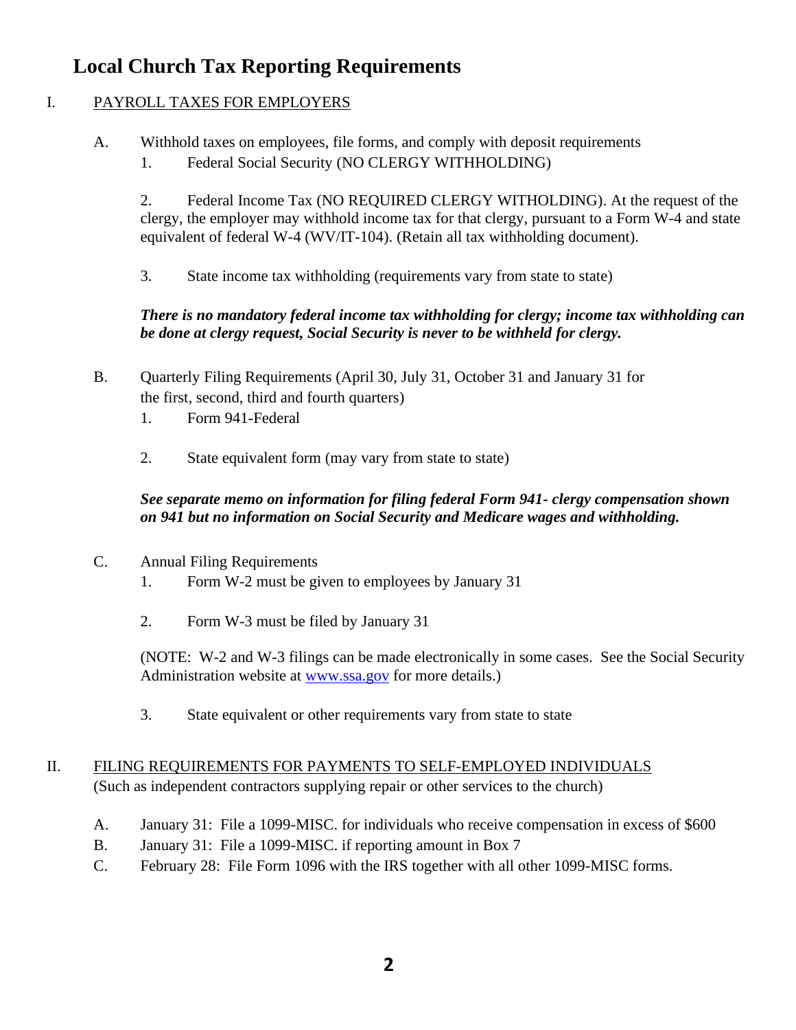# Local Church Tax Reporting Requirements

I. PAYROLL TAXES FOR EMPLOYERS

A. Withhold taxes on employees, file forms, and comply with deposit requirements

1. Federal Social Security (NO CLERGY WITHHOLDING)

2. Federal Income Tax (NO REQUIRED CLERGY WITHOLDING). At the request of the clergy, the employer may withhold income tax for that clergy, pursuant to a Form W-4 and state equivalent of federal W-4 (WV/IT-104). (Retain all tax withholding document).

3. State income tax withholding (requirements vary from state to state)

***There is no mandatory federal income tax withholding for clergy; income tax withholding can be done at clergy request, Social Security is never to be withheld for clergy.***

B. Quarterly Filing Requirements (April 30, July 31, October 31 and January 31 for the first, second, third and fourth quarters)

1. Form 941-Federal

2. State equivalent form (may vary from state to state)

***See separate memo on information for filing federal Form 941- clergy compensation shown on 941 but no information on Social Security and Medicare wages and withholding.***

C. Annual Filing Requirements

1. Form W-2 must be given to employees by January 31

2. Form W-3 must be filed by January 31

(NOTE: W-2 and W-3 filings can be made electronically in some cases. See the Social Security Administration website at www.ssa.gov for more details.)

3. State equivalent or other requirements vary from state to state

II. FILING REQUIREMENTS FOR PAYMENTS TO SELF-EMPLOYED INDIVIDUALS
(Such as independent contractors supplying repair or other services to the church)

A. January 31: File a 1099-MISC. for individuals who receive compensation in excess of $600

B. January 31: File a 1099-MISC. if reporting amount in Box 7

C. February 28: File Form 1096 with the IRS together with all other 1099-MISC forms.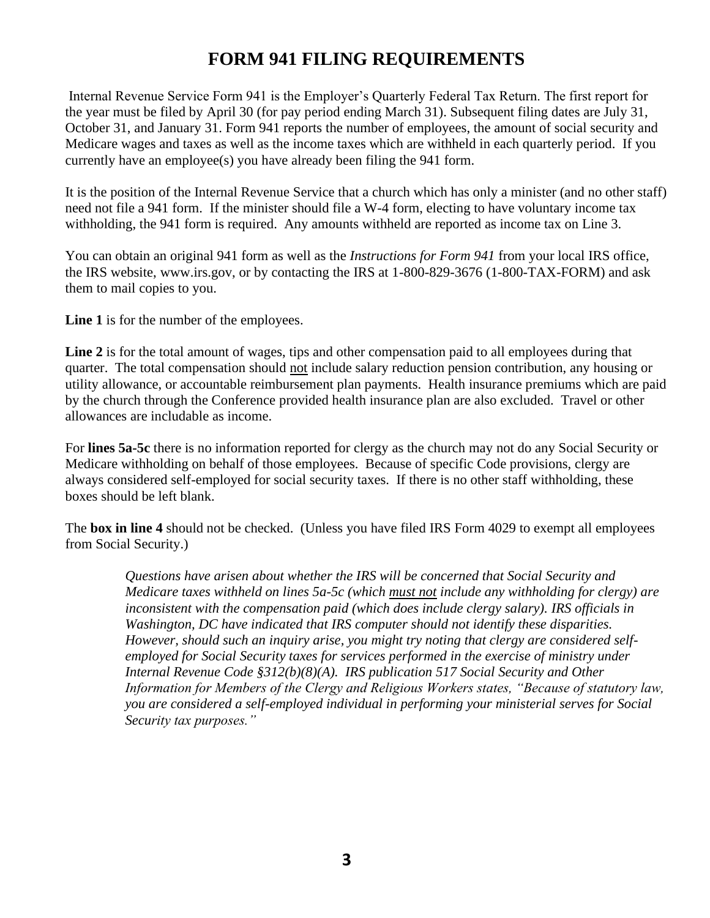# FORM 941 FILING REQUIREMENTS

Internal Revenue Service Form 941 is the Employer's Quarterly Federal Tax Return. The first report for the year must be filed by April 30 (for pay period ending March 31). Subsequent filing dates are July 31, October 31, and January 31. Form 941 reports the number of employees, the amount of social security and Medicare wages and taxes as well as the income taxes which are withheld in each quarterly period. If you currently have an employee(s) you have already been filing the 941 form.

It is the position of the Internal Revenue Service that a church which has only a minister (and no other staff) need not file a 941 form. If the minister should file a W-4 form, electing to have voluntary income tax withholding, the 941 form is required. Any amounts withheld are reported as income tax on Line 3.

You can obtain an original 941 form as well as the *Instructions for Form 941* from your local IRS office, the IRS website, www.irs.gov, or by contacting the IRS at 1-800-829-3676 (1-800-TAX-FORM) and ask them to mail copies to you.

**Line 1** is for the number of the employees.

**Line 2** is for the total amount of wages, tips and other compensation paid to all employees during that quarter. The total compensation should <u>not</u> include salary reduction pension contribution, any housing or utility allowance, or accountable reimbursement plan payments. Health insurance premiums which are paid by the church through the Conference provided health insurance plan are also excluded. Travel or other allowances are includable as income.

For **lines 5a-5c** there is no information reported for clergy as the church may not do any Social Security or Medicare withholding on behalf of those employees. Because of specific Code provisions, clergy are always considered self-employed for social security taxes. If there is no other staff withholding, these boxes should be left blank.

The **box in line 4** should not be checked. (Unless you have filed IRS Form 4029 to exempt all employees from Social Security.)

> *Questions have arisen about whether the IRS will be concerned that Social Security and Medicare taxes withheld on lines 5a-5c (which <u>must not</u> include any withholding for clergy) are inconsistent with the compensation paid (which does include clergy salary). IRS officials in Washington, DC have indicated that IRS computer should not identify these disparities. However, should such an inquiry arise, you might try noting that clergy are considered self-employed for Social Security taxes for services performed in the exercise of ministry under Internal Revenue Code §312(b)(8)(A). IRS publication 517 Social Security and Other Information for Members of the Clergy and Religious Workers states, "Because of statutory law, you are considered a self-employed individual in performing your ministerial serves for Social Security tax purposes."*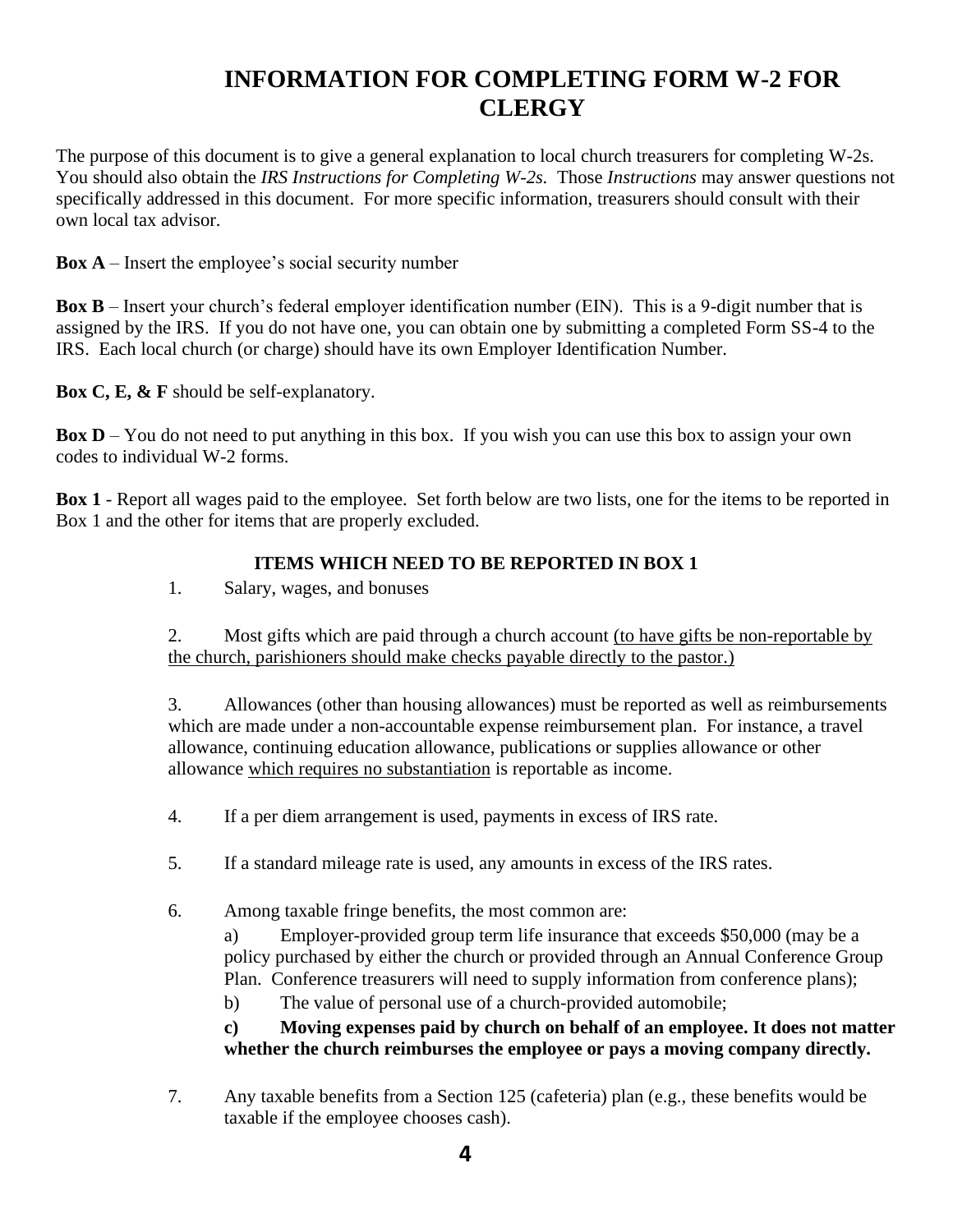# INFORMATION FOR COMPLETING FORM W-2 FOR CLERGY

The purpose of this document is to give a general explanation to local church treasurers for completing W-2s. You should also obtain the *IRS Instructions for Completing W-2s.* Those *Instructions* may answer questions not specifically addressed in this document. For more specific information, treasurers should consult with their own local tax advisor.

**Box A** – Insert the employee's social security number

**Box B** – Insert your church's federal employer identification number (EIN). This is a 9-digit number that is assigned by the IRS. If you do not have one, you can obtain one by submitting a completed Form SS-4 to the IRS. Each local church (or charge) should have its own Employer Identification Number.

**Box C, E, & F** should be self-explanatory.

**Box D** – You do not need to put anything in this box. If you wish you can use this box to assign your own codes to individual W-2 forms.

**Box 1** - Report all wages paid to the employee. Set forth below are two lists, one for the items to be reported in Box 1 and the other for items that are properly excluded.

### ITEMS WHICH NEED TO BE REPORTED IN BOX 1

1. Salary, wages, and bonuses

2. Most gifts which are paid through a church account <u>(to have gifts be non-reportable by the church, parishioners should make checks payable directly to the pastor.)</u>

3. Allowances (other than housing allowances) must be reported as well as reimbursements which are made under a non-accountable expense reimbursement plan. For instance, a travel allowance, continuing education allowance, publications or supplies allowance or other allowance <u>which requires no substantiation</u> is reportable as income.

4. If a per diem arrangement is used, payments in excess of IRS rate.

5. If a standard mileage rate is used, any amounts in excess of the IRS rates.

6. Among taxable fringe benefits, the most common are:
   a) Employer-provided group term life insurance that exceeds $50,000 (may be a policy purchased by either the church or provided through an Annual Conference Group Plan. Conference treasurers will need to supply information from conference plans);
   b) The value of personal use of a church-provided automobile;
   **c) Moving expenses paid by church on behalf of an employee. It does not matter whether the church reimburses the employee or pays a moving company directly.**

7. Any taxable benefits from a Section 125 (cafeteria) plan (e.g., these benefits would be taxable if the employee chooses cash).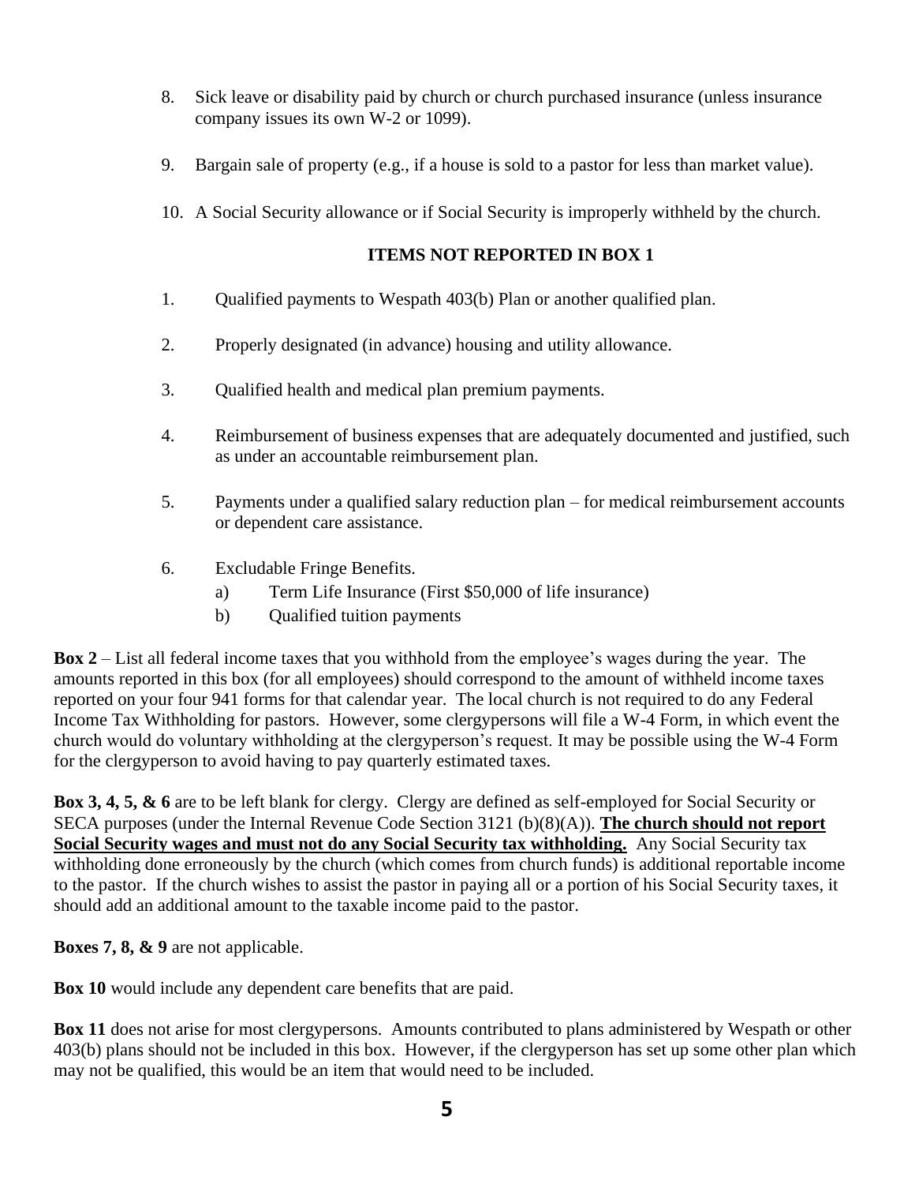8. Sick leave or disability paid by church or church purchased insurance (unless insurance company issues its own W-2 or 1099).

9. Bargain sale of property (e.g., if a house is sold to a pastor for less than market value).

10. A Social Security allowance or if Social Security is improperly withheld by the church.

**ITEMS NOT REPORTED IN BOX 1**

1. Qualified payments to Wespath 403(b) Plan or another qualified plan.

2. Properly designated (in advance) housing and utility allowance.

3. Qualified health and medical plan premium payments.

4. Reimbursement of business expenses that are adequately documented and justified, such as under an accountable reimbursement plan.

5. Payments under a qualified salary reduction plan – for medical reimbursement accounts or dependent care assistance.

6. Excludable Fringe Benefits.
   a) Term Life Insurance (First $50,000 of life insurance)
   b) Qualified tuition payments

**Box 2** – List all federal income taxes that you withhold from the employee's wages during the year. The amounts reported in this box (for all employees) should correspond to the amount of withheld income taxes reported on your four 941 forms for that calendar year. The local church is not required to do any Federal Income Tax Withholding for pastors. However, some clergypersons will file a W-4 Form, in which event the church would do voluntary withholding at the clergyperson's request. It may be possible using the W-4 Form for the clergyperson to avoid having to pay quarterly estimated taxes.

**Box 3, 4, 5, & 6** are to be left blank for clergy. Clergy are defined as self-employed for Social Security or SECA purposes (under the Internal Revenue Code Section 3121 (b)(8)(A)). **The church should not report Social Security wages and must not do any Social Security tax withholding.** Any Social Security tax withholding done erroneously by the church (which comes from church funds) is additional reportable income to the pastor. If the church wishes to assist the pastor in paying all or a portion of his Social Security taxes, it should add an additional amount to the taxable income paid to the pastor.

**Boxes 7, 8, & 9** are not applicable.

**Box 10** would include any dependent care benefits that are paid.

**Box 11** does not arise for most clergypersons. Amounts contributed to plans administered by Wespath or other 403(b) plans should not be included in this box. However, if the clergyperson has set up some other plan which may not be qualified, this would be an item that would need to be included.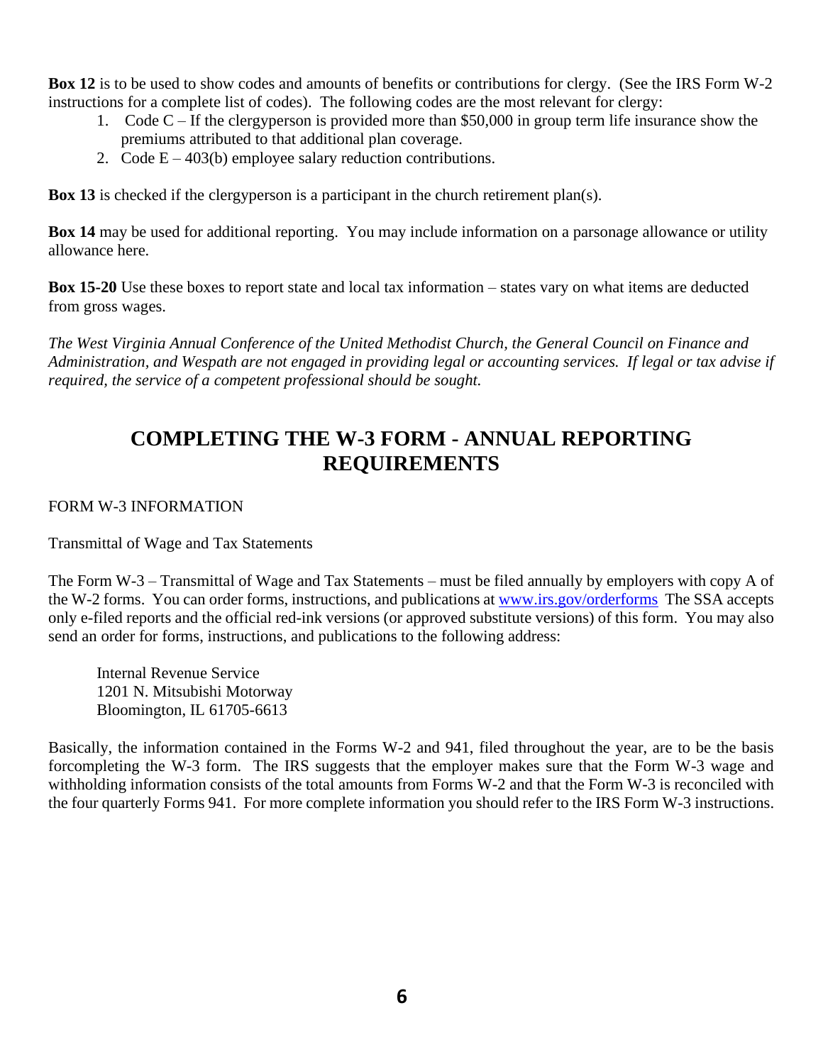**Box 12** is to be used to show codes and amounts of benefits or contributions for clergy. (See the IRS Form W-2 instructions for a complete list of codes). The following codes are the most relevant for clergy:

1. Code C – If the clergyperson is provided more than $50,000 in group term life insurance show the premiums attributed to that additional plan coverage.
2. Code E – 403(b) employee salary reduction contributions.

**Box 13** is checked if the clergyperson is a participant in the church retirement plan(s).

**Box 14** may be used for additional reporting. You may include information on a parsonage allowance or utility allowance here.

**Box 15-20** Use these boxes to report state and local tax information – states vary on what items are deducted from gross wages.

*The West Virginia Annual Conference of the United Methodist Church, the General Council on Finance and Administration, and Wespath are not engaged in providing legal or accounting services. If legal or tax advise if required, the service of a competent professional should be sought.*

## COMPLETING THE W-3 FORM - ANNUAL REPORTING REQUIREMENTS

FORM W-3 INFORMATION

Transmittal of Wage and Tax Statements

The Form W-3 – Transmittal of Wage and Tax Statements – must be filed annually by employers with copy A of the W-2 forms. You can order forms, instructions, and publications at www.irs.gov/orderforms The SSA accepts only e-filed reports and the official red-ink versions (or approved substitute versions) of this form. You may also send an order for forms, instructions, and publications to the following address:

Internal Revenue Service
1201 N. Mitsubishi Motorway
Bloomington, IL 61705-6613

Basically, the information contained in the Forms W-2 and 941, filed throughout the year, are to be the basis forcompleting the W-3 form. The IRS suggests that the employer makes sure that the Form W-3 wage and withholding information consists of the total amounts from Forms W-2 and that the Form W-3 is reconciled with the four quarterly Forms 941. For more complete information you should refer to the IRS Form W-3 instructions.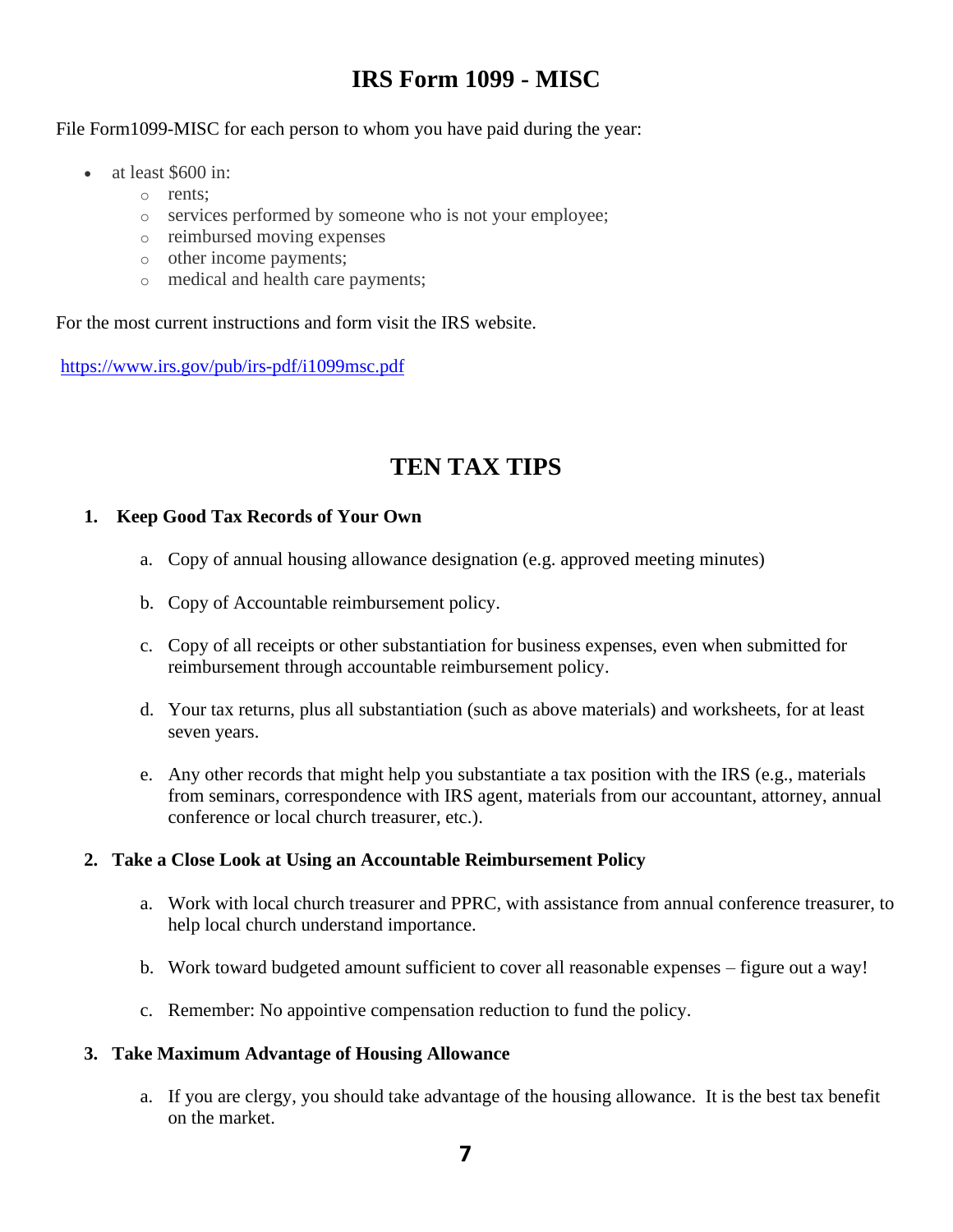# IRS Form 1099 - MISC

File Form1099-MISC for each person to whom you have paid during the year:

- at least $600 in:
  - rents;
  - services performed by someone who is not your employee;
  - reimbursed moving expenses
  - other income payments;
  - medical and health care payments;

For the most current instructions and form visit the IRS website.

https://www.irs.gov/pub/irs-pdf/i1099msc.pdf

# TEN TAX TIPS

1. **Keep Good Tax Records of Your Own**

   a. Copy of annual housing allowance designation (e.g. approved meeting minutes)

   b. Copy of Accountable reimbursement policy.

   c. Copy of all receipts or other substantiation for business expenses, even when submitted for reimbursement through accountable reimbursement policy.

   d. Your tax returns, plus all substantiation (such as above materials) and worksheets, for at least seven years.

   e. Any other records that might help you substantiate a tax position with the IRS (e.g., materials from seminars, correspondence with IRS agent, materials from our accountant, attorney, annual conference or local church treasurer, etc.).

2. **Take a Close Look at Using an Accountable Reimbursement Policy**

   a. Work with local church treasurer and PPRC, with assistance from annual conference treasurer, to help local church understand importance.

   b. Work toward budgeted amount sufficient to cover all reasonable expenses – figure out a way!

   c. Remember: No appointive compensation reduction to fund the policy.

3. **Take Maximum Advantage of Housing Allowance**

   a. If you are clergy, you should take advantage of the housing allowance. It is the best tax benefit on the market.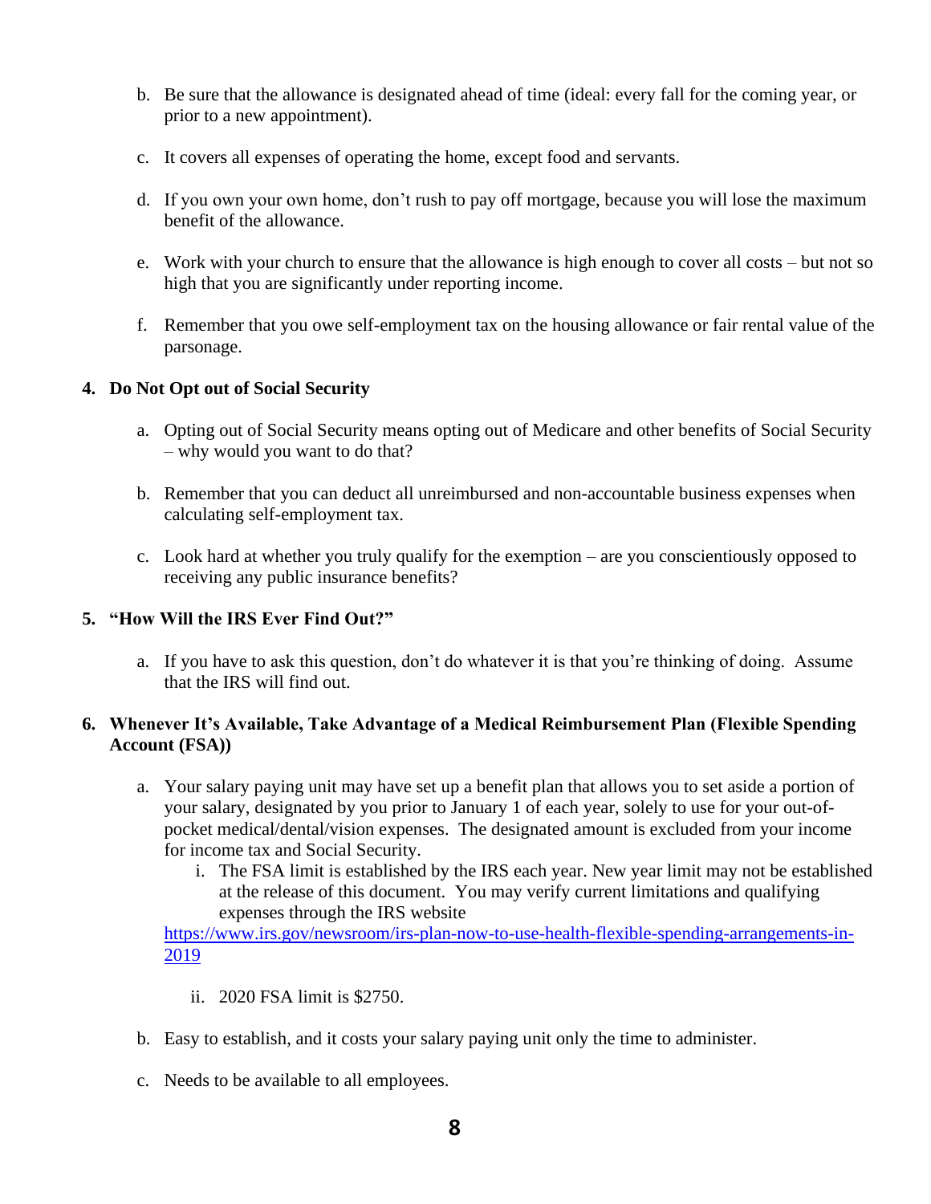b. Be sure that the allowance is designated ahead of time (ideal: every fall for the coming year, or prior to a new appointment).

c. It covers all expenses of operating the home, except food and servants.

d. If you own your own home, don't rush to pay off mortgage, because you will lose the maximum benefit of the allowance.

e. Work with your church to ensure that the allowance is high enough to cover all costs – but not so high that you are significantly under reporting income.

f. Remember that you owe self-employment tax on the housing allowance or fair rental value of the parsonage.

**4. Do Not Opt out of Social Security**

a. Opting out of Social Security means opting out of Medicare and other benefits of Social Security – why would you want to do that?

b. Remember that you can deduct all unreimbursed and non-accountable business expenses when calculating self-employment tax.

c. Look hard at whether you truly qualify for the exemption – are you conscientiously opposed to receiving any public insurance benefits?

**5. "How Will the IRS Ever Find Out?"**

a. If you have to ask this question, don't do whatever it is that you're thinking of doing. Assume that the IRS will find out.

**6. Whenever It's Available, Take Advantage of a Medical Reimbursement Plan (Flexible Spending Account (FSA))**

a. Your salary paying unit may have set up a benefit plan that allows you to set aside a portion of your salary, designated by you prior to January 1 of each year, solely to use for your out-of-pocket medical/dental/vision expenses. The designated amount is excluded from your income for income tax and Social Security.

   i. The FSA limit is established by the IRS each year. New year limit may not be established at the release of this document. You may verify current limitations and qualifying expenses through the IRS website [https://www.irs.gov/newsroom/irs-plan-now-to-use-health-flexible-spending-arrangements-in-2019](https://www.irs.gov/newsroom/irs-plan-now-to-use-health-flexible-spending-arrangements-in-2019)

   ii. 2020 FSA limit is $2750.

b. Easy to establish, and it costs your salary paying unit only the time to administer.

c. Needs to be available to all employees.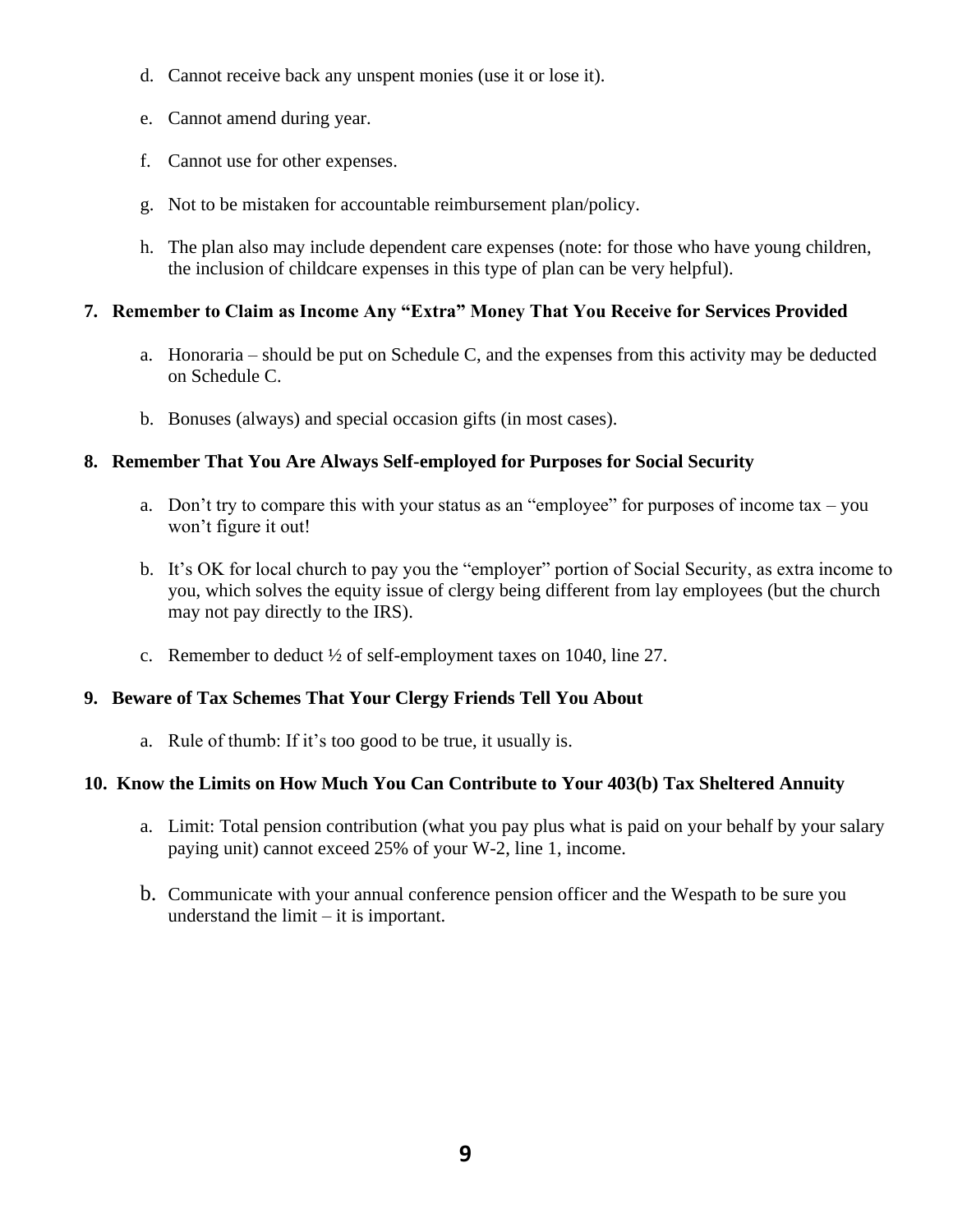d. Cannot receive back any unspent monies (use it or lose it).

e. Cannot amend during year.

f. Cannot use for other expenses.

g. Not to be mistaken for accountable reimbursement plan/policy.

h. The plan also may include dependent care expenses (note: for those who have young children, the inclusion of childcare expenses in this type of plan can be very helpful).

**7. Remember to Claim as Income Any "Extra" Money That You Receive for Services Provided**

a. Honoraria – should be put on Schedule C, and the expenses from this activity may be deducted on Schedule C.

b. Bonuses (always) and special occasion gifts (in most cases).

**8. Remember That You Are Always Self-employed for Purposes for Social Security**

a. Don't try to compare this with your status as an "employee" for purposes of income tax – you won't figure it out!

b. It's OK for local church to pay you the "employer" portion of Social Security, as extra income to you, which solves the equity issue of clergy being different from lay employees (but the church may not pay directly to the IRS).

c. Remember to deduct ½ of self-employment taxes on 1040, line 27.

**9. Beware of Tax Schemes That Your Clergy Friends Tell You About**

a. Rule of thumb: If it's too good to be true, it usually is.

**10. Know the Limits on How Much You Can Contribute to Your 403(b) Tax Sheltered Annuity**

a. Limit: Total pension contribution (what you pay plus what is paid on your behalf by your salary paying unit) cannot exceed 25% of your W-2, line 1, income.

b. Communicate with your annual conference pension officer and the Wespath to be sure you understand the limit – it is important.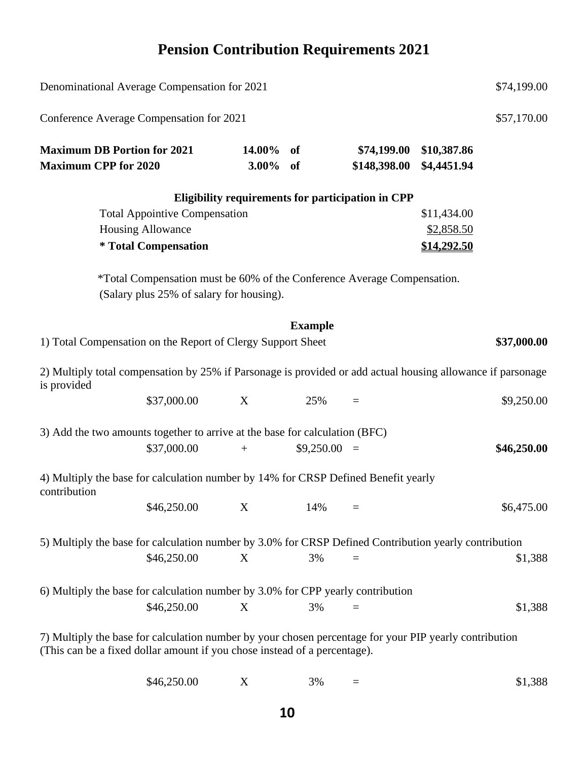# Pension Contribution Requirements 2021

| | | | |
|---|---|---|---|
| Denominational Average Compensation for 2021 | | | $74,199.00 |
| Conference Average Compensation for 2021 | | | $57,170.00 |

| | | | |
|---|---|---|---|
| **Maximum DB Portion for 2021** | **14.00% of** | **$74,199.00** | **$10,387.86** |
| **Maximum CPP for 2020** | **3.00% of** | **$148,398.00** | **$4,4451.94** |

**Eligibility requirements for participation in CPP**

| | |
|---|---|
| Total Appointive Compensation | $11,434.00 |
| Housing Allowance | $2,858.50 |
| **\* Total Compensation** | **$14,292.50** |

*Total Compensation must be 60% of the Conference Average Compensation. (Salary plus 25% of salary for housing).

**Example**

1) Total Compensation on the Report of Clergy Support Sheet **$37,000.00**

2) Multiply total compensation by 25% if Parsonage is provided or add actual housing allowance if parsonage is provided

| | | | | |
|---|---|---|---|---|
| $37,000.00 | X | 25% | = | $9,250.00 |

3) Add the two amounts together to arrive at the base for calculation (BFC)

| | | | | |
|---|---|---|---|---|
| $37,000.00 | + | $9,250.00 | = | **$46,250.00** |

4) Multiply the base for calculation number by 14% for CRSP Defined Benefit yearly contribution

| | | | | |
|---|---|---|---|---|
| $46,250.00 | X | 14% | = | $6,475.00 |

5) Multiply the base for calculation number by 3.0% for CRSP Defined Contribution yearly contribution

| | | | | |
|---|---|---|---|---|
| $46,250.00 | X | 3% | = | $1,388 |

6) Multiply the base for calculation number by 3.0% for CPP yearly contribution

| | | | | |
|---|---|---|---|---|
| $46,250.00 | X | 3% | = | $1,388 |

7) Multiply the base for calculation number by your chosen percentage for your PIP yearly contribution (This can be a fixed dollar amount if you chose instead of a percentage).

| | | | | |
|---|---|---|---|---|
| $46,250.00 | X | 3% | = | $1,388 |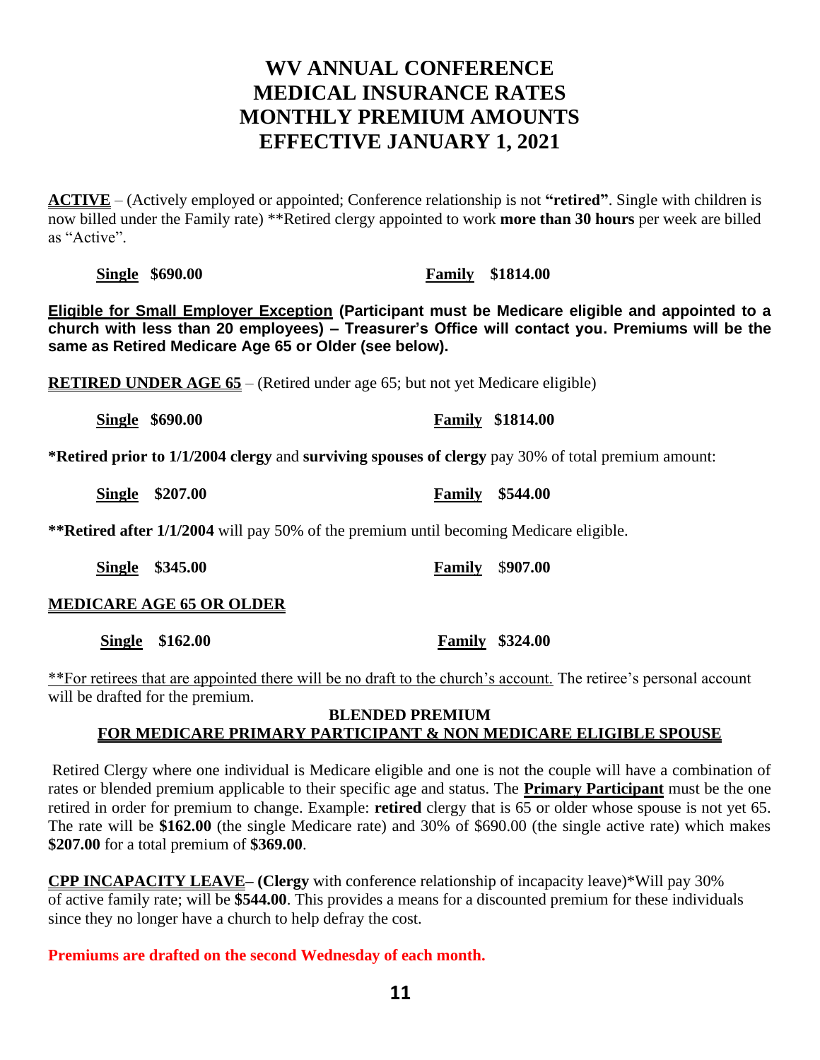# WV ANNUAL CONFERENCE
# MEDICAL INSURANCE RATES
# MONTHLY PREMIUM AMOUNTS
# EFFECTIVE JANUARY 1, 2021

**ACTIVE** – (Actively employed or appointed; Conference relationship is not **"retired"**. Single with children is now billed under the Family rate) **Retired clergy appointed to work **more than 30 hours** per week are billed as "Active".

**Single $690.00** **Family $1814.00**

**Eligible for Small Employer Exception (Participant must be Medicare eligible and appointed to a church with less than 20 employees) – Treasurer's Office will contact you. Premiums will be the same as Retired Medicare Age 65 or Older (see below).**

**RETIRED UNDER AGE 65** – (Retired under age 65; but not yet Medicare eligible)

**Single $690.00** **Family $1814.00**

***Retired prior to 1/1/2004 clergy** and **surviving spouses of clergy** pay 30% of total premium amount:

**Single $207.00** **Family $544.00**

****Retired after 1/1/2004** will pay 50% of the premium until becoming Medicare eligible.

**Single $345.00** **Family $907.00**

**MEDICARE AGE 65 OR OLDER**

**Single $162.00** **Family $324.00**

**For retirees that are appointed there will be no draft to the church's account. The retiree's personal account will be drafted for the premium.

## BLENDED PREMIUM
## FOR MEDICARE PRIMARY PARTICIPANT & NON MEDICARE ELIGIBLE SPOUSE

Retired Clergy where one individual is Medicare eligible and one is not the couple will have a combination of rates or blended premium applicable to their specific age and status. The **Primary Participant** must be the one retired in order for premium to change. Example: **retired** clergy that is 65 or older whose spouse is not yet 65. The rate will be **$162.00** (the single Medicare rate) and 30% of $690.00 (the single active rate) which makes **$207.00** for a total premium of **$369.00**.

**CPP INCAPACITY LEAVE– (Clergy** with conference relationship of incapacity leave)*Will pay 30% of active family rate; will be **$544.00**. This provides a means for a discounted premium for these individuals since they no longer have a church to help defray the cost.

**Premiums are drafted on the second Wednesday of each month.**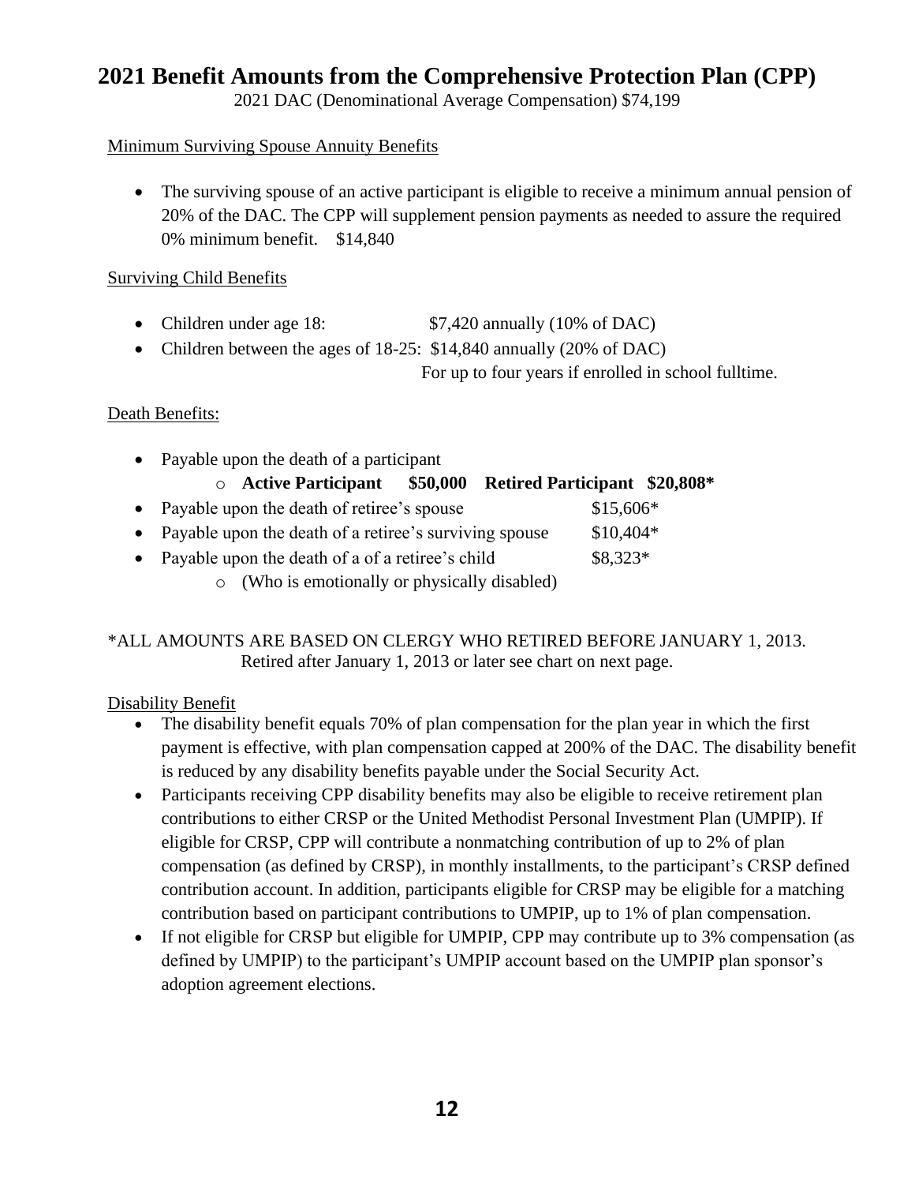# 2021 Benefit Amounts from the Comprehensive Protection Plan (CPP)

2021 DAC (Denominational Average Compensation) $74,199

Minimum Surviving Spouse Annuity Benefits

- The surviving spouse of an active participant is eligible to receive a minimum annual pension of 20% of the DAC. The CPP will supplement pension payments as needed to assure the required 0% minimum benefit. $14,840

Surviving Child Benefits

- Children under age 18: $7,420 annually (10% of DAC)
- Children between the ages of 18-25: $14,840 annually (20% of DAC)
  For up to four years if enrolled in school fulltime.

Death Benefits:

- Payable upon the death of a participant
  - **Active Participant $50,000 Retired Participant $20,808***
- Payable upon the death of retiree's spouse $15,606*
- Payable upon the death of a retiree's surviving spouse $10,404*
- Payable upon the death of a of a retiree's child $8,323*
  - (Who is emotionally or physically disabled)

*ALL AMOUNTS ARE BASED ON CLERGY WHO RETIRED BEFORE JANUARY 1, 2013.
Retired after January 1, 2013 or later see chart on next page.

Disability Benefit

- The disability benefit equals 70% of plan compensation for the plan year in which the first payment is effective, with plan compensation capped at 200% of the DAC. The disability benefit is reduced by any disability benefits payable under the Social Security Act.
- Participants receiving CPP disability benefits may also be eligible to receive retirement plan contributions to either CRSP or the United Methodist Personal Investment Plan (UMPIP). If eligible for CRSP, CPP will contribute a nonmatching contribution of up to 2% of plan compensation (as defined by CRSP), in monthly installments, to the participant's CRSP defined contribution account. In addition, participants eligible for CRSP may be eligible for a matching contribution based on participant contributions to UMPIP, up to 1% of plan compensation.
- If not eligible for CRSP but eligible for UMPIP, CPP may contribute up to 3% compensation (as defined by UMPIP) to the participant's UMPIP account based on the UMPIP plan sponsor's adoption agreement elections.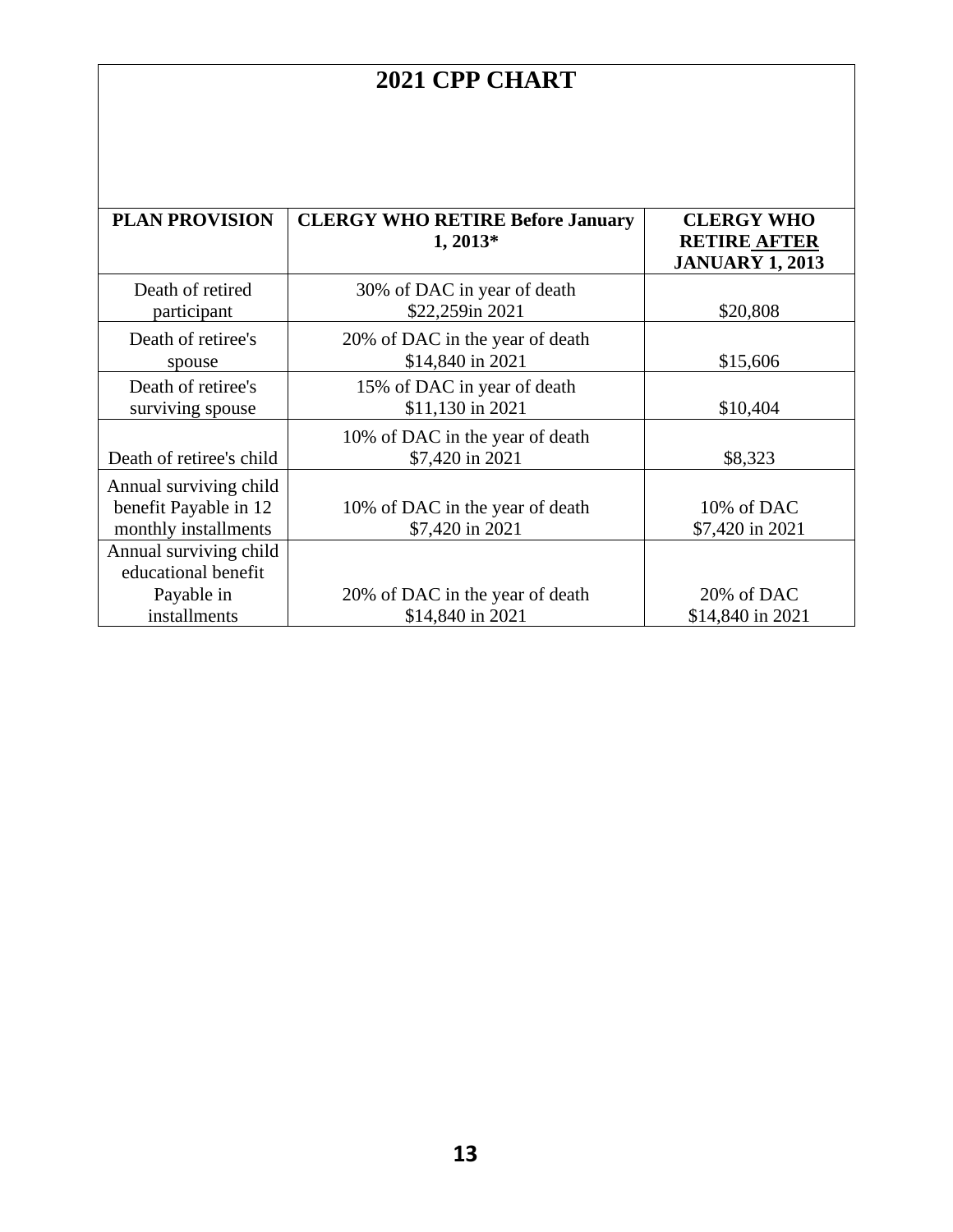# 2021 CPP CHART

| PLAN PROVISION | CLERGY WHO RETIRE Before January 1, 2013* | CLERGY WHO RETIRE AFTER JANUARY 1, 2013 |
|---|---|---|
| Death of retired participant | 30% of DAC in year of death $22,259in 2021 | $20,808 |
| Death of retiree's spouse | 20% of DAC in the year of death $14,840 in 2021 | $15,606 |
| Death of retiree's surviving spouse | 15% of DAC in year of death $11,130 in 2021 | $10,404 |
| Death of retiree's child | 10% of DAC in the year of death $7,420 in 2021 | $8,323 |
| Annual surviving child benefit Payable in 12 monthly installments | 10% of DAC in the year of death $7,420 in 2021 | 10% of DAC $7,420 in 2021 |
| Annual surviving child educational benefit Payable in installments | 20% of DAC in the year of death $14,840 in 2021 | 20% of DAC $14,840 in 2021 |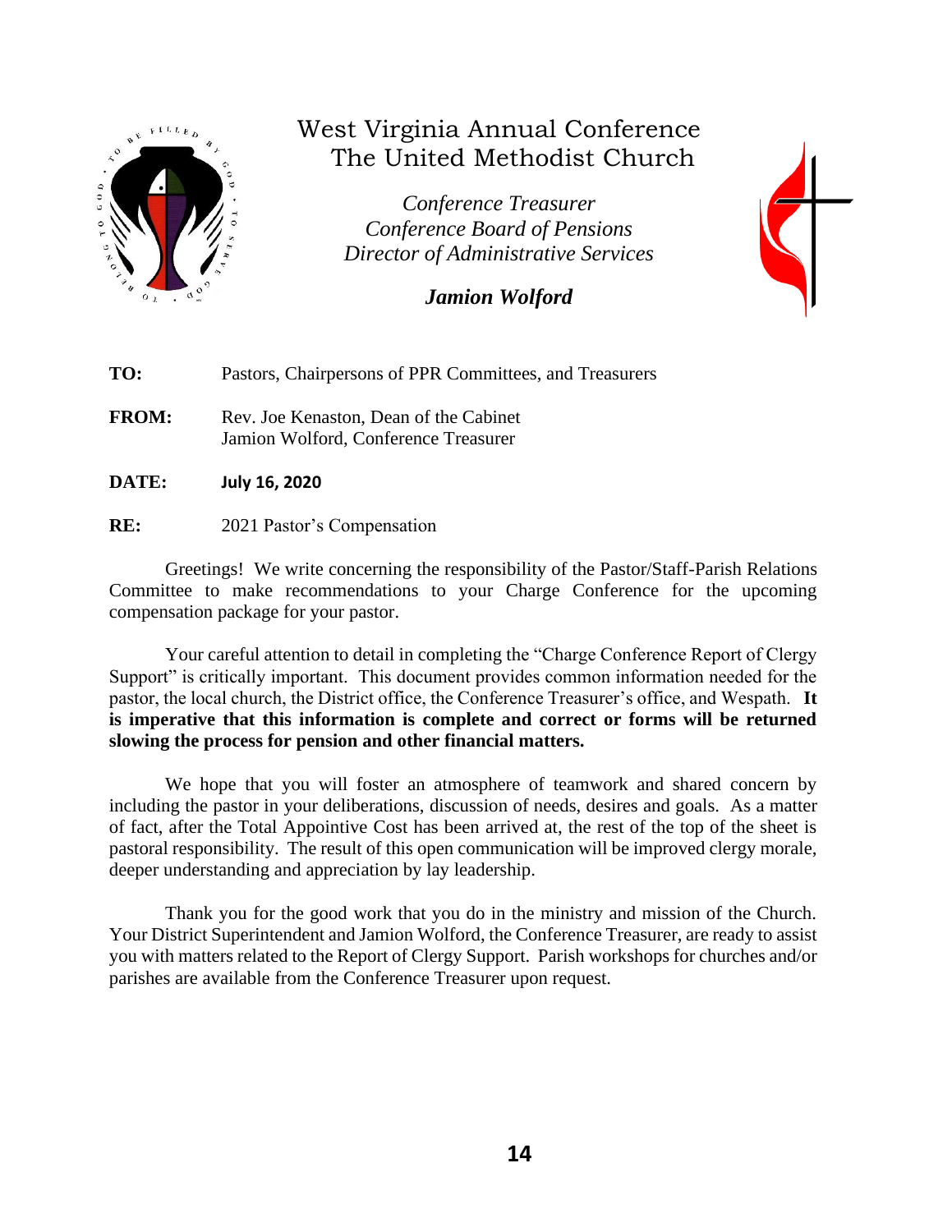# West Virginia Annual Conference
# The United Methodist Church

*Conference Treasurer*
*Conference Board of Pensions*
*Director of Administrative Services*

***Jamion Wolford***

**TO:** Pastors, Chairpersons of PPR Committees, and Treasurers

**FROM:** Rev. Joe Kenaston, Dean of the Cabinet
Jamion Wolford, Conference Treasurer

**DATE:** **July 16, 2020**

**RE:** 2021 Pastor's Compensation

Greetings! We write concerning the responsibility of the Pastor/Staff-Parish Relations Committee to make recommendations to your Charge Conference for the upcoming compensation package for your pastor.

Your careful attention to detail in completing the "Charge Conference Report of Clergy Support" is critically important. This document provides common information needed for the pastor, the local church, the District office, the Conference Treasurer's office, and Wespath. **It is imperative that this information is complete and correct or forms will be returned slowing the process for pension and other financial matters.**

We hope that you will foster an atmosphere of teamwork and shared concern by including the pastor in your deliberations, discussion of needs, desires and goals. As a matter of fact, after the Total Appointive Cost has been arrived at, the rest of the top of the sheet is pastoral responsibility. The result of this open communication will be improved clergy morale, deeper understanding and appreciation by lay leadership.

Thank you for the good work that you do in the ministry and mission of the Church. Your District Superintendent and Jamion Wolford, the Conference Treasurer, are ready to assist you with matters related to the Report of Clergy Support. Parish workshops for churches and/or parishes are available from the Conference Treasurer upon request.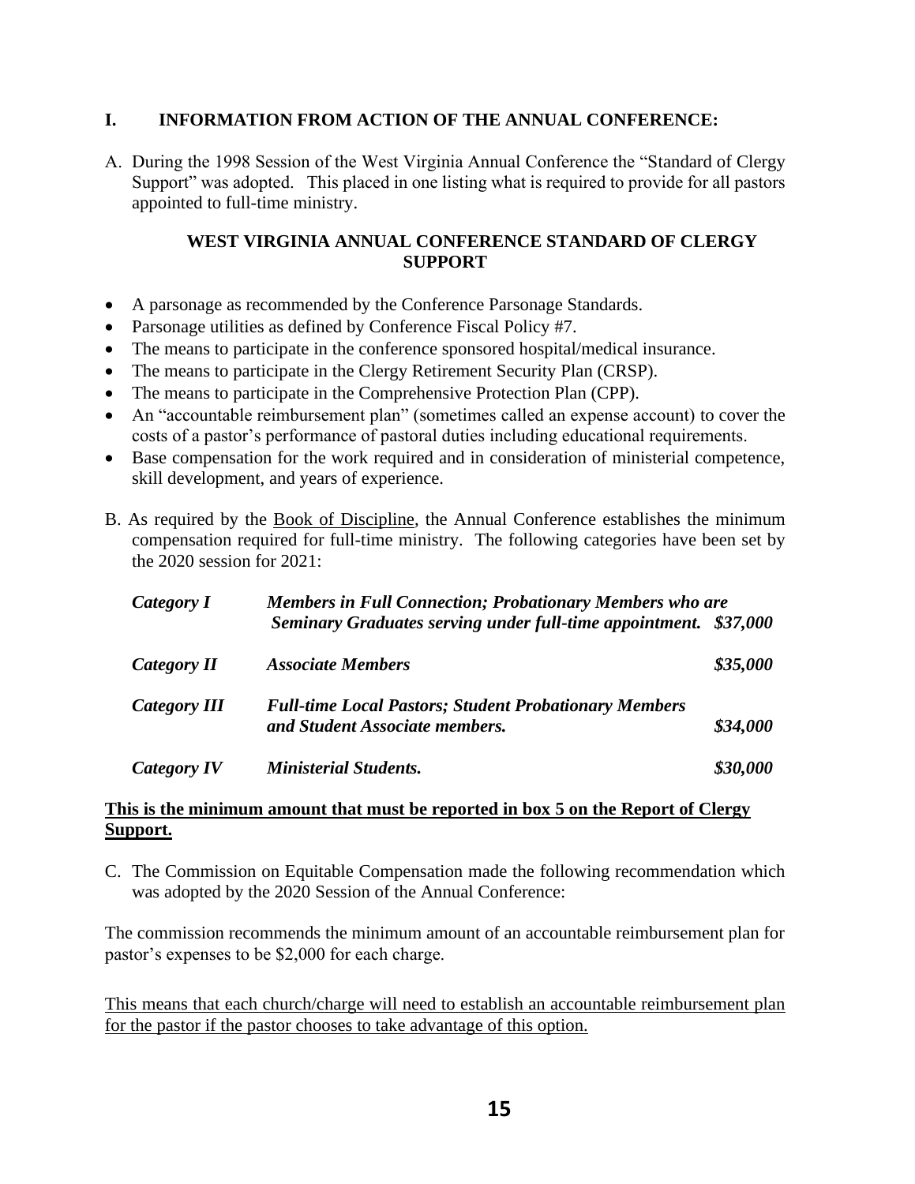## I. INFORMATION FROM ACTION OF THE ANNUAL CONFERENCE:

A. During the 1998 Session of the West Virginia Annual Conference the "Standard of Clergy Support" was adopted. This placed in one listing what is required to provide for all pastors appointed to full-time ministry.

### WEST VIRGINIA ANNUAL CONFERENCE STANDARD OF CLERGY SUPPORT

- A parsonage as recommended by the Conference Parsonage Standards.
- Parsonage utilities as defined by Conference Fiscal Policy #7.
- The means to participate in the conference sponsored hospital/medical insurance.
- The means to participate in the Clergy Retirement Security Plan (CRSP).
- The means to participate in the Comprehensive Protection Plan (CPP).
- An "accountable reimbursement plan" (sometimes called an expense account) to cover the costs of a pastor's performance of pastoral duties including educational requirements.
- Base compensation for the work required and in consideration of ministerial competence, skill development, and years of experience.

B. As required by the Book of Discipline, the Annual Conference establishes the minimum compensation required for full-time ministry. The following categories have been set by the 2020 session for 2021:

| | | |
|---|---|---|
| ***Category I*** | ***Members in Full Connection; Probationary Members who are Seminary Graduates serving under full-time appointment.*** | ***$37,000*** |
| ***Category II*** | ***Associate Members*** | ***$35,000*** |
| ***Category III*** | ***Full-time Local Pastors; Student Probationary Members and Student Associate members.*** | ***$34,000*** |
| ***Category IV*** | ***Ministerial Students.*** | ***$30,000*** |

**<u>This is the minimum amount that must be reported in box 5 on the Report of Clergy Support.</u>**

C. The Commission on Equitable Compensation made the following recommendation which was adopted by the 2020 Session of the Annual Conference:

The commission recommends the minimum amount of an accountable reimbursement plan for pastor's expenses to be $2,000 for each charge.

<u>This means that each church/charge will need to establish an accountable reimbursement plan for the pastor if the pastor chooses to take advantage of this option.</u>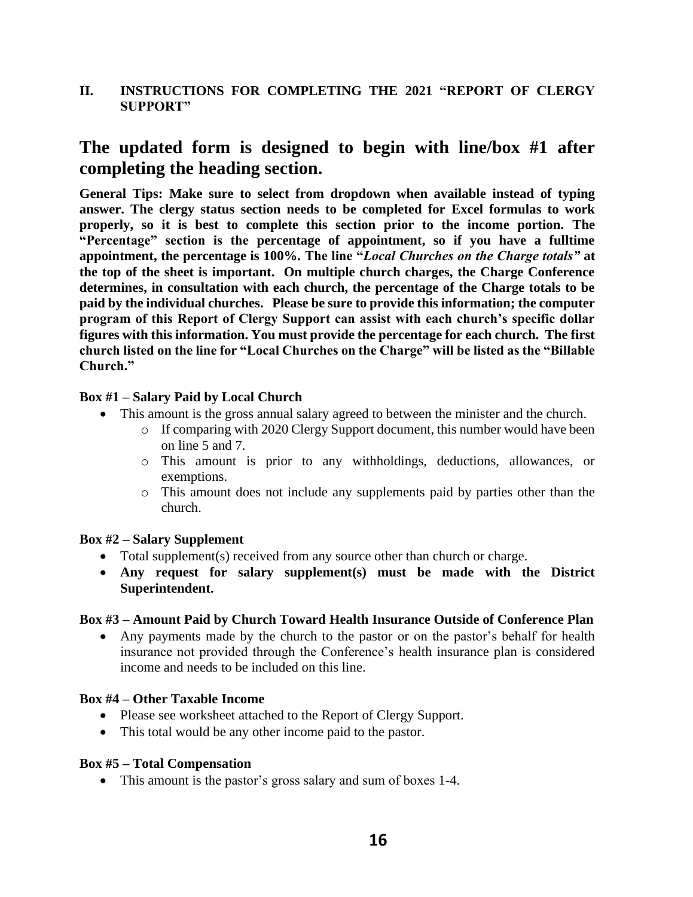## II. INSTRUCTIONS FOR COMPLETING THE 2021 "REPORT OF CLERGY SUPPORT"

# The updated form is designed to begin with line/box #1 after completing the heading section.

**General Tips: Make sure to select from dropdown when available instead of typing answer. The clergy status section needs to be completed for Excel formulas to work properly, so it is best to complete this section prior to the income portion. The "Percentage" section is the percentage of appointment, so if you have a fulltime appointment, the percentage is 100%. The line "*Local Churches on the Charge totals*" at the top of the sheet is important. On multiple church charges, the Charge Conference determines, in consultation with each church, the percentage of the Charge totals to be paid by the individual churches. Please be sure to provide this information; the computer program of this Report of Clergy Support can assist with each church's specific dollar figures with this information. You must provide the percentage for each church. The first church listed on the line for "Local Churches on the Charge" will be listed as the "Billable Church."**

**Box #1 – Salary Paid by Local Church**

- This amount is the gross annual salary agreed to between the minister and the church.
  - If comparing with 2020 Clergy Support document, this number would have been on line 5 and 7.
  - This amount is prior to any withholdings, deductions, allowances, or exemptions.
  - This amount does not include any supplements paid by parties other than the church.

**Box #2 – Salary Supplement**

- Total supplement(s) received from any source other than church or charge.
- **Any request for salary supplement(s) must be made with the District Superintendent.**

**Box #3 – Amount Paid by Church Toward Health Insurance Outside of Conference Plan**

- Any payments made by the church to the pastor or on the pastor's behalf for health insurance not provided through the Conference's health insurance plan is considered income and needs to be included on this line.

**Box #4 – Other Taxable Income**

- Please see worksheet attached to the Report of Clergy Support.
- This total would be any other income paid to the pastor.

**Box #5 – Total Compensation**

- This amount is the pastor's gross salary and sum of boxes 1-4.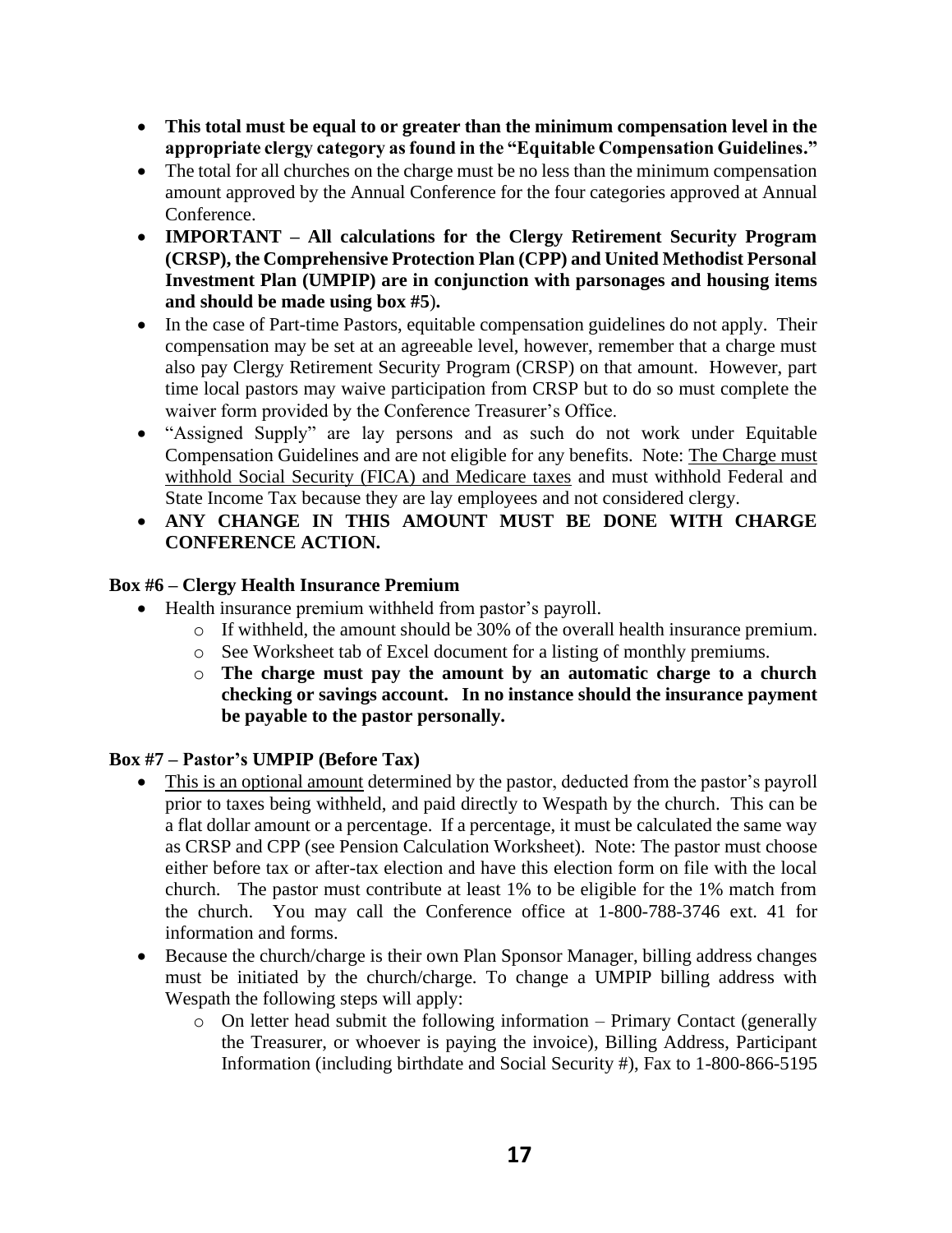- **This total must be equal to or greater than the minimum compensation level in the appropriate clergy category as found in the "Equitable Compensation Guidelines."**
- The total for all churches on the charge must be no less than the minimum compensation amount approved by the Annual Conference for the four categories approved at Annual Conference.
- **IMPORTANT – All calculations for the Clergy Retirement Security Program (CRSP), the Comprehensive Protection Plan (CPP) and United Methodist Personal Investment Plan (UMPIP) are in conjunction with parsonages and housing items and should be made using box #5).**
- In the case of Part-time Pastors, equitable compensation guidelines do not apply. Their compensation may be set at an agreeable level, however, remember that a charge must also pay Clergy Retirement Security Program (CRSP) on that amount. However, part time local pastors may waive participation from CRSP but to do so must complete the waiver form provided by the Conference Treasurer's Office.
- "Assigned Supply" are lay persons and as such do not work under Equitable Compensation Guidelines and are not eligible for any benefits. Note: <u>The Charge must withhold Social Security (FICA) and Medicare taxes</u> and must withhold Federal and State Income Tax because they are lay employees and not considered clergy.
- **ANY CHANGE IN THIS AMOUNT MUST BE DONE WITH CHARGE CONFERENCE ACTION.**

**Box #6 – Clergy Health Insurance Premium**

- Health insurance premium withheld from pastor's payroll.
  - If withheld, the amount should be 30% of the overall health insurance premium.
  - See Worksheet tab of Excel document for a listing of monthly premiums.
  - **The charge must pay the amount by an automatic charge to a church checking or savings account. In no instance should the insurance payment be payable to the pastor personally.**

**Box #7 – Pastor's UMPIP (Before Tax)**

- <u>This is an optional amount</u> determined by the pastor, deducted from the pastor's payroll prior to taxes being withheld, and paid directly to Wespath by the church. This can be a flat dollar amount or a percentage. If a percentage, it must be calculated the same way as CRSP and CPP (see Pension Calculation Worksheet). Note: The pastor must choose either before tax or after-tax election and have this election form on file with the local church. The pastor must contribute at least 1% to be eligible for the 1% match from the church. You may call the Conference office at 1-800-788-3746 ext. 41 for information and forms.
- Because the church/charge is their own Plan Sponsor Manager, billing address changes must be initiated by the church/charge. To change a UMPIP billing address with Wespath the following steps will apply:
  - On letter head submit the following information – Primary Contact (generally the Treasurer, or whoever is paying the invoice), Billing Address, Participant Information (including birthdate and Social Security #), Fax to 1-800-866-5195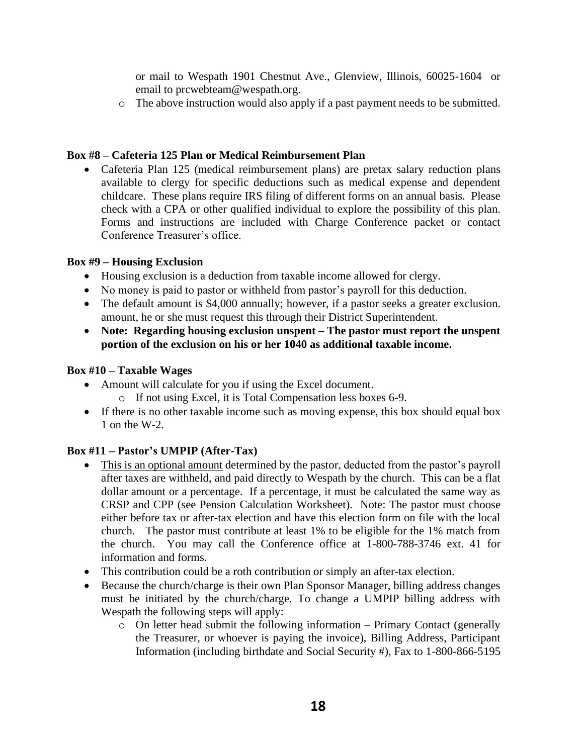or mail to Wespath 1901 Chestnut Ave., Glenview, Illinois, 60025-1604 or email to prcwebteam@wespath.org.

- The above instruction would also apply if a past payment needs to be submitted.

**Box #8 – Cafeteria 125 Plan or Medical Reimbursement Plan**

- Cafeteria Plan 125 (medical reimbursement plans) are pretax salary reduction plans available to clergy for specific deductions such as medical expense and dependent childcare. These plans require IRS filing of different forms on an annual basis. Please check with a CPA or other qualified individual to explore the possibility of this plan. Forms and instructions are included with Charge Conference packet or contact Conference Treasurer's office.

**Box #9 – Housing Exclusion**

- Housing exclusion is a deduction from taxable income allowed for clergy.
- No money is paid to pastor or withheld from pastor's payroll for this deduction.
- The default amount is $4,000 annually; however, if a pastor seeks a greater exclusion. amount, he or she must request this through their District Superintendent.
- **Note: Regarding housing exclusion unspent – The pastor must report the unspent portion of the exclusion on his or her 1040 as additional taxable income.**

**Box #10 – Taxable Wages**

- Amount will calculate for you if using the Excel document.
  - If not using Excel, it is Total Compensation less boxes 6-9.
- If there is no other taxable income such as moving expense, this box should equal box 1 on the W-2.

**Box #11 – Pastor's UMPIP (After-Tax)**

- <u>This is an optional amount</u> determined by the pastor, deducted from the pastor's payroll after taxes are withheld, and paid directly to Wespath by the church. This can be a flat dollar amount or a percentage. If a percentage, it must be calculated the same way as CRSP and CPP (see Pension Calculation Worksheet). Note: The pastor must choose either before tax or after-tax election and have this election form on file with the local church. The pastor must contribute at least 1% to be eligible for the 1% match from the church. You may call the Conference office at 1-800-788-3746 ext. 41 for information and forms.
- This contribution could be a roth contribution or simply an after-tax election.
- Because the church/charge is their own Plan Sponsor Manager, billing address changes must be initiated by the church/charge. To change a UMPIP billing address with Wespath the following steps will apply:
  - On letter head submit the following information – Primary Contact (generally the Treasurer, or whoever is paying the invoice), Billing Address, Participant Information (including birthdate and Social Security #), Fax to 1-800-866-5195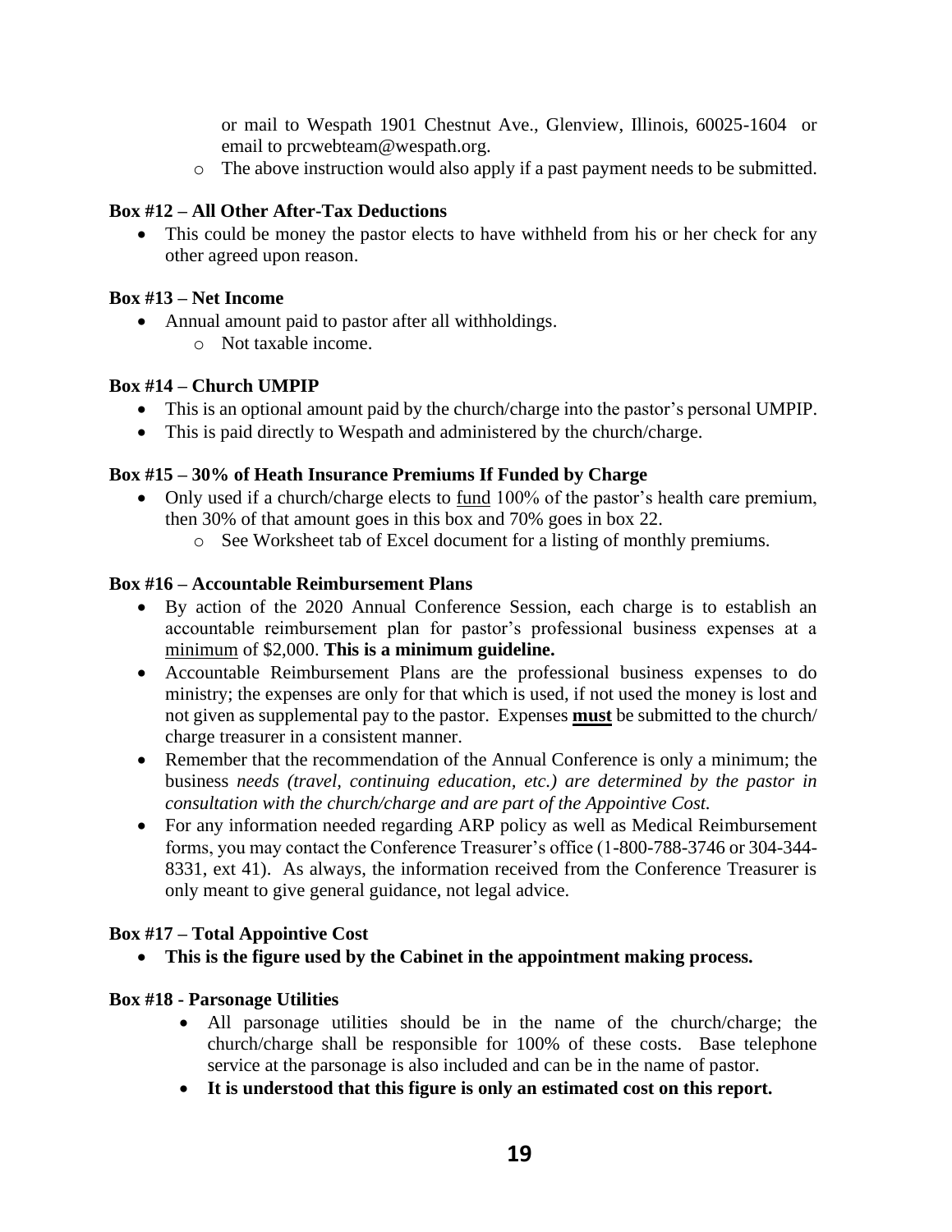or mail to Wespath 1901 Chestnut Ave., Glenview, Illinois, 60025-1604 or email to prcwebteam@wespath.org.

- The above instruction would also apply if a past payment needs to be submitted.

**Box #12 – All Other After-Tax Deductions**

- This could be money the pastor elects to have withheld from his or her check for any other agreed upon reason.

**Box #13 – Net Income**

- Annual amount paid to pastor after all withholdings.
  - Not taxable income.

**Box #14 – Church UMPIP**

- This is an optional amount paid by the church/charge into the pastor's personal UMPIP.
- This is paid directly to Wespath and administered by the church/charge.

**Box #15 – 30% of Heath Insurance Premiums If Funded by Charge**

- Only used if a church/charge elects to fund 100% of the pastor's health care premium, then 30% of that amount goes in this box and 70% goes in box 22.
  - See Worksheet tab of Excel document for a listing of monthly premiums.

**Box #16 – Accountable Reimbursement Plans**

- By action of the 2020 Annual Conference Session, each charge is to establish an accountable reimbursement plan for pastor's professional business expenses at a minimum of $2,000. **This is a minimum guideline.**
- Accountable Reimbursement Plans are the professional business expenses to do ministry; the expenses are only for that which is used, if not used the money is lost and not given as supplemental pay to the pastor. Expenses **must** be submitted to the church/ charge treasurer in a consistent manner.
- Remember that the recommendation of the Annual Conference is only a minimum; the business *needs (travel, continuing education, etc.) are determined by the pastor in consultation with the church/charge and are part of the Appointive Cost.*
- For any information needed regarding ARP policy as well as Medical Reimbursement forms, you may contact the Conference Treasurer's office (1-800-788-3746 or 304-344-8331, ext 41). As always, the information received from the Conference Treasurer is only meant to give general guidance, not legal advice.

**Box #17 – Total Appointive Cost**

- **This is the figure used by the Cabinet in the appointment making process.**

**Box #18 - Parsonage Utilities**

- All parsonage utilities should be in the name of the church/charge; the church/charge shall be responsible for 100% of these costs. Base telephone service at the parsonage is also included and can be in the name of pastor.
- **It is understood that this figure is only an estimated cost on this report.**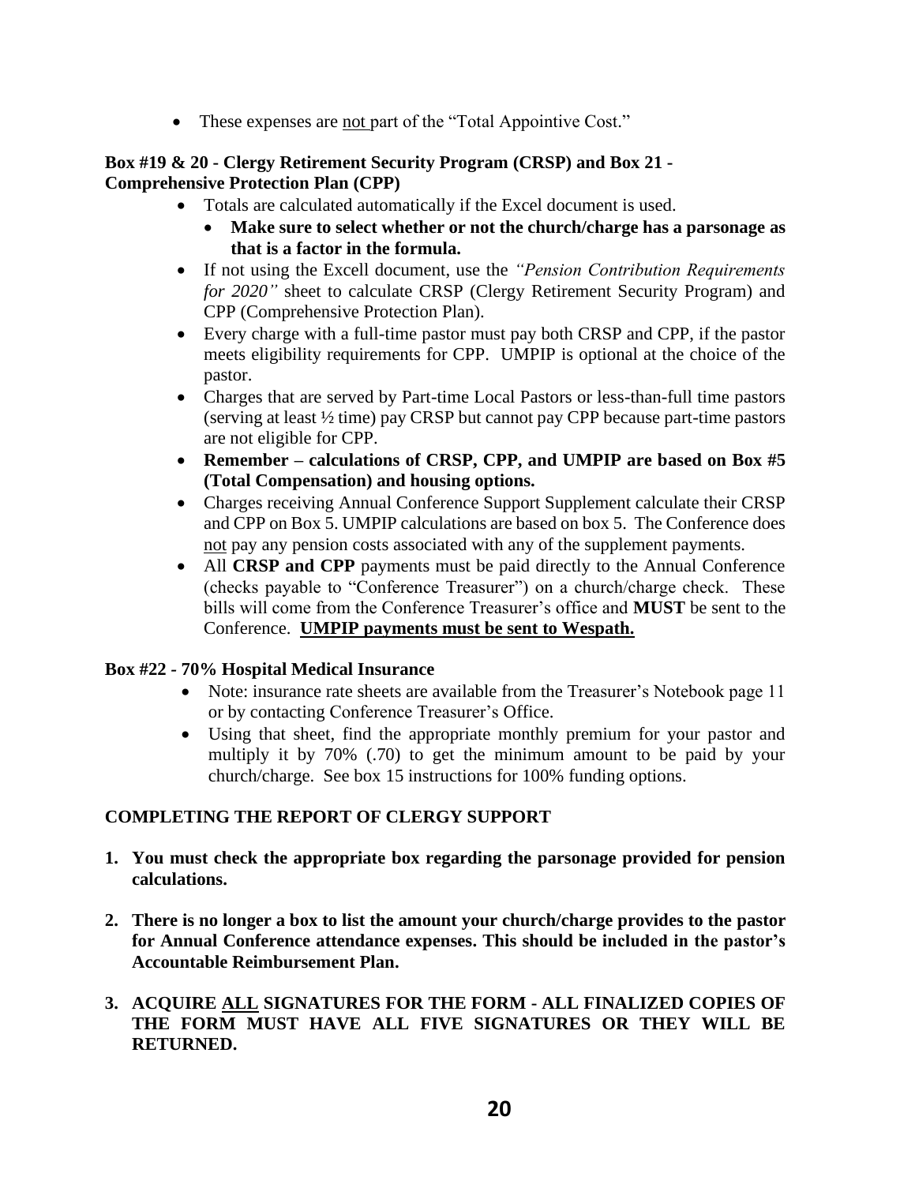- These expenses are <u>not</u> part of the "Total Appointive Cost."

**Box #19 & 20 - Clergy Retirement Security Program (CRSP) and Box 21 - Comprehensive Protection Plan (CPP)**

- Totals are calculated automatically if the Excel document is used.
  - **Make sure to select whether or not the church/charge has a parsonage as that is a factor in the formula.**
- If not using the Excell document, use the *"Pension Contribution Requirements for 2020"* sheet to calculate CRSP (Clergy Retirement Security Program) and CPP (Comprehensive Protection Plan).
- Every charge with a full-time pastor must pay both CRSP and CPP, if the pastor meets eligibility requirements for CPP. UMPIP is optional at the choice of the pastor.
- Charges that are served by Part-time Local Pastors or less-than-full time pastors (serving at least ½ time) pay CRSP but cannot pay CPP because part-time pastors are not eligible for CPP.
- **Remember – calculations of CRSP, CPP, and UMPIP are based on Box #5 (Total Compensation) and housing options.**
- Charges receiving Annual Conference Support Supplement calculate their CRSP and CPP on Box 5. UMPIP calculations are based on box 5. The Conference does <u>not</u> pay any pension costs associated with any of the supplement payments.
- All **CRSP and CPP** payments must be paid directly to the Annual Conference (checks payable to "Conference Treasurer") on a church/charge check. These bills will come from the Conference Treasurer's office and **MUST** be sent to the Conference. **<u>UMPIP payments must be sent to Wespath.</u>**

**Box #22 - 70% Hospital Medical Insurance**

- Note: insurance rate sheets are available from the Treasurer's Notebook page 11 or by contacting Conference Treasurer's Office.
- Using that sheet, find the appropriate monthly premium for your pastor and multiply it by 70% (.70) to get the minimum amount to be paid by your church/charge. See box 15 instructions for 100% funding options.

**COMPLETING THE REPORT OF CLERGY SUPPORT**

1. **You must check the appropriate box regarding the parsonage provided for pension calculations.**

2. **There is no longer a box to list the amount your church/charge provides to the pastor for Annual Conference attendance expenses. This should be included in the pastor's Accountable Reimbursement Plan.**

3. **ACQUIRE <u>ALL</u> SIGNATURES FOR THE FORM - ALL FINALIZED COPIES OF THE FORM MUST HAVE ALL FIVE SIGNATURES OR THEY WILL BE RETURNED.**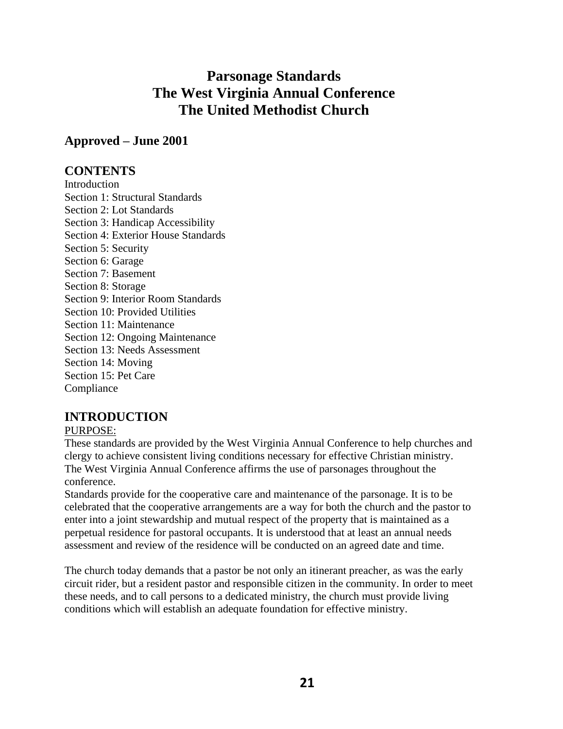# Parsonage Standards
# The West Virginia Annual Conference
# The United Methodist Church

## Approved – June 2001

## CONTENTS

Introduction
Section 1: Structural Standards
Section 2: Lot Standards
Section 3: Handicap Accessibility
Section 4: Exterior House Standards
Section 5: Security
Section 6: Garage
Section 7: Basement
Section 8: Storage
Section 9: Interior Room Standards
Section 10: Provided Utilities
Section 11: Maintenance
Section 12: Ongoing Maintenance
Section 13: Needs Assessment
Section 14: Moving
Section 15: Pet Care
Compliance

## INTRODUCTION

<u>PURPOSE:</u>

These standards are provided by the West Virginia Annual Conference to help churches and clergy to achieve consistent living conditions necessary for effective Christian ministry. The West Virginia Annual Conference affirms the use of parsonages throughout the conference.

Standards provide for the cooperative care and maintenance of the parsonage. It is to be celebrated that the cooperative arrangements are a way for both the church and the pastor to enter into a joint stewardship and mutual respect of the property that is maintained as a perpetual residence for pastoral occupants. It is understood that at least an annual needs assessment and review of the residence will be conducted on an agreed date and time.

The church today demands that a pastor be not only an itinerant preacher, as was the early circuit rider, but a resident pastor and responsible citizen in the community. In order to meet these needs, and to call persons to a dedicated ministry, the church must provide living conditions which will establish an adequate foundation for effective ministry.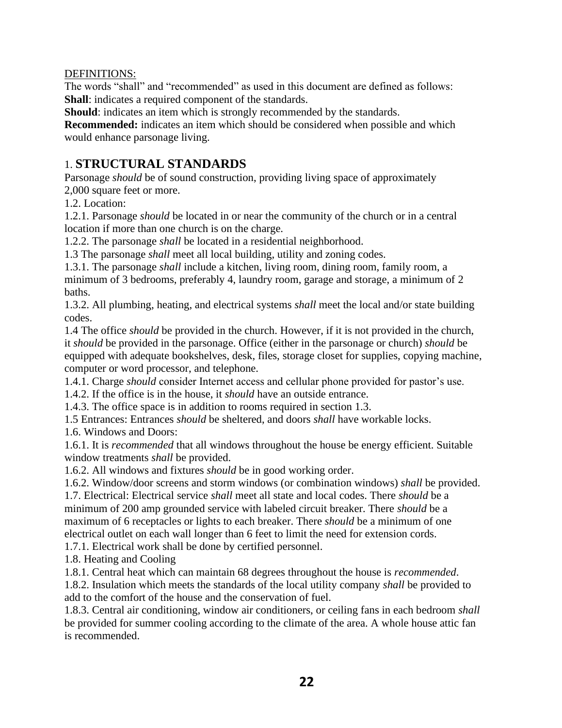DEFINITIONS:

The words "shall" and "recommended" as used in this document are defined as follows:

**Shall**: indicates a required component of the standards.

**Should**: indicates an item which is strongly recommended by the standards.

**Recommended:** indicates an item which should be considered when possible and which would enhance parsonage living.

## 1. **STRUCTURAL STANDARDS**

Parsonage *should* be of sound construction, providing living space of approximately 2,000 square feet or more.

1.2. Location:

1.2.1. Parsonage *should* be located in or near the community of the church or in a central location if more than one church is on the charge.

1.2.2. The parsonage *shall* be located in a residential neighborhood.

1.3 The parsonage *shall* meet all local building, utility and zoning codes.

1.3.1. The parsonage *shall* include a kitchen, living room, dining room, family room, a minimum of 3 bedrooms, preferably 4, laundry room, garage and storage, a minimum of 2 baths.

1.3.2. All plumbing, heating, and electrical systems *shall* meet the local and/or state building codes.

1.4 The office *should* be provided in the church. However, if it is not provided in the church, it *should* be provided in the parsonage. Office (either in the parsonage or church) *should* be equipped with adequate bookshelves, desk, files, storage closet for supplies, copying machine, computer or word processor, and telephone.

1.4.1. Charge *should* consider Internet access and cellular phone provided for pastor's use.

1.4.2. If the office is in the house, it *should* have an outside entrance.

1.4.3. The office space is in addition to rooms required in section 1.3.

1.5 Entrances: Entrances *should* be sheltered, and doors *shall* have workable locks.

1.6. Windows and Doors:

1.6.1. It is *recommended* that all windows throughout the house be energy efficient. Suitable window treatments *shall* be provided.

1.6.2. All windows and fixtures *should* be in good working order.

1.6.2. Window/door screens and storm windows (or combination windows) *shall* be provided.

1.7. Electrical: Electrical service *shall* meet all state and local codes. There *should* be a minimum of 200 amp grounded service with labeled circuit breaker. There *should* be a maximum of 6 receptacles or lights to each breaker. There *should* be a minimum of one electrical outlet on each wall longer than 6 feet to limit the need for extension cords.

1.7.1. Electrical work shall be done by certified personnel.

1.8. Heating and Cooling

1.8.1. Central heat which can maintain 68 degrees throughout the house is *recommended*.

1.8.2. Insulation which meets the standards of the local utility company *shall* be provided to add to the comfort of the house and the conservation of fuel.

1.8.3. Central air conditioning, window air conditioners, or ceiling fans in each bedroom *shall* be provided for summer cooling according to the climate of the area. A whole house attic fan is recommended.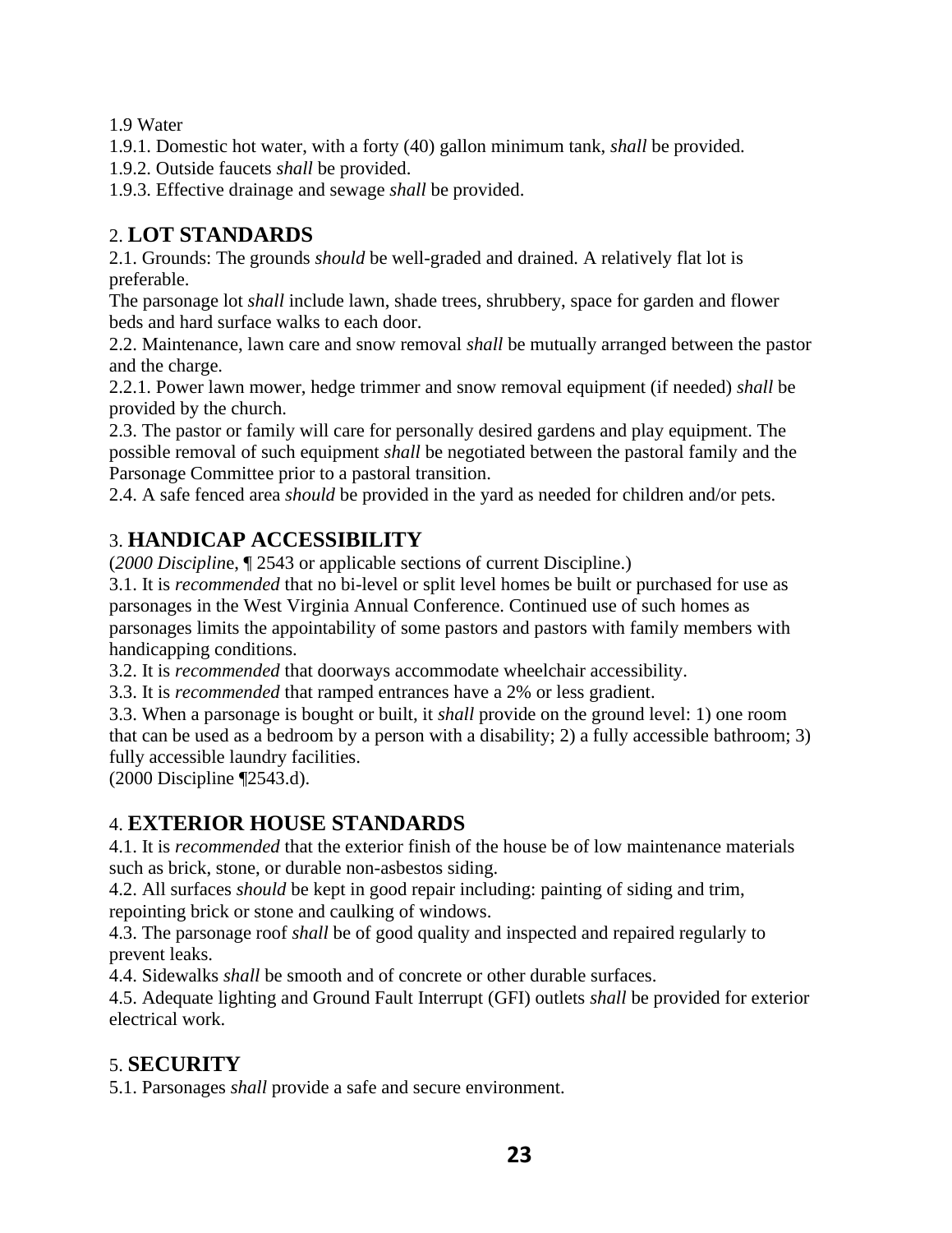1.9 Water

1.9.1. Domestic hot water, with a forty (40) gallon minimum tank, *shall* be provided.

1.9.2. Outside faucets *shall* be provided.

1.9.3. Effective drainage and sewage *shall* be provided.

## 2. **LOT STANDARDS**

2.1. Grounds: The grounds *should* be well-graded and drained. A relatively flat lot is preferable.

The parsonage lot *shall* include lawn, shade trees, shrubbery, space for garden and flower beds and hard surface walks to each door.

2.2. Maintenance, lawn care and snow removal *shall* be mutually arranged between the pastor and the charge.

2.2.1. Power lawn mower, hedge trimmer and snow removal equipment (if needed) *shall* be provided by the church.

2.3. The pastor or family will care for personally desired gardens and play equipment. The possible removal of such equipment *shall* be negotiated between the pastoral family and the Parsonage Committee prior to a pastoral transition.

2.4. A safe fenced area *should* be provided in the yard as needed for children and/or pets.

## 3. **HANDICAP ACCESSIBILITY**

(*2000 Disciplin*e, ¶ 2543 or applicable sections of current Discipline.)

3.1. It is *recommended* that no bi-level or split level homes be built or purchased for use as parsonages in the West Virginia Annual Conference. Continued use of such homes as parsonages limits the appointability of some pastors and pastors with family members with handicapping conditions.

3.2. It is *recommended* that doorways accommodate wheelchair accessibility.

3.3. It is *recommended* that ramped entrances have a 2% or less gradient.

3.3. When a parsonage is bought or built, it *shall* provide on the ground level: 1) one room that can be used as a bedroom by a person with a disability; 2) a fully accessible bathroom; 3) fully accessible laundry facilities.

(2000 Discipline ¶2543.d).

## 4. **EXTERIOR HOUSE STANDARDS**

4.1. It is *recommended* that the exterior finish of the house be of low maintenance materials such as brick, stone, or durable non-asbestos siding.

4.2. All surfaces *should* be kept in good repair including: painting of siding and trim, repointing brick or stone and caulking of windows.

4.3. The parsonage roof *shall* be of good quality and inspected and repaired regularly to prevent leaks.

4.4. Sidewalks *shall* be smooth and of concrete or other durable surfaces.

4.5. Adequate lighting and Ground Fault Interrupt (GFI) outlets *shall* be provided for exterior electrical work.

## 5. **SECURITY**

5.1. Parsonages *shall* provide a safe and secure environment.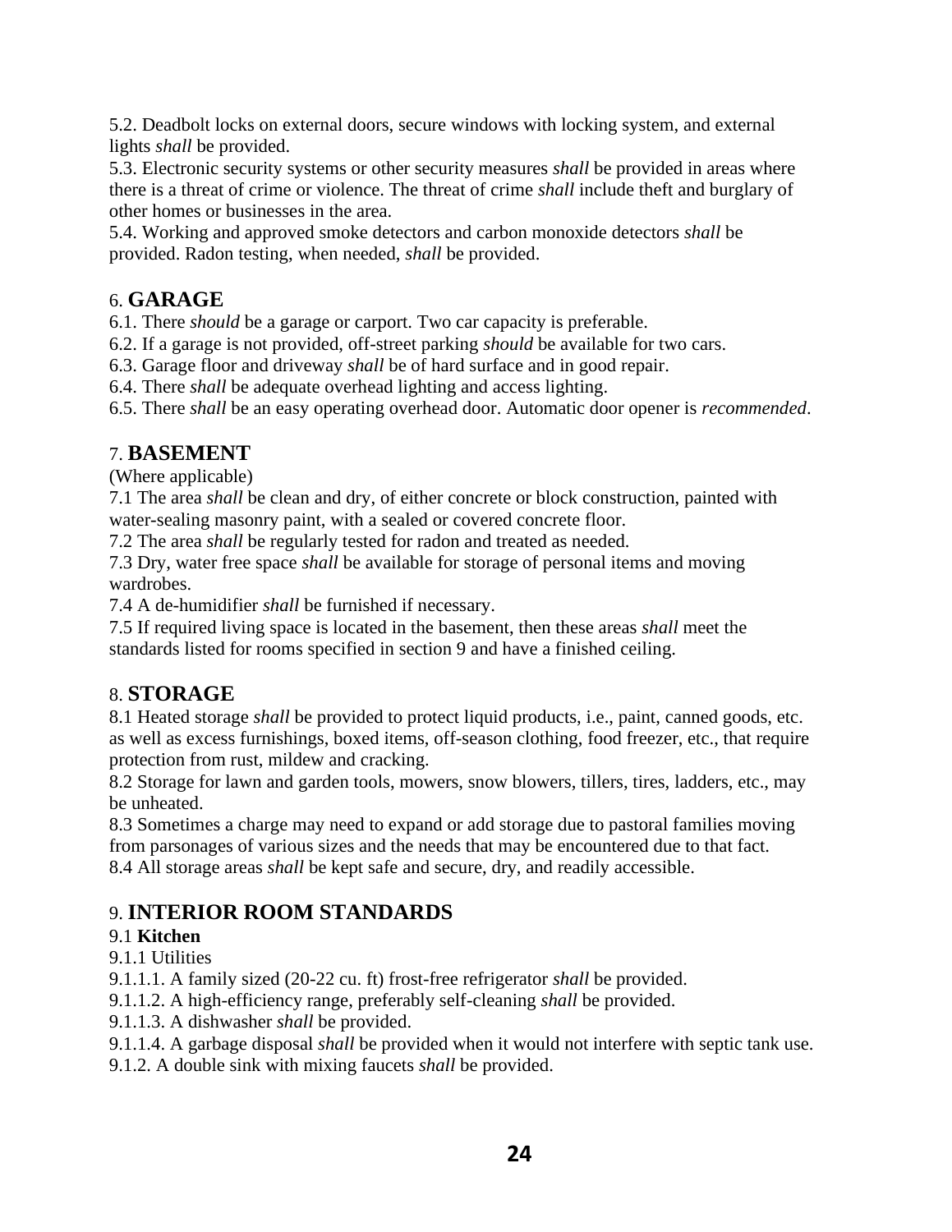5.2. Deadbolt locks on external doors, secure windows with locking system, and external lights *shall* be provided.
5.3. Electronic security systems or other security measures *shall* be provided in areas where there is a threat of crime or violence. The threat of crime *shall* include theft and burglary of other homes or businesses in the area.
5.4. Working and approved smoke detectors and carbon monoxide detectors *shall* be provided. Radon testing, when needed, *shall* be provided.

## 6. GARAGE

6.1. There *should* be a garage or carport. Two car capacity is preferable.
6.2. If a garage is not provided, off-street parking *should* be available for two cars.
6.3. Garage floor and driveway *shall* be of hard surface and in good repair.
6.4. There *shall* be adequate overhead lighting and access lighting.
6.5. There *shall* be an easy operating overhead door. Automatic door opener is *recommended*.

## 7. BASEMENT

(Where applicable)
7.1 The area *shall* be clean and dry, of either concrete or block construction, painted with water-sealing masonry paint, with a sealed or covered concrete floor.
7.2 The area *shall* be regularly tested for radon and treated as needed.
7.3 Dry, water free space *shall* be available for storage of personal items and moving wardrobes.
7.4 A de-humidifier *shall* be furnished if necessary.
7.5 If required living space is located in the basement, then these areas *shall* meet the standards listed for rooms specified in section 9 and have a finished ceiling.

## 8. STORAGE

8.1 Heated storage *shall* be provided to protect liquid products, i.e., paint, canned goods, etc. as well as excess furnishings, boxed items, off-season clothing, food freezer, etc., that require protection from rust, mildew and cracking.
8.2 Storage for lawn and garden tools, mowers, snow blowers, tillers, tires, ladders, etc., may be unheated.
8.3 Sometimes a charge may need to expand or add storage due to pastoral families moving from parsonages of various sizes and the needs that may be encountered due to that fact.
8.4 All storage areas *shall* be kept safe and secure, dry, and readily accessible.

## 9. INTERIOR ROOM STANDARDS

9.1 **Kitchen**
9.1.1 Utilities
9.1.1.1. A family sized (20-22 cu. ft) frost-free refrigerator *shall* be provided.
9.1.1.2. A high-efficiency range, preferably self-cleaning *shall* be provided.
9.1.1.3. A dishwasher *shall* be provided.
9.1.1.4. A garbage disposal *shall* be provided when it would not interfere with septic tank use.
9.1.2. A double sink with mixing faucets *shall* be provided.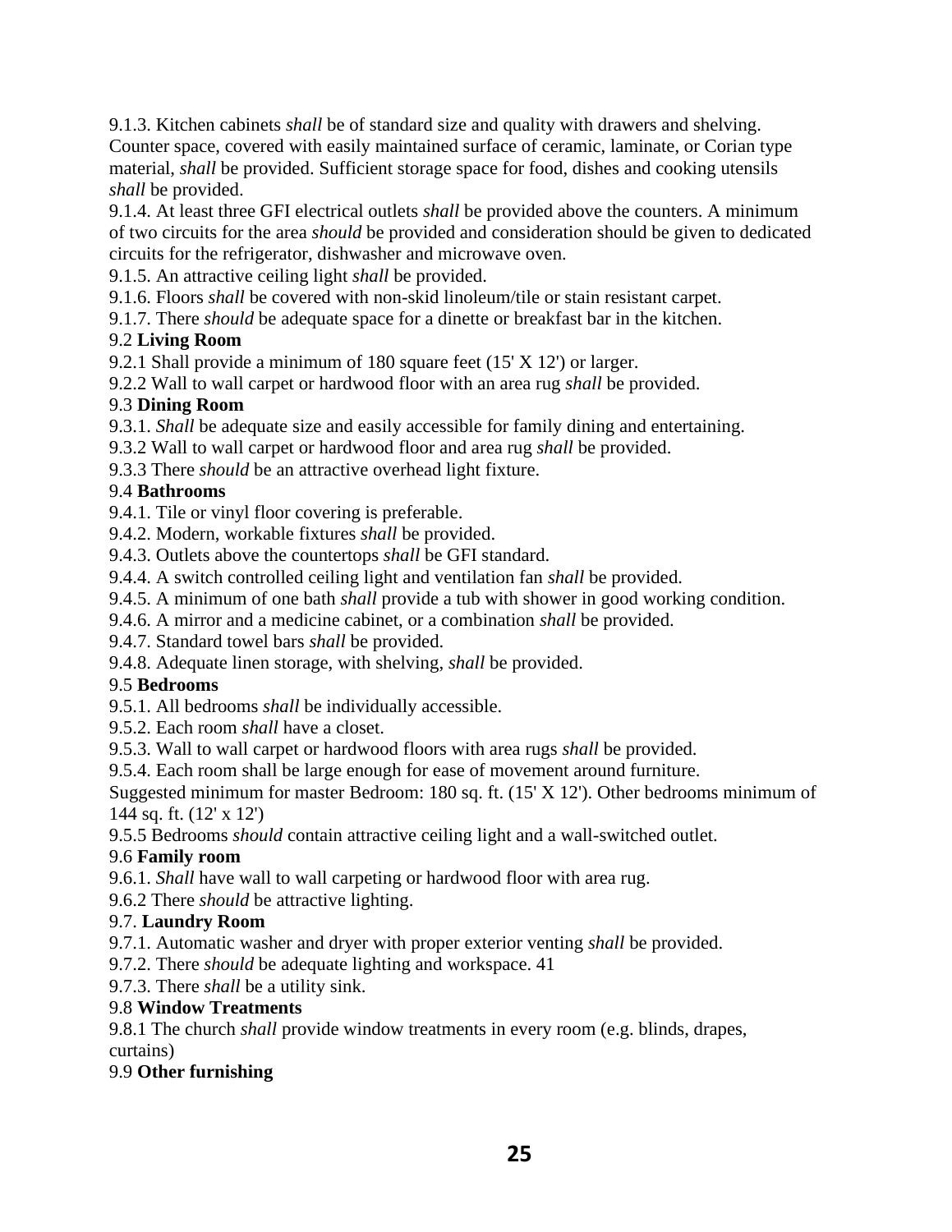9.1.3. Kitchen cabinets *shall* be of standard size and quality with drawers and shelving. Counter space, covered with easily maintained surface of ceramic, laminate, or Corian type material, *shall* be provided. Sufficient storage space for food, dishes and cooking utensils *shall* be provided.

9.1.4. At least three GFI electrical outlets *shall* be provided above the counters. A minimum of two circuits for the area *should* be provided and consideration should be given to dedicated circuits for the refrigerator, dishwasher and microwave oven.

9.1.5. An attractive ceiling light *shall* be provided.

9.1.6. Floors *shall* be covered with non-skid linoleum/tile or stain resistant carpet.

9.1.7. There *should* be adequate space for a dinette or breakfast bar in the kitchen.

9.2 **Living Room**

9.2.1 Shall provide a minimum of 180 square feet (15' X 12') or larger.

9.2.2 Wall to wall carpet or hardwood floor with an area rug *shall* be provided.

9.3 **Dining Room**

9.3.1. *Shall* be adequate size and easily accessible for family dining and entertaining.

9.3.2 Wall to wall carpet or hardwood floor and area rug *shall* be provided.

9.3.3 There *should* be an attractive overhead light fixture.

9.4 **Bathrooms**

9.4.1. Tile or vinyl floor covering is preferable.

9.4.2. Modern, workable fixtures *shall* be provided.

9.4.3. Outlets above the countertops *shall* be GFI standard.

9.4.4. A switch controlled ceiling light and ventilation fan *shall* be provided.

9.4.5. A minimum of one bath *shall* provide a tub with shower in good working condition.

9.4.6. A mirror and a medicine cabinet, or a combination *shall* be provided.

9.4.7. Standard towel bars *shall* be provided.

9.4.8. Adequate linen storage, with shelving, *shall* be provided.

9.5 **Bedrooms**

9.5.1. All bedrooms *shall* be individually accessible.

9.5.2. Each room *shall* have a closet.

9.5.3. Wall to wall carpet or hardwood floors with area rugs *shall* be provided.

9.5.4. Each room shall be large enough for ease of movement around furniture. Suggested minimum for master Bedroom: 180 sq. ft. (15' X 12'). Other bedrooms minimum of 144 sq. ft. (12' x 12')

9.5.5 Bedrooms *should* contain attractive ceiling light and a wall-switched outlet.

9.6 **Family room**

9.6.1. *Shall* have wall to wall carpeting or hardwood floor with area rug.

9.6.2 There *should* be attractive lighting.

9.7. **Laundry Room**

9.7.1. Automatic washer and dryer with proper exterior venting *shall* be provided.

9.7.2. There *should* be adequate lighting and workspace. 41

9.7.3. There *shall* be a utility sink.

9.8 **Window Treatments**

9.8.1 The church *shall* provide window treatments in every room (e.g. blinds, drapes, curtains)

9.9 **Other furnishing**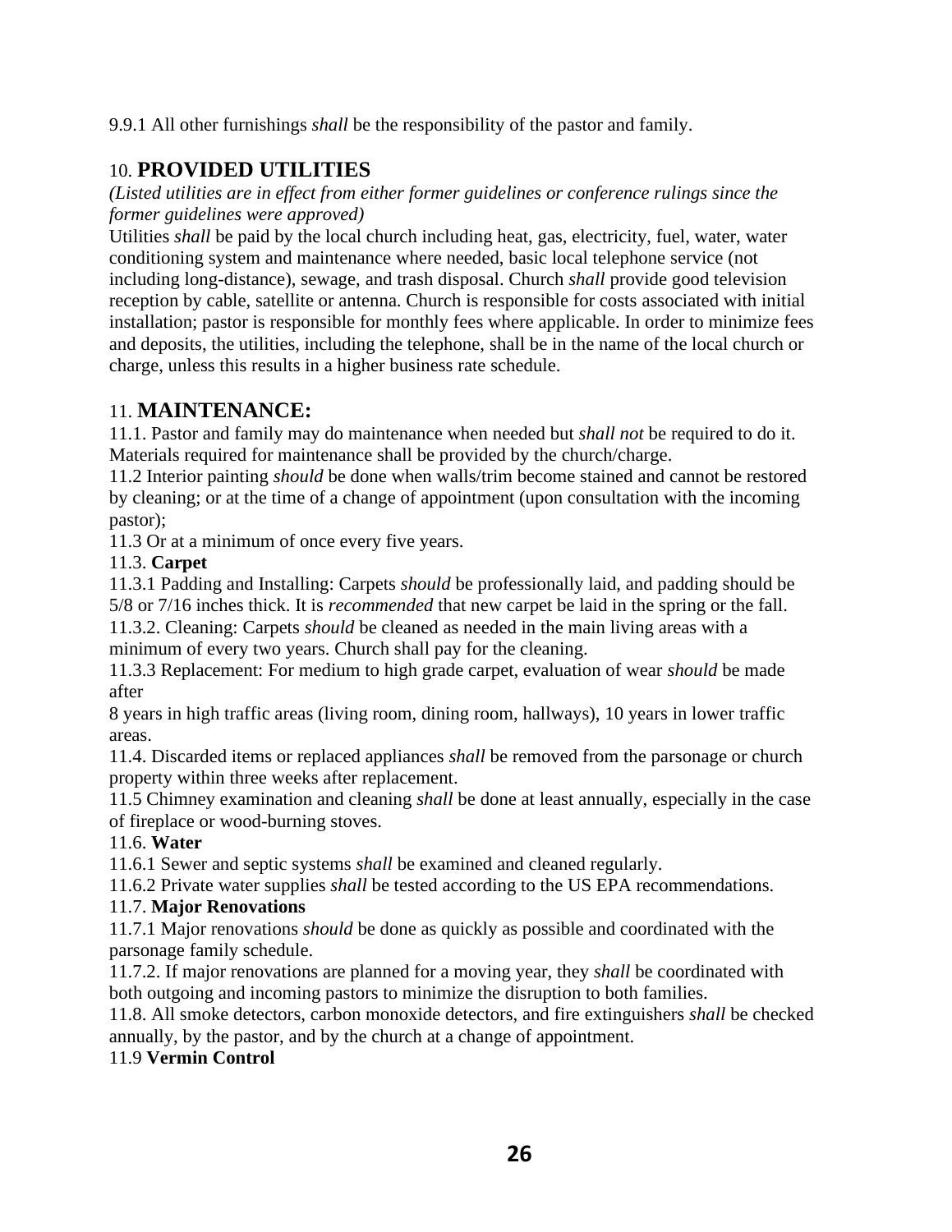9.9.1 All other furnishings *shall* be the responsibility of the pastor and family.

## 10. **PROVIDED UTILITIES**

*(Listed utilities are in effect from either former guidelines or conference rulings since the former guidelines were approved)*

Utilities *shall* be paid by the local church including heat, gas, electricity, fuel, water, water conditioning system and maintenance where needed, basic local telephone service (not including long-distance), sewage, and trash disposal. Church *shall* provide good television reception by cable, satellite or antenna. Church is responsible for costs associated with initial installation; pastor is responsible for monthly fees where applicable. In order to minimize fees and deposits, the utilities, including the telephone, shall be in the name of the local church or charge, unless this results in a higher business rate schedule.

## 11. **MAINTENANCE:**

11.1. Pastor and family may do maintenance when needed but *shall not* be required to do it. Materials required for maintenance shall be provided by the church/charge.

11.2 Interior painting *should* be done when walls/trim become stained and cannot be restored by cleaning; or at the time of a change of appointment (upon consultation with the incoming pastor);

11.3 Or at a minimum of once every five years.

11.3. **Carpet**

11.3.1 Padding and Installing: Carpets *should* be professionally laid, and padding should be 5/8 or 7/16 inches thick. It is *recommended* that new carpet be laid in the spring or the fall.

11.3.2. Cleaning: Carpets *should* be cleaned as needed in the main living areas with a minimum of every two years. Church shall pay for the cleaning.

11.3.3 Replacement: For medium to high grade carpet, evaluation of wear *should* be made after
8 years in high traffic areas (living room, dining room, hallways), 10 years in lower traffic areas.

11.4. Discarded items or replaced appliances *shall* be removed from the parsonage or church property within three weeks after replacement.

11.5 Chimney examination and cleaning *shall* be done at least annually, especially in the case of fireplace or wood-burning stoves.

11.6. **Water**

11.6.1 Sewer and septic systems *shall* be examined and cleaned regularly.

11.6.2 Private water supplies *shall* be tested according to the US EPA recommendations.

11.7. **Major Renovations**

11.7.1 Major renovations *should* be done as quickly as possible and coordinated with the parsonage family schedule.

11.7.2. If major renovations are planned for a moving year, they *shall* be coordinated with both outgoing and incoming pastors to minimize the disruption to both families.

11.8. All smoke detectors, carbon monoxide detectors, and fire extinguishers *shall* be checked annually, by the pastor, and by the church at a change of appointment.

11.9 **Vermin Control**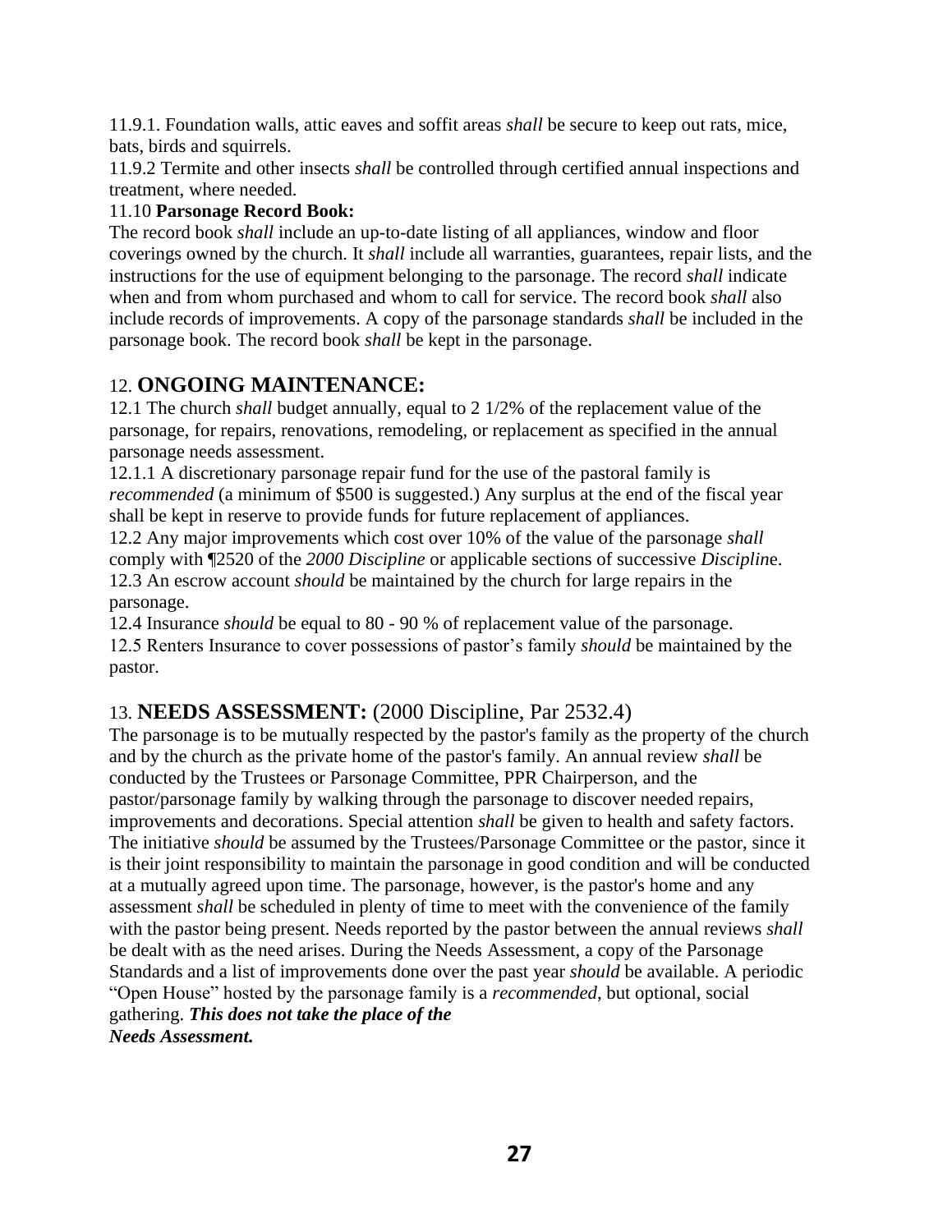11.9.1. Foundation walls, attic eaves and soffit areas *shall* be secure to keep out rats, mice, bats, birds and squirrels.

11.9.2 Termite and other insects *shall* be controlled through certified annual inspections and treatment, where needed.

11.10 **Parsonage Record Book:**

The record book *shall* include an up-to-date listing of all appliances, window and floor coverings owned by the church. It *shall* include all warranties, guarantees, repair lists, and the instructions for the use of equipment belonging to the parsonage. The record *shall* indicate when and from whom purchased and whom to call for service. The record book *shall* also include records of improvements. A copy of the parsonage standards *shall* be included in the parsonage book. The record book *shall* be kept in the parsonage.

## 12. **ONGOING MAINTENANCE:**

12.1 The church *shall* budget annually, equal to 2 1/2% of the replacement value of the parsonage, for repairs, renovations, remodeling, or replacement as specified in the annual parsonage needs assessment.

12.1.1 A discretionary parsonage repair fund for the use of the pastoral family is *recommended* (a minimum of $500 is suggested.) Any surplus at the end of the fiscal year shall be kept in reserve to provide funds for future replacement of appliances.

12.2 Any major improvements which cost over 10% of the value of the parsonage *shall* comply with ¶2520 of the *2000 Discipline* or applicable sections of successive *Disciplin*e.

12.3 An escrow account *should* be maintained by the church for large repairs in the parsonage.

12.4 Insurance *should* be equal to 80 - 90 % of replacement value of the parsonage.

12.5 Renters Insurance to cover possessions of pastor's family *should* be maintained by the pastor.

## 13. **NEEDS ASSESSMENT:** (2000 Discipline, Par 2532.4)

The parsonage is to be mutually respected by the pastor's family as the property of the church and by the church as the private home of the pastor's family. An annual review *shall* be conducted by the Trustees or Parsonage Committee, PPR Chairperson, and the pastor/parsonage family by walking through the parsonage to discover needed repairs, improvements and decorations. Special attention *shall* be given to health and safety factors. The initiative *should* be assumed by the Trustees/Parsonage Committee or the pastor, since it is their joint responsibility to maintain the parsonage in good condition and will be conducted at a mutually agreed upon time. The parsonage, however, is the pastor's home and any assessment *shall* be scheduled in plenty of time to meet with the convenience of the family with the pastor being present. Needs reported by the pastor between the annual reviews *shall* be dealt with as the need arises. During the Needs Assessment, a copy of the Parsonage Standards and a list of improvements done over the past year *should* be available. A periodic "Open House" hosted by the parsonage family is a *recommended*, but optional, social gathering. ***This does not take the place of the Needs Assessment.***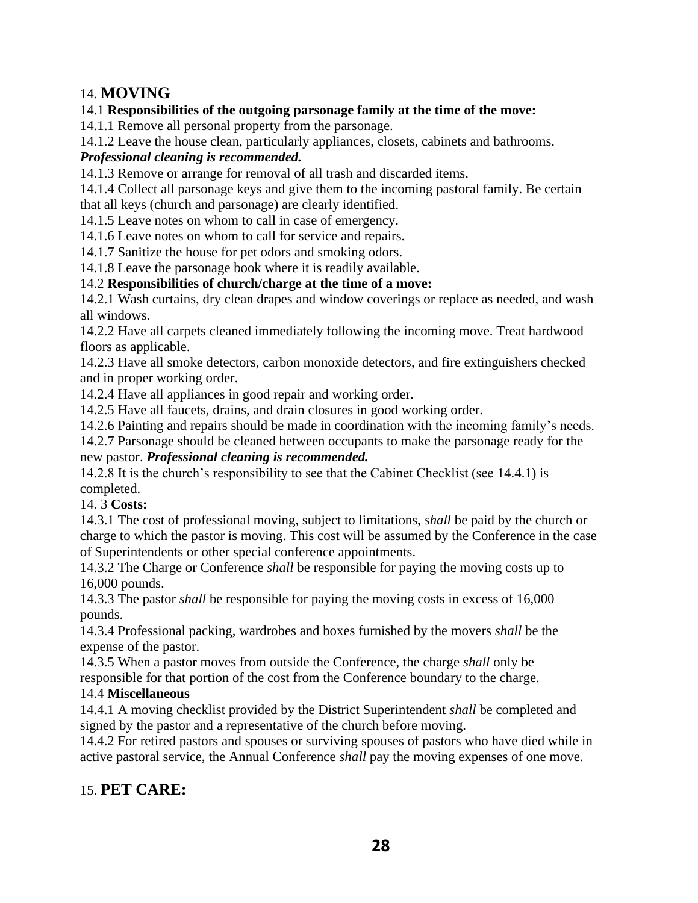## 14. MOVING

14.1 **Responsibilities of the outgoing parsonage family at the time of the move:**

14.1.1 Remove all personal property from the parsonage.

14.1.2 Leave the house clean, particularly appliances, closets, cabinets and bathrooms. ***Professional cleaning is recommended.***

14.1.3 Remove or arrange for removal of all trash and discarded items.

14.1.4 Collect all parsonage keys and give them to the incoming pastoral family. Be certain that all keys (church and parsonage) are clearly identified.

14.1.5 Leave notes on whom to call in case of emergency.

14.1.6 Leave notes on whom to call for service and repairs.

14.1.7 Sanitize the house for pet odors and smoking odors.

14.1.8 Leave the parsonage book where it is readily available.

14.2 **Responsibilities of church/charge at the time of a move:**

14.2.1 Wash curtains, dry clean drapes and window coverings or replace as needed, and wash all windows.

14.2.2 Have all carpets cleaned immediately following the incoming move. Treat hardwood floors as applicable.

14.2.3 Have all smoke detectors, carbon monoxide detectors, and fire extinguishers checked and in proper working order.

14.2.4 Have all appliances in good repair and working order.

14.2.5 Have all faucets, drains, and drain closures in good working order.

14.2.6 Painting and repairs should be made in coordination with the incoming family's needs.

14.2.7 Parsonage should be cleaned between occupants to make the parsonage ready for the new pastor. ***Professional cleaning is recommended.***

14.2.8 It is the church's responsibility to see that the Cabinet Checklist (see 14.4.1) is completed.

14. 3 **Costs:**

14.3.1 The cost of professional moving, subject to limitations, *shall* be paid by the church or charge to which the pastor is moving. This cost will be assumed by the Conference in the case of Superintendents or other special conference appointments.

14.3.2 The Charge or Conference *shall* be responsible for paying the moving costs up to 16,000 pounds.

14.3.3 The pastor *shall* be responsible for paying the moving costs in excess of 16,000 pounds.

14.3.4 Professional packing, wardrobes and boxes furnished by the movers *shall* be the expense of the pastor.

14.3.5 When a pastor moves from outside the Conference, the charge *shall* only be responsible for that portion of the cost from the Conference boundary to the charge.

14.4 **Miscellaneous**

14.4.1 A moving checklist provided by the District Superintendent *shall* be completed and signed by the pastor and a representative of the church before moving.

14.4.2 For retired pastors and spouses or surviving spouses of pastors who have died while in active pastoral service, the Annual Conference *shall* pay the moving expenses of one move.

## 15. PET CARE: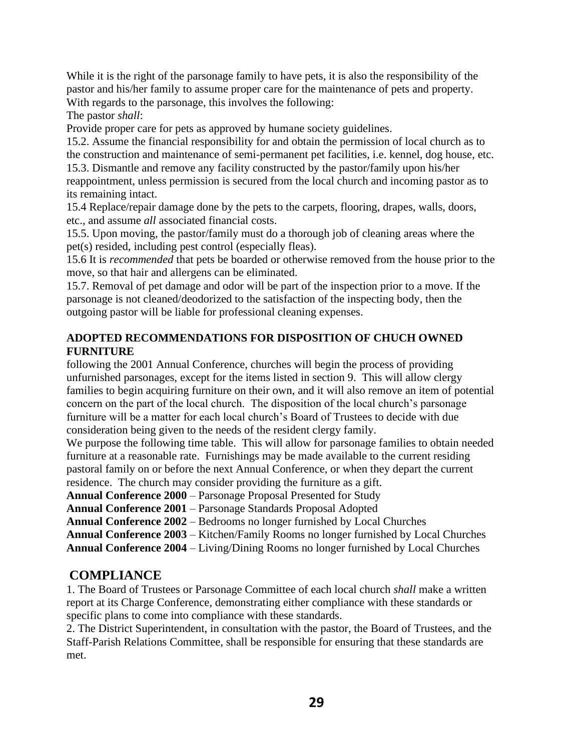While it is the right of the parsonage family to have pets, it is also the responsibility of the pastor and his/her family to assume proper care for the maintenance of pets and property. With regards to the parsonage, this involves the following:

The pastor *shall*:

Provide proper care for pets as approved by humane society guidelines.

15.2. Assume the financial responsibility for and obtain the permission of local church as to the construction and maintenance of semi-permanent pet facilities, i.e. kennel, dog house, etc.

15.3. Dismantle and remove any facility constructed by the pastor/family upon his/her reappointment, unless permission is secured from the local church and incoming pastor as to its remaining intact.

15.4 Replace/repair damage done by the pets to the carpets, flooring, drapes, walls, doors, etc., and assume *all* associated financial costs.

15.5. Upon moving, the pastor/family must do a thorough job of cleaning areas where the pet(s) resided, including pest control (especially fleas).

15.6 It is *recommended* that pets be boarded or otherwise removed from the house prior to the move, so that hair and allergens can be eliminated.

15.7. Removal of pet damage and odor will be part of the inspection prior to a move. If the parsonage is not cleaned/deodorized to the satisfaction of the inspecting body, then the outgoing pastor will be liable for professional cleaning expenses.

**ADOPTED RECOMMENDATIONS FOR DISPOSITION OF CHUCH OWNED FURNITURE**

following the 2001 Annual Conference, churches will begin the process of providing unfurnished parsonages, except for the items listed in section 9. This will allow clergy families to begin acquiring furniture on their own, and it will also remove an item of potential concern on the part of the local church. The disposition of the local church's parsonage furniture will be a matter for each local church's Board of Trustees to decide with due consideration being given to the needs of the resident clergy family.

We purpose the following time table. This will allow for parsonage families to obtain needed furniture at a reasonable rate. Furnishings may be made available to the current residing pastoral family on or before the next Annual Conference, or when they depart the current residence. The church may consider providing the furniture as a gift.

**Annual Conference 2000** – Parsonage Proposal Presented for Study
**Annual Conference 2001** – Parsonage Standards Proposal Adopted
**Annual Conference 2002** – Bedrooms no longer furnished by Local Churches
**Annual Conference 2003** – Kitchen/Family Rooms no longer furnished by Local Churches
**Annual Conference 2004** – Living/Dining Rooms no longer furnished by Local Churches

## COMPLIANCE

1. The Board of Trustees or Parsonage Committee of each local church *shall* make a written report at its Charge Conference, demonstrating either compliance with these standards or specific plans to come into compliance with these standards.
2. The District Superintendent, in consultation with the pastor, the Board of Trustees, and the Staff-Parish Relations Committee, shall be responsible for ensuring that these standards are met.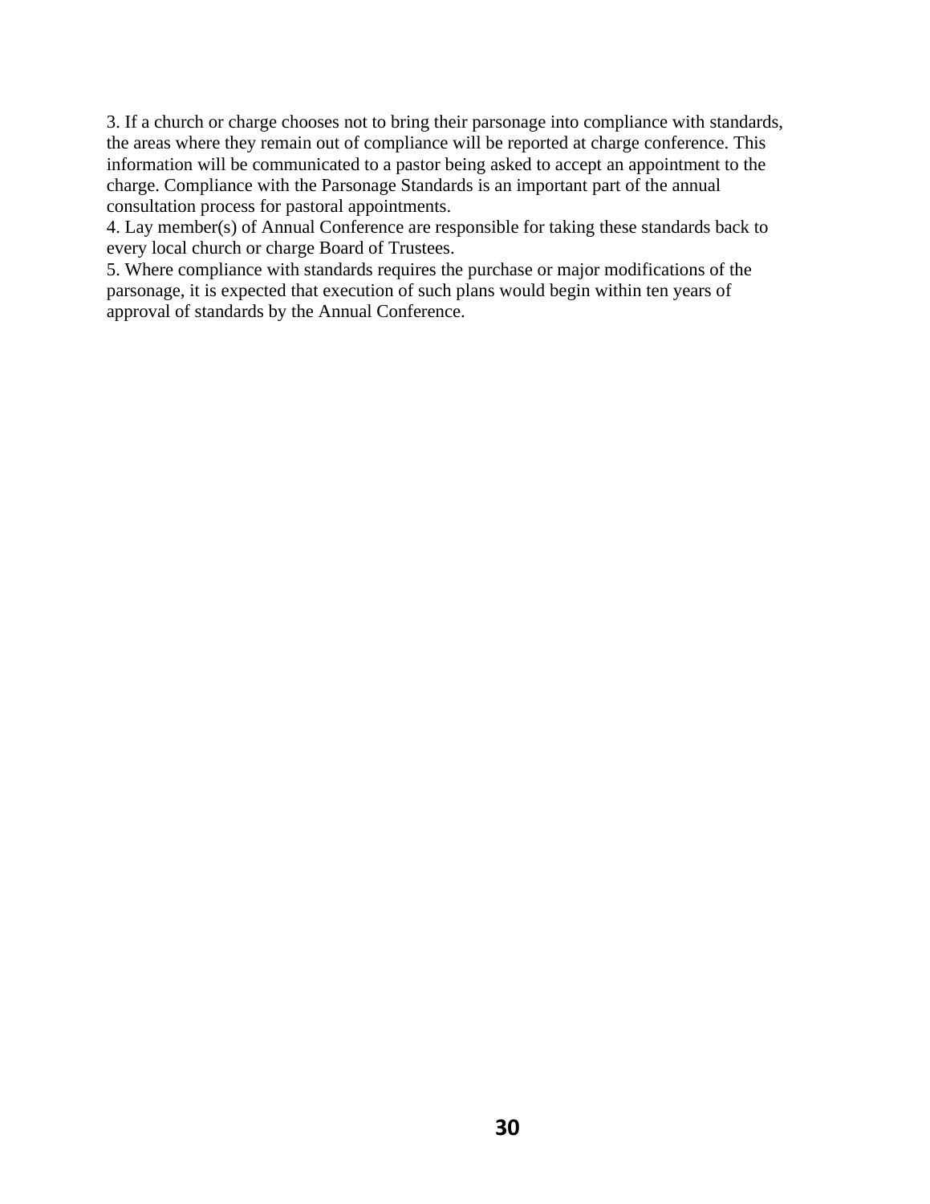3. If a church or charge chooses not to bring their parsonage into compliance with standards, the areas where they remain out of compliance will be reported at charge conference. This information will be communicated to a pastor being asked to accept an appointment to the charge. Compliance with the Parsonage Standards is an important part of the annual consultation process for pastoral appointments.

4. Lay member(s) of Annual Conference are responsible for taking these standards back to every local church or charge Board of Trustees.

5. Where compliance with standards requires the purchase or major modifications of the parsonage, it is expected that execution of such plans would begin within ten years of approval of standards by the Annual Conference.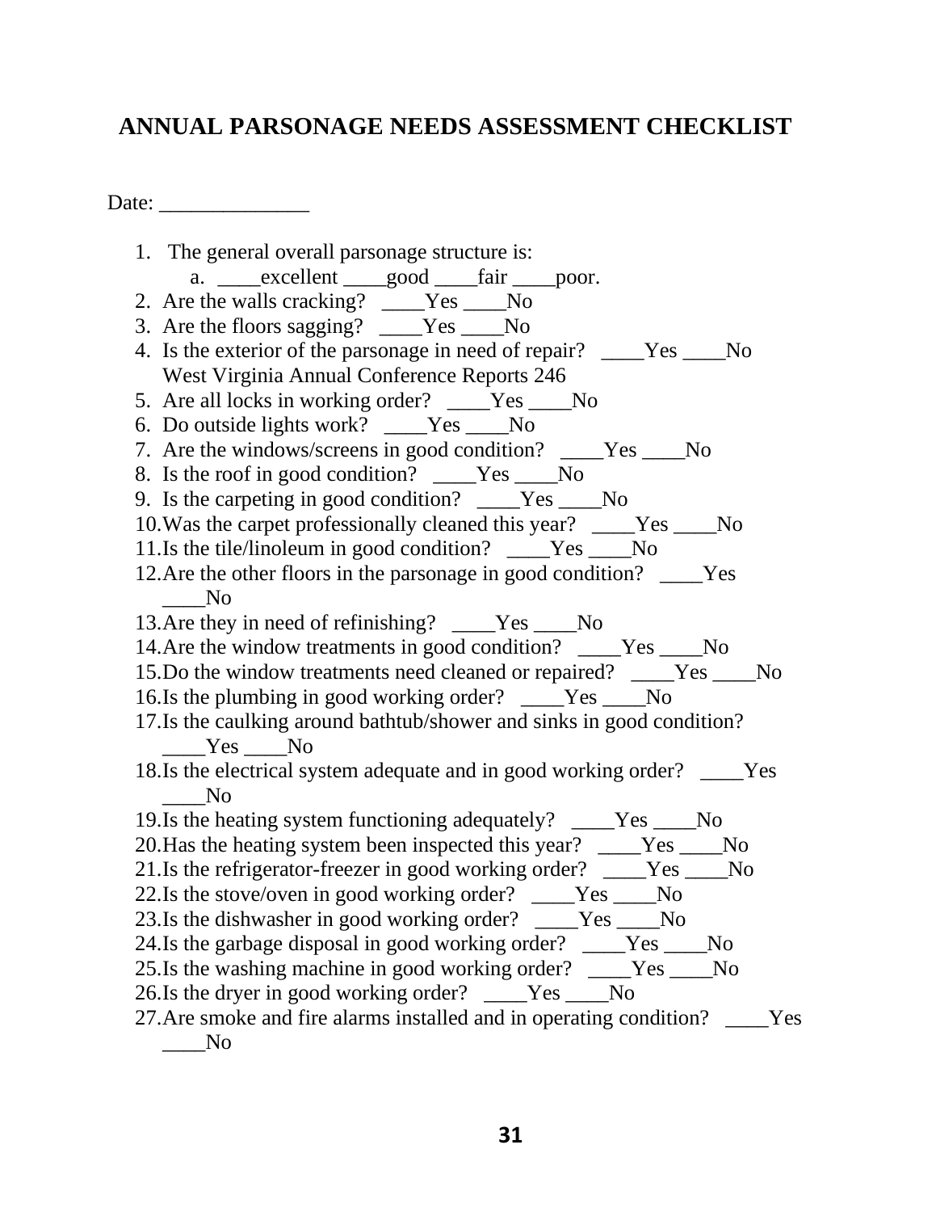# ANNUAL PARSONAGE NEEDS ASSESSMENT CHECKLIST

Date: ______________

1. The general overall parsonage structure is:
   a. ____excellent ____good ____fair ____poor.
2. Are the walls cracking? ____Yes ____No
3. Are the floors sagging? ____Yes ____No
4. Is the exterior of the parsonage in need of repair? ____Yes ____No
   West Virginia Annual Conference Reports 246
5. Are all locks in working order? ____Yes ____No
6. Do outside lights work? ____Yes ____No
7. Are the windows/screens in good condition? ____Yes ____No
8. Is the roof in good condition? ____Yes ____No
9. Is the carpeting in good condition? ____Yes ____No
10. Was the carpet professionally cleaned this year? ____Yes ____No
11. Is the tile/linoleum in good condition? ____Yes ____No
12. Are the other floors in the parsonage in good condition? ____Yes ____No
13. Are they in need of refinishing? ____Yes ____No
14. Are the window treatments in good condition? ____Yes ____No
15. Do the window treatments need cleaned or repaired? ____Yes ____No
16. Is the plumbing in good working order? ____Yes ____No
17. Is the caulking around bathtub/shower and sinks in good condition? ____Yes ____No
18. Is the electrical system adequate and in good working order? ____Yes ____No
19. Is the heating system functioning adequately? ____Yes ____No
20. Has the heating system been inspected this year? ____Yes ____No
21. Is the refrigerator-freezer in good working order? ____Yes ____No
22. Is the stove/oven in good working order? ____Yes ____No
23. Is the dishwasher in good working order? ____Yes ____No
24. Is the garbage disposal in good working order? ____Yes ____No
25. Is the washing machine in good working order? ____Yes ____No
26. Is the dryer in good working order? ____Yes ____No
27. Are smoke and fire alarms installed and in operating condition? ____Yes ____No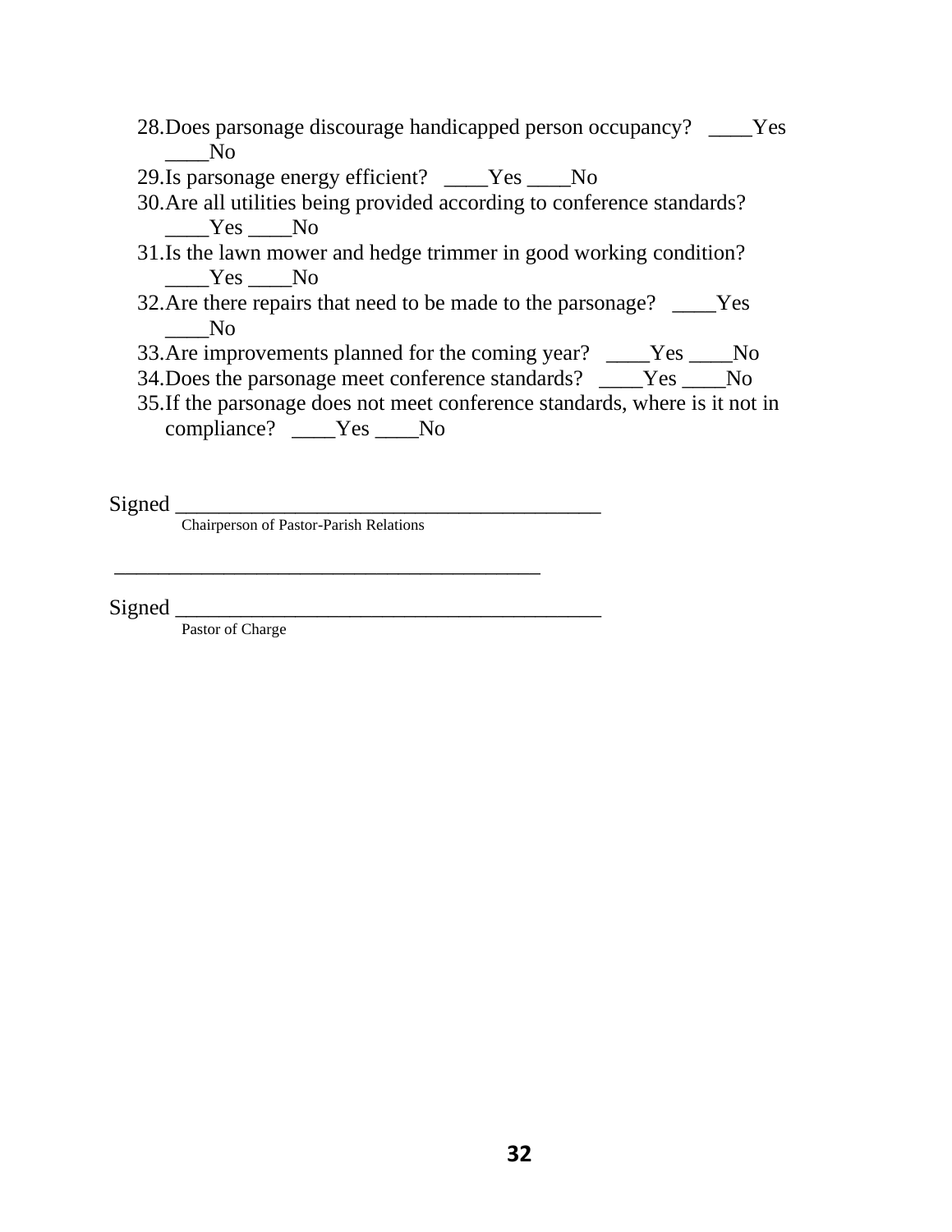28. Does parsonage discourage handicapped person occupancy? ____Yes ____No
29. Is parsonage energy efficient? ____Yes ____No
30. Are all utilities being provided according to conference standards? ____Yes ____No
31. Is the lawn mower and hedge trimmer in good working condition? ____Yes ____No
32. Are there repairs that need to be made to the parsonage? ____Yes ____No
33. Are improvements planned for the coming year? ____Yes ____No
34. Does the parsonage meet conference standards? ____Yes ____No
35. If the parsonage does not meet conference standards, where is it not in compliance? ____Yes ____No

Signed ________________________________________
Chairperson of Pastor-Parish Relations

________________________________________

Signed ________________________________________
Pastor of Charge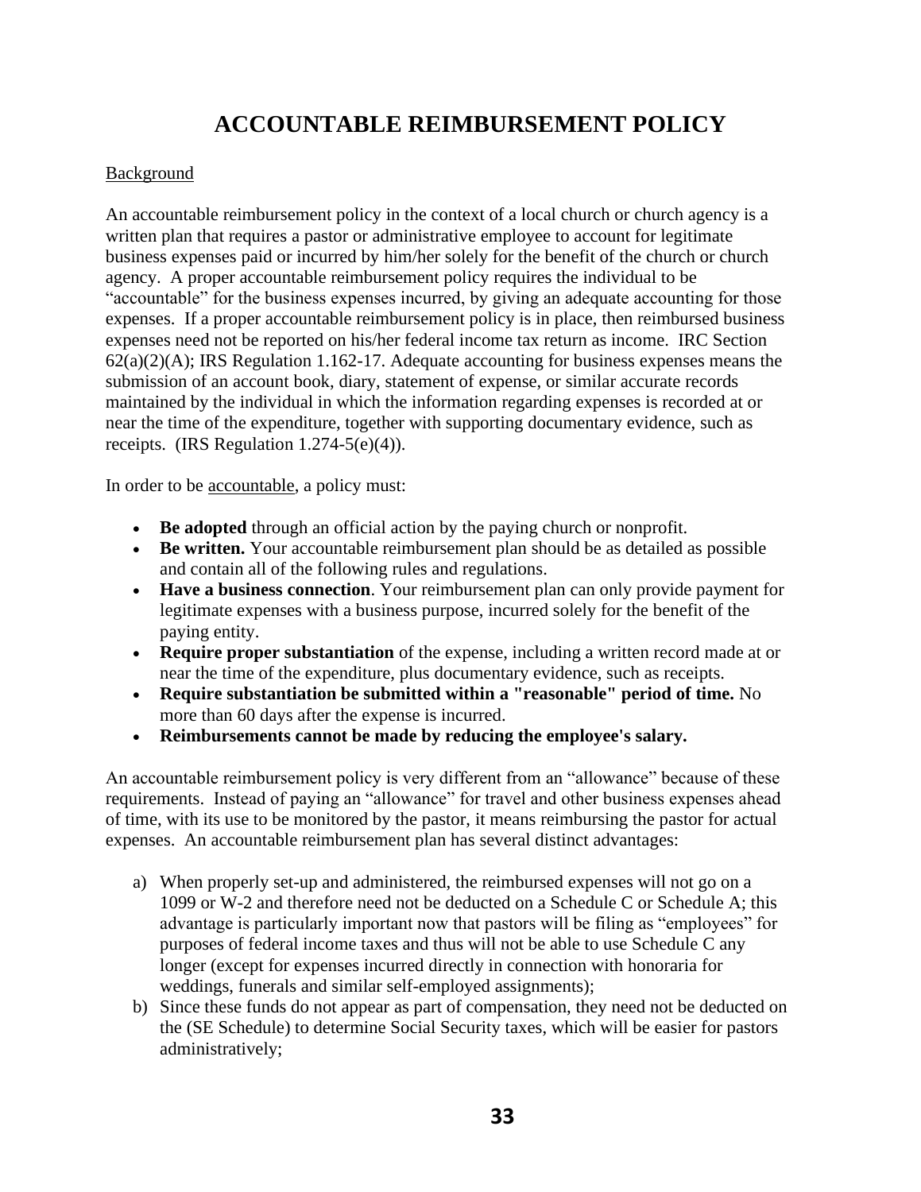# ACCOUNTABLE REIMBURSEMENT POLICY

Background

An accountable reimbursement policy in the context of a local church or church agency is a written plan that requires a pastor or administrative employee to account for legitimate business expenses paid or incurred by him/her solely for the benefit of the church or church agency. A proper accountable reimbursement policy requires the individual to be "accountable" for the business expenses incurred, by giving an adequate accounting for those expenses. If a proper accountable reimbursement policy is in place, then reimbursed business expenses need not be reported on his/her federal income tax return as income. IRC Section 62(a)(2)(A); IRS Regulation 1.162-17. Adequate accounting for business expenses means the submission of an account book, diary, statement of expense, or similar accurate records maintained by the individual in which the information regarding expenses is recorded at or near the time of the expenditure, together with supporting documentary evidence, such as receipts. (IRS Regulation 1.274-5(e)(4)).

In order to be accountable, a policy must:

- **Be adopted** through an official action by the paying church or nonprofit.
- **Be written.** Your accountable reimbursement plan should be as detailed as possible and contain all of the following rules and regulations.
- **Have a business connection**. Your reimbursement plan can only provide payment for legitimate expenses with a business purpose, incurred solely for the benefit of the paying entity.
- **Require proper substantiation** of the expense, including a written record made at or near the time of the expenditure, plus documentary evidence, such as receipts.
- **Require substantiation be submitted within a "reasonable" period of time.** No more than 60 days after the expense is incurred.
- **Reimbursements cannot be made by reducing the employee's salary.**

An accountable reimbursement policy is very different from an "allowance" because of these requirements. Instead of paying an "allowance" for travel and other business expenses ahead of time, with its use to be monitored by the pastor, it means reimbursing the pastor for actual expenses. An accountable reimbursement plan has several distinct advantages:

a) When properly set-up and administered, the reimbursed expenses will not go on a 1099 or W-2 and therefore need not be deducted on a Schedule C or Schedule A; this advantage is particularly important now that pastors will be filing as "employees" for purposes of federal income taxes and thus will not be able to use Schedule C any longer (except for expenses incurred directly in connection with honoraria for weddings, funerals and similar self-employed assignments);
b) Since these funds do not appear as part of compensation, they need not be deducted on the (SE Schedule) to determine Social Security taxes, which will be easier for pastors administratively;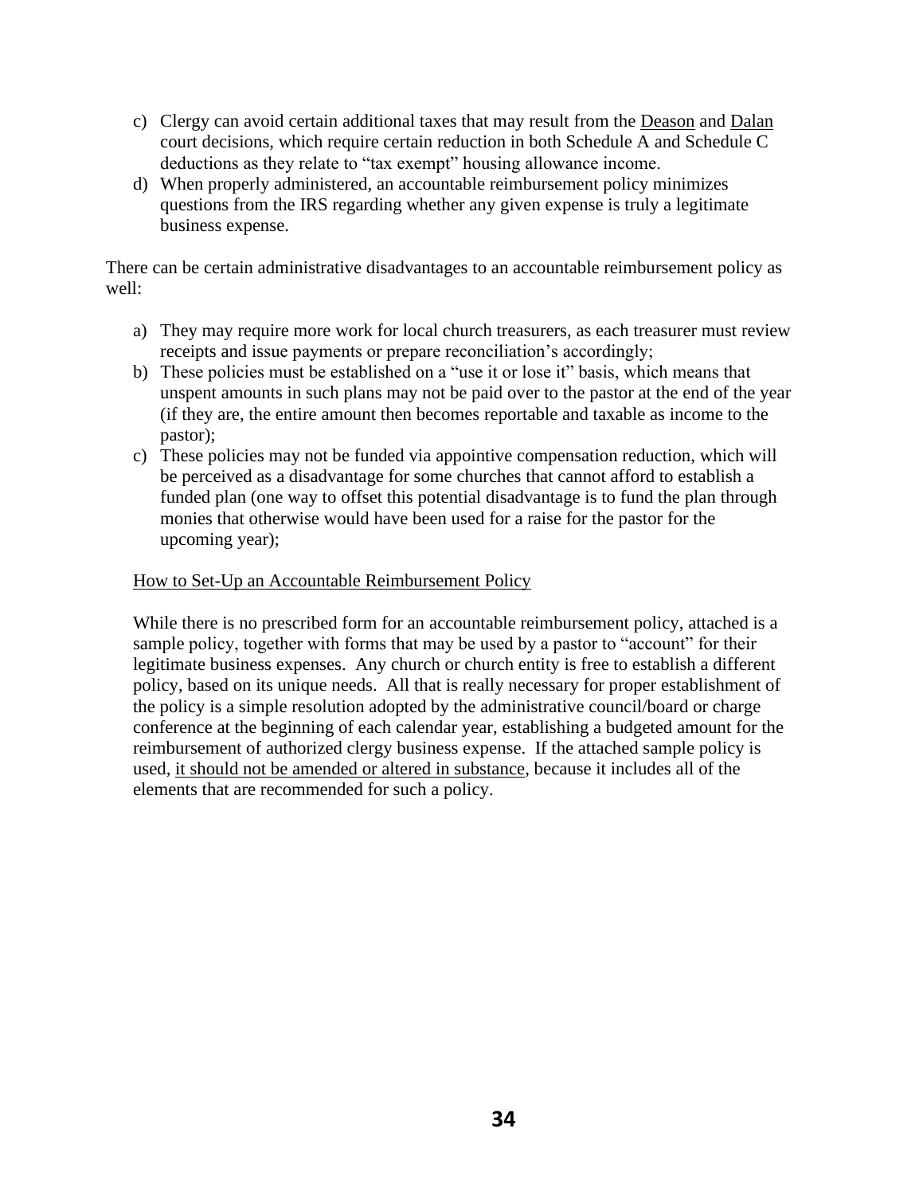c) Clergy can avoid certain additional taxes that may result from the Deason and Dalan court decisions, which require certain reduction in both Schedule A and Schedule C deductions as they relate to "tax exempt" housing allowance income.
d) When properly administered, an accountable reimbursement policy minimizes questions from the IRS regarding whether any given expense is truly a legitimate business expense.

There can be certain administrative disadvantages to an accountable reimbursement policy as well:

a) They may require more work for local church treasurers, as each treasurer must review receipts and issue payments or prepare reconciliation's accordingly;
b) These policies must be established on a "use it or lose it" basis, which means that unspent amounts in such plans may not be paid over to the pastor at the end of the year (if they are, the entire amount then becomes reportable and taxable as income to the pastor);
c) These policies may not be funded via appointive compensation reduction, which will be perceived as a disadvantage for some churches that cannot afford to establish a funded plan (one way to offset this potential disadvantage is to fund the plan through monies that otherwise would have been used for a raise for the pastor for the upcoming year);

How to Set-Up an Accountable Reimbursement Policy

While there is no prescribed form for an accountable reimbursement policy, attached is a sample policy, together with forms that may be used by a pastor to "account" for their legitimate business expenses. Any church or church entity is free to establish a different policy, based on its unique needs. All that is really necessary for proper establishment of the policy is a simple resolution adopted by the administrative council/board or charge conference at the beginning of each calendar year, establishing a budgeted amount for the reimbursement of authorized clergy business expense. If the attached sample policy is used, it should not be amended or altered in substance, because it includes all of the elements that are recommended for such a policy.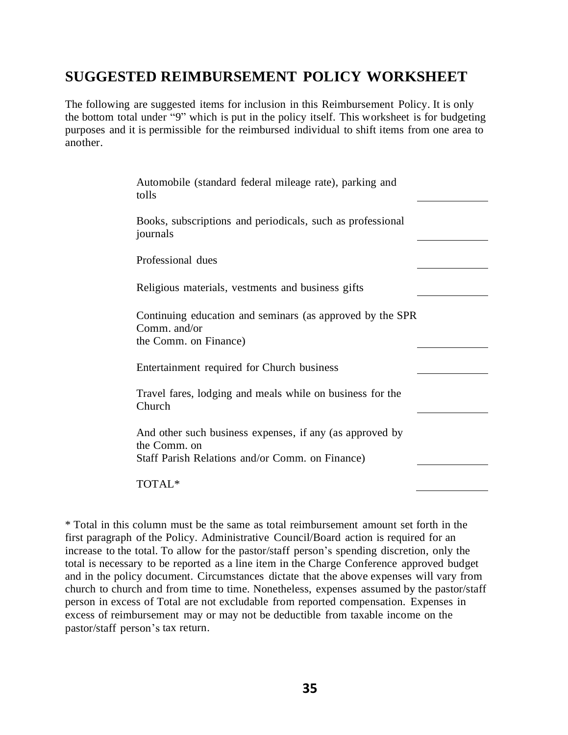## SUGGESTED REIMBURSEMENT POLICY WORKSHEET

The following are suggested items for inclusion in this Reimbursement Policy. It is only the bottom total under "9" which is put in the policy itself. This worksheet is for budgeting purposes and it is permissible for the reimbursed individual to shift items from one area to another.

| | |
|---|---|
| Automobile (standard federal mileage rate), parking and tolls | ____________ |
| Books, subscriptions and periodicals, such as professional journals | ____________ |
| Professional dues | ____________ |
| Religious materials, vestments and business gifts | ____________ |
| Continuing education and seminars (as approved by the SPR Comm. and/or the Comm. on Finance) | ____________ |
| Entertainment required for Church business | ____________ |
| Travel fares, lodging and meals while on business for the Church | ____________ |
| And other such business expenses, if any (as approved by the Comm. on Staff Parish Relations and/or Comm. on Finance) | ____________ |
| TOTAL* | ____________ |

* Total in this column must be the same as total reimbursement amount set forth in the first paragraph of the Policy. Administrative Council/Board action is required for an increase to the total. To allow for the pastor/staff person's spending discretion, only the total is necessary to be reported as a line item in the Charge Conference approved budget and in the policy document. Circumstances dictate that the above expenses will vary from church to church and from time to time. Nonetheless, expenses assumed by the pastor/staff person in excess of Total are not excludable from reported compensation. Expenses in excess of reimbursement may or may not be deductible from taxable income on the pastor/staff person's tax return.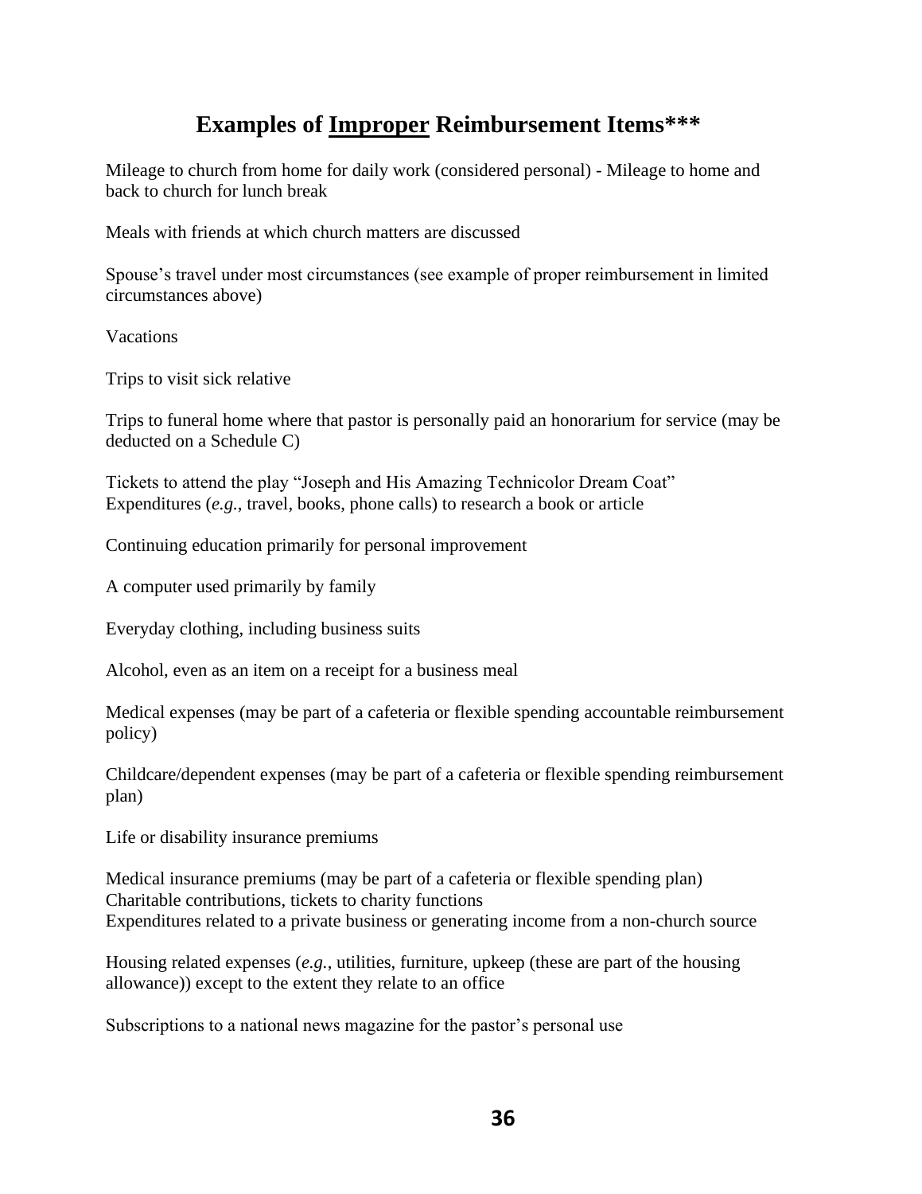## Examples of <u>Improper</u> Reimbursement Items***

Mileage to church from home for daily work (considered personal) - Mileage to home and back to church for lunch break

Meals with friends at which church matters are discussed

Spouse's travel under most circumstances (see example of proper reimbursement in limited circumstances above)

Vacations

Trips to visit sick relative

Trips to funeral home where that pastor is personally paid an honorarium for service (may be deducted on a Schedule C)

Tickets to attend the play "Joseph and His Amazing Technicolor Dream Coat"
Expenditures (*e.g.*, travel, books, phone calls) to research a book or article

Continuing education primarily for personal improvement

A computer used primarily by family

Everyday clothing, including business suits

Alcohol, even as an item on a receipt for a business meal

Medical expenses (may be part of a cafeteria or flexible spending accountable reimbursement policy)

Childcare/dependent expenses (may be part of a cafeteria or flexible spending reimbursement plan)

Life or disability insurance premiums

Medical insurance premiums (may be part of a cafeteria or flexible spending plan)
Charitable contributions, tickets to charity functions
Expenditures related to a private business or generating income from a non-church source

Housing related expenses (*e.g.*, utilities, furniture, upkeep (these are part of the housing allowance)) except to the extent they relate to an office

Subscriptions to a national news magazine for the pastor's personal use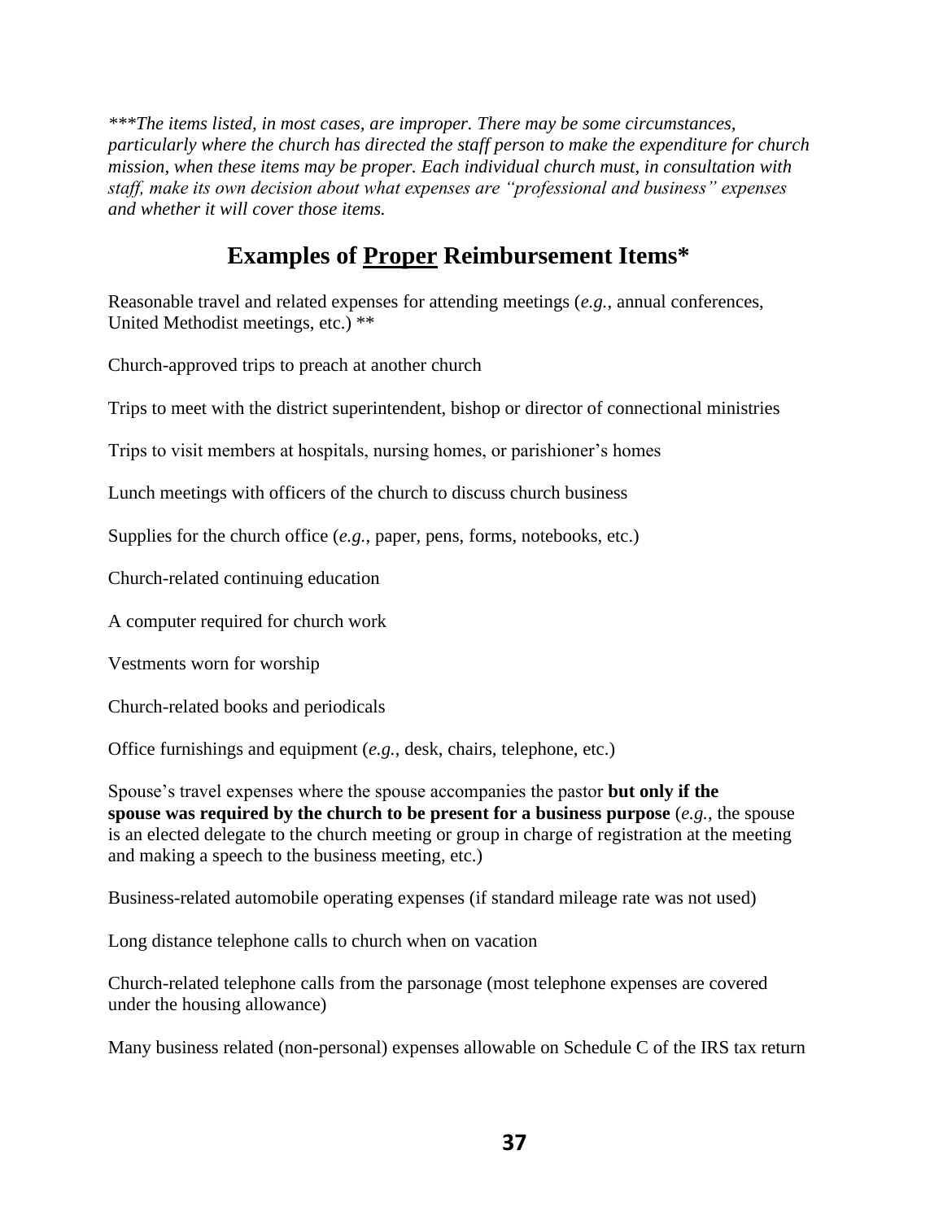*\*\*\*The items listed, in most cases, are improper. There may be some circumstances, particularly where the church has directed the staff person to make the expenditure for church mission, when these items may be proper. Each individual church must, in consultation with staff, make its own decision about what expenses are "professional and business" expenses and whether it will cover those items.*

## Examples of <u>Proper</u> Reimbursement Items*

Reasonable travel and related expenses for attending meetings (*e.g.*, annual conferences, United Methodist meetings, etc.) **

Church-approved trips to preach at another church

Trips to meet with the district superintendent, bishop or director of connectional ministries

Trips to visit members at hospitals, nursing homes, or parishioner's homes

Lunch meetings with officers of the church to discuss church business

Supplies for the church office (*e.g.*, paper, pens, forms, notebooks, etc.)

Church-related continuing education

A computer required for church work

Vestments worn for worship

Church-related books and periodicals

Office furnishings and equipment (*e.g.*, desk, chairs, telephone, etc.)

Spouse's travel expenses where the spouse accompanies the pastor **but only if the spouse was required by the church to be present for a business purpose** (*e.g.*, the spouse is an elected delegate to the church meeting or group in charge of registration at the meeting and making a speech to the business meeting, etc.)

Business-related automobile operating expenses (if standard mileage rate was not used)

Long distance telephone calls to church when on vacation

Church-related telephone calls from the parsonage (most telephone expenses are covered under the housing allowance)

Many business related (non-personal) expenses allowable on Schedule C of the IRS tax return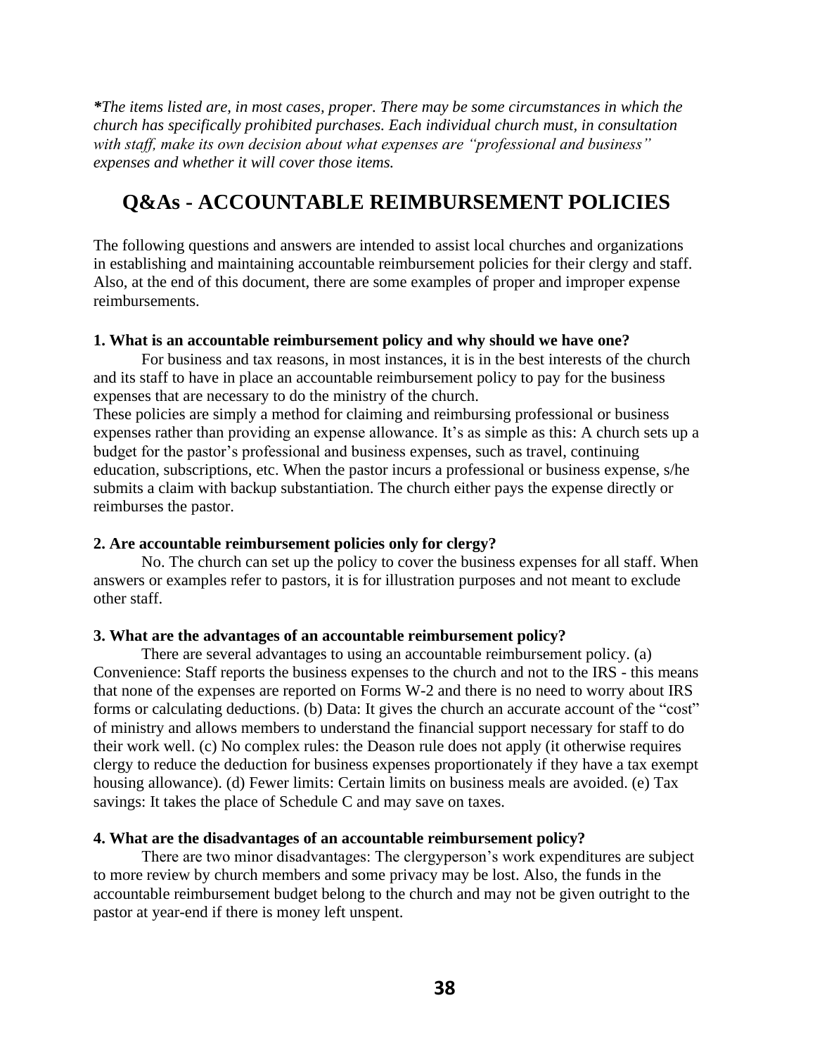*\*The items listed are, in most cases, proper. There may be some circumstances in which the church has specifically prohibited purchases. Each individual church must, in consultation with staff, make its own decision about what expenses are "professional and business" expenses and whether it will cover those items.*

## Q&As - ACCOUNTABLE REIMBURSEMENT POLICIES

The following questions and answers are intended to assist local churches and organizations in establishing and maintaining accountable reimbursement policies for their clergy and staff. Also, at the end of this document, there are some examples of proper and improper expense reimbursements.

**1. What is an accountable reimbursement policy and why should we have one?**

For business and tax reasons, in most instances, it is in the best interests of the church and its staff to have in place an accountable reimbursement policy to pay for the business expenses that are necessary to do the ministry of the church.

These policies are simply a method for claiming and reimbursing professional or business expenses rather than providing an expense allowance. It's as simple as this: A church sets up a budget for the pastor's professional and business expenses, such as travel, continuing education, subscriptions, etc. When the pastor incurs a professional or business expense, s/he submits a claim with backup substantiation. The church either pays the expense directly or reimburses the pastor.

**2. Are accountable reimbursement policies only for clergy?**

No. The church can set up the policy to cover the business expenses for all staff. When answers or examples refer to pastors, it is for illustration purposes and not meant to exclude other staff.

**3. What are the advantages of an accountable reimbursement policy?**

There are several advantages to using an accountable reimbursement policy. (a) Convenience: Staff reports the business expenses to the church and not to the IRS - this means that none of the expenses are reported on Forms W-2 and there is no need to worry about IRS forms or calculating deductions. (b) Data: It gives the church an accurate account of the "cost" of ministry and allows members to understand the financial support necessary for staff to do their work well. (c) No complex rules: the Deason rule does not apply (it otherwise requires clergy to reduce the deduction for business expenses proportionately if they have a tax exempt housing allowance). (d) Fewer limits: Certain limits on business meals are avoided. (e) Tax savings: It takes the place of Schedule C and may save on taxes.

**4. What are the disadvantages of an accountable reimbursement policy?**

There are two minor disadvantages: The clergyperson's work expenditures are subject to more review by church members and some privacy may be lost. Also, the funds in the accountable reimbursement budget belong to the church and may not be given outright to the pastor at year-end if there is money left unspent.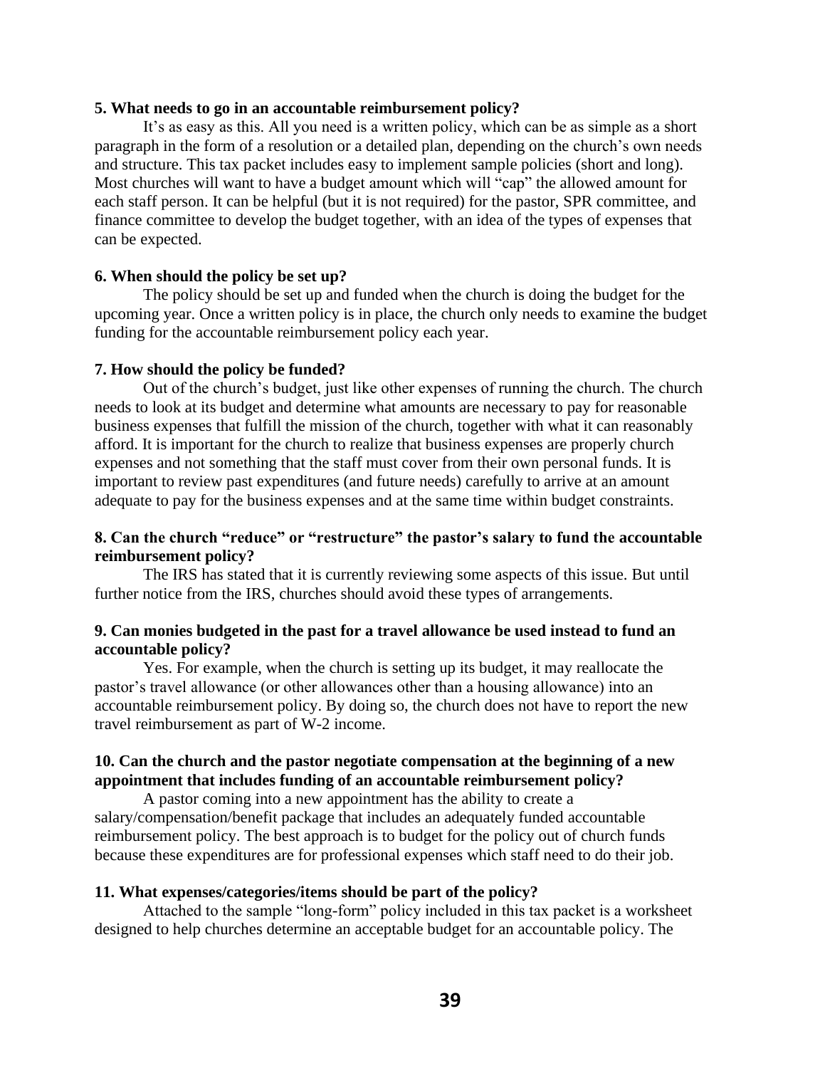**5. What needs to go in an accountable reimbursement policy?**

It's as easy as this. All you need is a written policy, which can be as simple as a short paragraph in the form of a resolution or a detailed plan, depending on the church's own needs and structure. This tax packet includes easy to implement sample policies (short and long). Most churches will want to have a budget amount which will "cap" the allowed amount for each staff person. It can be helpful (but it is not required) for the pastor, SPR committee, and finance committee to develop the budget together, with an idea of the types of expenses that can be expected.

**6. When should the policy be set up?**

The policy should be set up and funded when the church is doing the budget for the upcoming year. Once a written policy is in place, the church only needs to examine the budget funding for the accountable reimbursement policy each year.

**7. How should the policy be funded?**

Out of the church's budget, just like other expenses of running the church. The church needs to look at its budget and determine what amounts are necessary to pay for reasonable business expenses that fulfill the mission of the church, together with what it can reasonably afford. It is important for the church to realize that business expenses are properly church expenses and not something that the staff must cover from their own personal funds. It is important to review past expenditures (and future needs) carefully to arrive at an amount adequate to pay for the business expenses and at the same time within budget constraints.

**8. Can the church "reduce" or "restructure" the pastor's salary to fund the accountable reimbursement policy?**

The IRS has stated that it is currently reviewing some aspects of this issue. But until further notice from the IRS, churches should avoid these types of arrangements.

**9. Can monies budgeted in the past for a travel allowance be used instead to fund an accountable policy?**

Yes. For example, when the church is setting up its budget, it may reallocate the pastor's travel allowance (or other allowances other than a housing allowance) into an accountable reimbursement policy. By doing so, the church does not have to report the new travel reimbursement as part of W-2 income.

**10. Can the church and the pastor negotiate compensation at the beginning of a new appointment that includes funding of an accountable reimbursement policy?**

A pastor coming into a new appointment has the ability to create a salary/compensation/benefit package that includes an adequately funded accountable reimbursement policy. The best approach is to budget for the policy out of church funds because these expenditures are for professional expenses which staff need to do their job.

**11. What expenses/categories/items should be part of the policy?**

Attached to the sample "long-form" policy included in this tax packet is a worksheet designed to help churches determine an acceptable budget for an accountable policy. The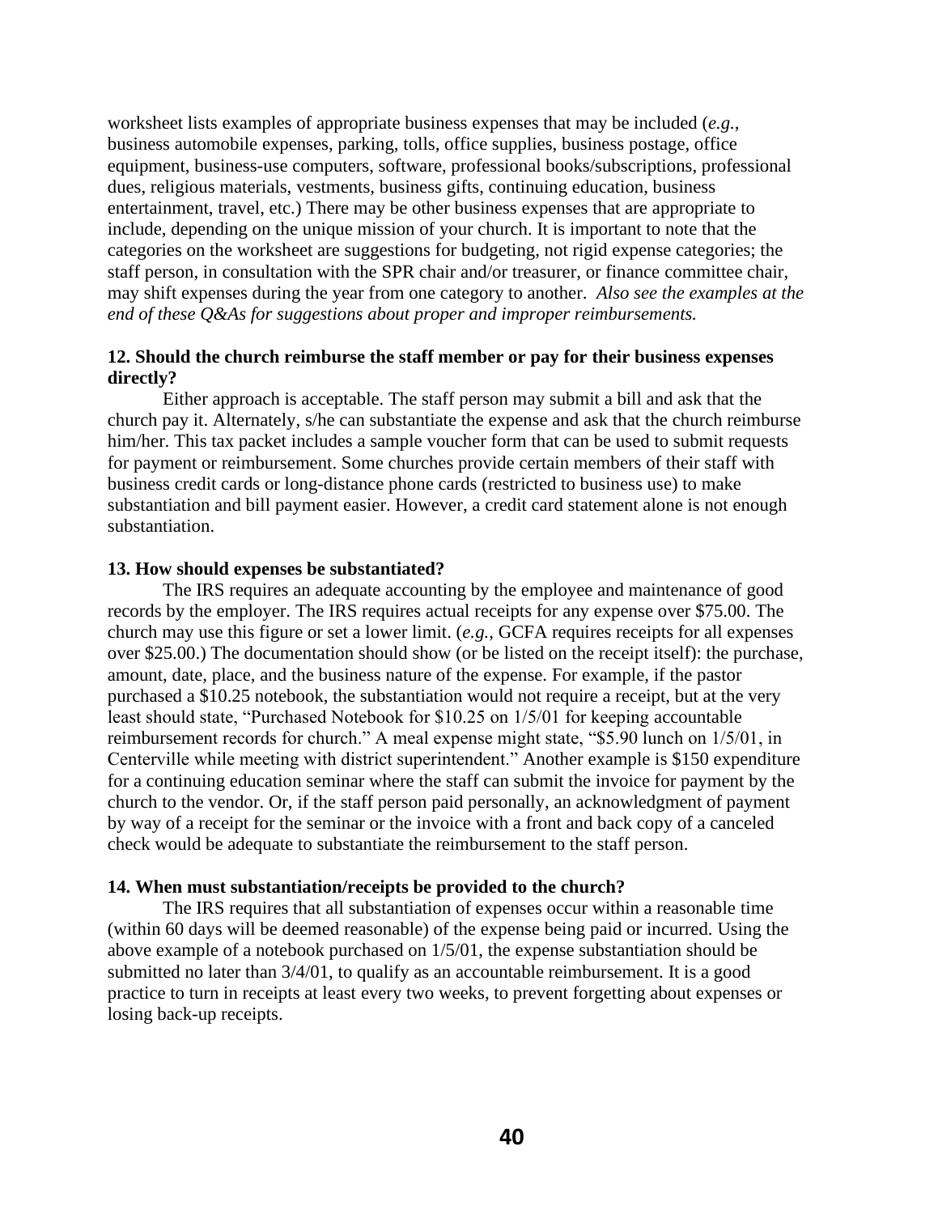worksheet lists examples of appropriate business expenses that may be included (*e.g.*, business automobile expenses, parking, tolls, office supplies, business postage, office equipment, business-use computers, software, professional books/subscriptions, professional dues, religious materials, vestments, business gifts, continuing education, business entertainment, travel, etc.) There may be other business expenses that are appropriate to include, depending on the unique mission of your church. It is important to note that the categories on the worksheet are suggestions for budgeting, not rigid expense categories; the staff person, in consultation with the SPR chair and/or treasurer, or finance committee chair, may shift expenses during the year from one category to another. *Also see the examples at the end of these Q&As for suggestions about proper and improper reimbursements.*

**12. Should the church reimburse the staff member or pay for their business expenses directly?**

Either approach is acceptable. The staff person may submit a bill and ask that the church pay it. Alternately, s/he can substantiate the expense and ask that the church reimburse him/her. This tax packet includes a sample voucher form that can be used to submit requests for payment or reimbursement. Some churches provide certain members of their staff with business credit cards or long-distance phone cards (restricted to business use) to make substantiation and bill payment easier. However, a credit card statement alone is not enough substantiation.

**13. How should expenses be substantiated?**

The IRS requires an adequate accounting by the employee and maintenance of good records by the employer. The IRS requires actual receipts for any expense over $75.00. The church may use this figure or set a lower limit. (*e.g.*, GCFA requires receipts for all expenses over $25.00.) The documentation should show (or be listed on the receipt itself): the purchase, amount, date, place, and the business nature of the expense. For example, if the pastor purchased a $10.25 notebook, the substantiation would not require a receipt, but at the very least should state, "Purchased Notebook for $10.25 on 1/5/01 for keeping accountable reimbursement records for church." A meal expense might state, "$5.90 lunch on 1/5/01, in Centerville while meeting with district superintendent." Another example is $150 expenditure for a continuing education seminar where the staff can submit the invoice for payment by the church to the vendor. Or, if the staff person paid personally, an acknowledgment of payment by way of a receipt for the seminar or the invoice with a front and back copy of a canceled check would be adequate to substantiate the reimbursement to the staff person.

**14. When must substantiation/receipts be provided to the church?**

The IRS requires that all substantiation of expenses occur within a reasonable time (within 60 days will be deemed reasonable) of the expense being paid or incurred. Using the above example of a notebook purchased on 1/5/01, the expense substantiation should be submitted no later than 3/4/01, to qualify as an accountable reimbursement. It is a good practice to turn in receipts at least every two weeks, to prevent forgetting about expenses or losing back-up receipts.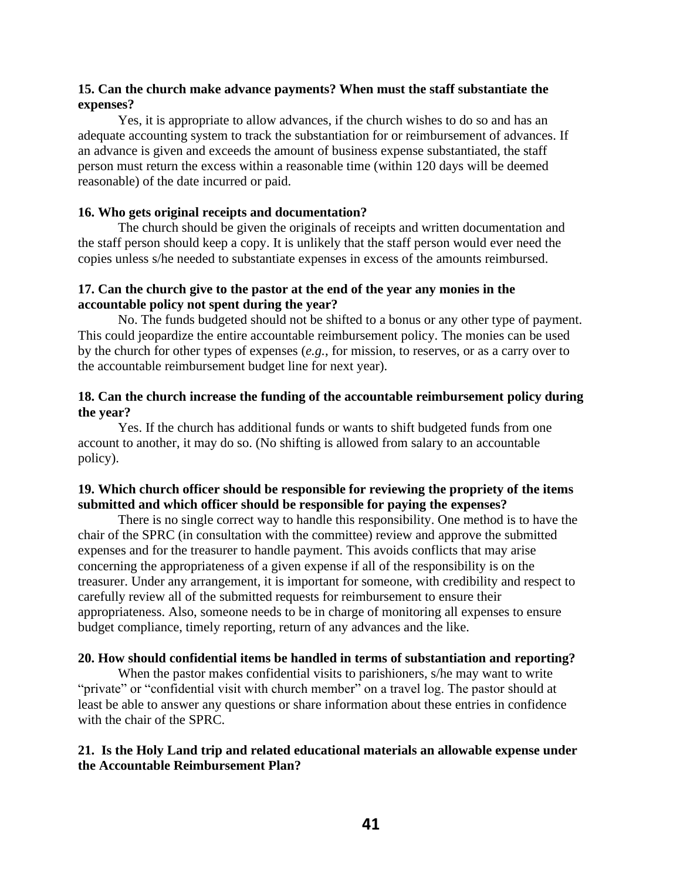**15. Can the church make advance payments? When must the staff substantiate the expenses?**

Yes, it is appropriate to allow advances, if the church wishes to do so and has an adequate accounting system to track the substantiation for or reimbursement of advances. If an advance is given and exceeds the amount of business expense substantiated, the staff person must return the excess within a reasonable time (within 120 days will be deemed reasonable) of the date incurred or paid.

**16. Who gets original receipts and documentation?**

The church should be given the originals of receipts and written documentation and the staff person should keep a copy. It is unlikely that the staff person would ever need the copies unless s/he needed to substantiate expenses in excess of the amounts reimbursed.

**17. Can the church give to the pastor at the end of the year any monies in the accountable policy not spent during the year?**

No. The funds budgeted should not be shifted to a bonus or any other type of payment. This could jeopardize the entire accountable reimbursement policy. The monies can be used by the church for other types of expenses (*e.g.*, for mission, to reserves, or as a carry over to the accountable reimbursement budget line for next year).

**18. Can the church increase the funding of the accountable reimbursement policy during the year?**

Yes. If the church has additional funds or wants to shift budgeted funds from one account to another, it may do so. (No shifting is allowed from salary to an accountable policy).

**19. Which church officer should be responsible for reviewing the propriety of the items submitted and which officer should be responsible for paying the expenses?**

There is no single correct way to handle this responsibility. One method is to have the chair of the SPRC (in consultation with the committee) review and approve the submitted expenses and for the treasurer to handle payment. This avoids conflicts that may arise concerning the appropriateness of a given expense if all of the responsibility is on the treasurer. Under any arrangement, it is important for someone, with credibility and respect to carefully review all of the submitted requests for reimbursement to ensure their appropriateness. Also, someone needs to be in charge of monitoring all expenses to ensure budget compliance, timely reporting, return of any advances and the like.

**20. How should confidential items be handled in terms of substantiation and reporting?**

When the pastor makes confidential visits to parishioners, s/he may want to write "private" or "confidential visit with church member" on a travel log. The pastor should at least be able to answer any questions or share information about these entries in confidence with the chair of the SPRC.

**21. Is the Holy Land trip and related educational materials an allowable expense under the Accountable Reimbursement Plan?**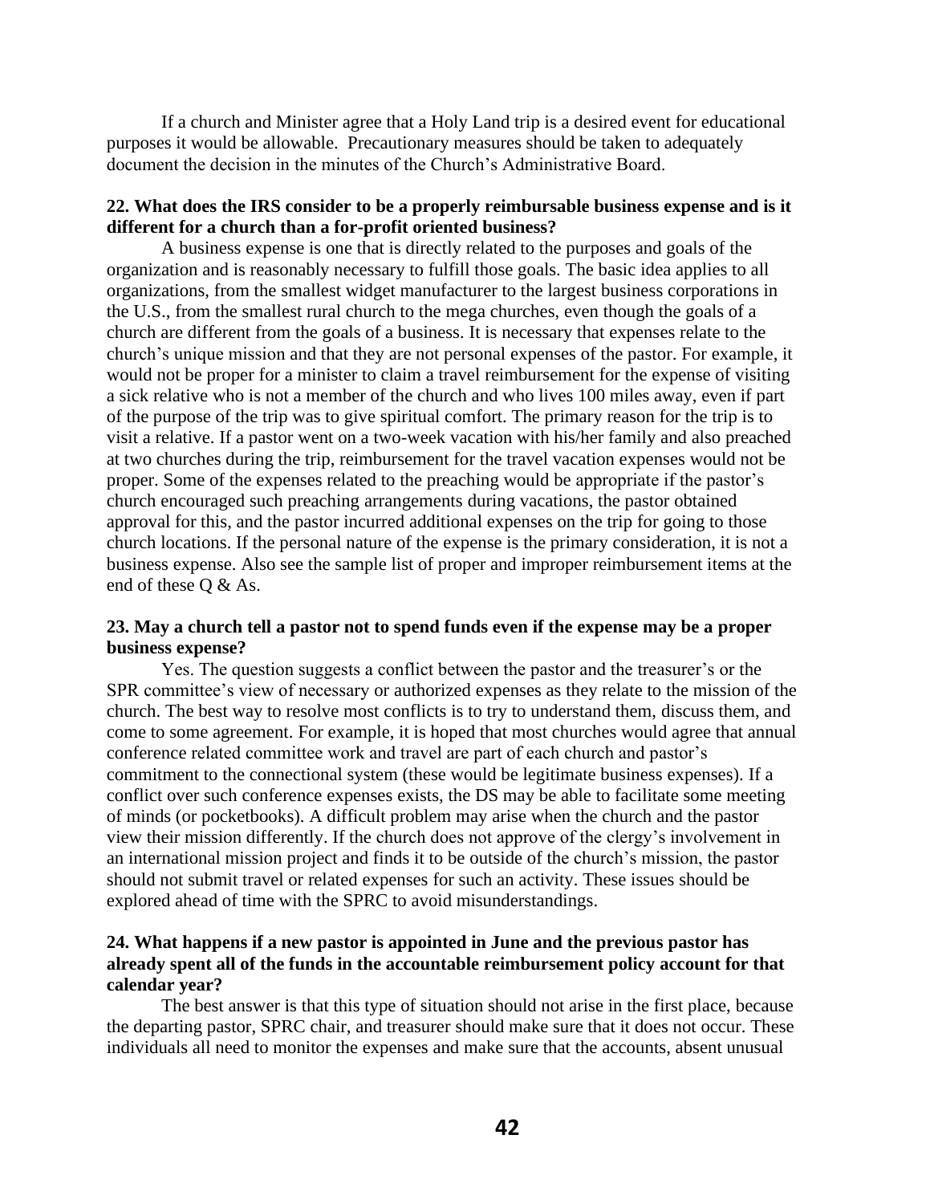If a church and Minister agree that a Holy Land trip is a desired event for educational purposes it would be allowable. Precautionary measures should be taken to adequately document the decision in the minutes of the Church's Administrative Board.

**22. What does the IRS consider to be a properly reimbursable business expense and is it different for a church than a for-profit oriented business?**

A business expense is one that is directly related to the purposes and goals of the organization and is reasonably necessary to fulfill those goals. The basic idea applies to all organizations, from the smallest widget manufacturer to the largest business corporations in the U.S., from the smallest rural church to the mega churches, even though the goals of a church are different from the goals of a business. It is necessary that expenses relate to the church's unique mission and that they are not personal expenses of the pastor. For example, it would not be proper for a minister to claim a travel reimbursement for the expense of visiting a sick relative who is not a member of the church and who lives 100 miles away, even if part of the purpose of the trip was to give spiritual comfort. The primary reason for the trip is to visit a relative. If a pastor went on a two-week vacation with his/her family and also preached at two churches during the trip, reimbursement for the travel vacation expenses would not be proper. Some of the expenses related to the preaching would be appropriate if the pastor's church encouraged such preaching arrangements during vacations, the pastor obtained approval for this, and the pastor incurred additional expenses on the trip for going to those church locations. If the personal nature of the expense is the primary consideration, it is not a business expense. Also see the sample list of proper and improper reimbursement items at the end of these Q & As.

**23. May a church tell a pastor not to spend funds even if the expense may be a proper business expense?**

Yes. The question suggests a conflict between the pastor and the treasurer's or the SPR committee's view of necessary or authorized expenses as they relate to the mission of the church. The best way to resolve most conflicts is to try to understand them, discuss them, and come to some agreement. For example, it is hoped that most churches would agree that annual conference related committee work and travel are part of each church and pastor's commitment to the connectional system (these would be legitimate business expenses). If a conflict over such conference expenses exists, the DS may be able to facilitate some meeting of minds (or pocketbooks). A difficult problem may arise when the church and the pastor view their mission differently. If the church does not approve of the clergy's involvement in an international mission project and finds it to be outside of the church's mission, the pastor should not submit travel or related expenses for such an activity. These issues should be explored ahead of time with the SPRC to avoid misunderstandings.

**24. What happens if a new pastor is appointed in June and the previous pastor has already spent all of the funds in the accountable reimbursement policy account for that calendar year?**

The best answer is that this type of situation should not arise in the first place, because the departing pastor, SPRC chair, and treasurer should make sure that it does not occur. These individuals all need to monitor the expenses and make sure that the accounts, absent unusual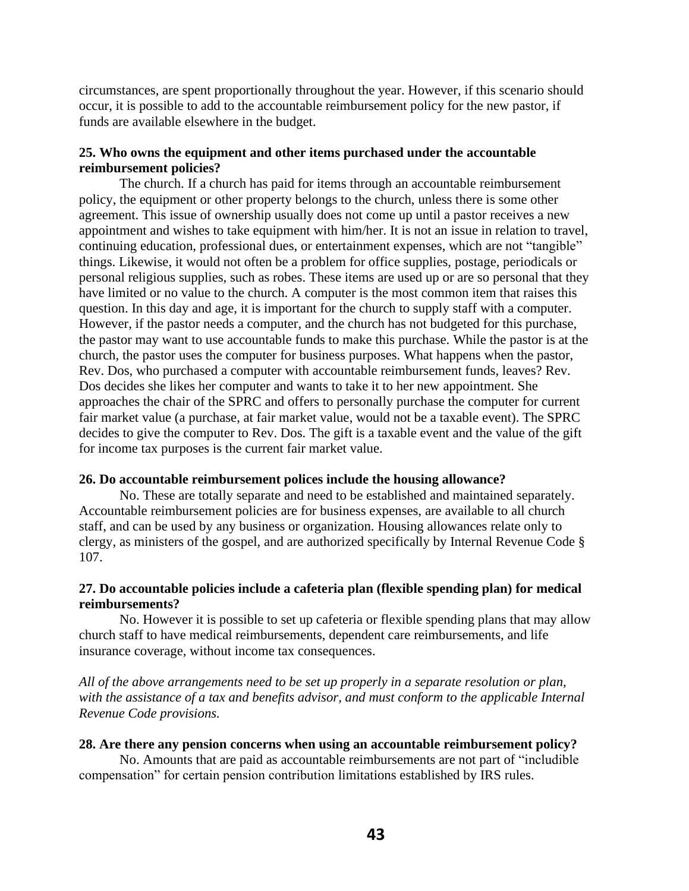circumstances, are spent proportionally throughout the year. However, if this scenario should occur, it is possible to add to the accountable reimbursement policy for the new pastor, if funds are available elsewhere in the budget.

**25. Who owns the equipment and other items purchased under the accountable reimbursement policies?**

The church. If a church has paid for items through an accountable reimbursement policy, the equipment or other property belongs to the church, unless there is some other agreement. This issue of ownership usually does not come up until a pastor receives a new appointment and wishes to take equipment with him/her. It is not an issue in relation to travel, continuing education, professional dues, or entertainment expenses, which are not "tangible" things. Likewise, it would not often be a problem for office supplies, postage, periodicals or personal religious supplies, such as robes. These items are used up or are so personal that they have limited or no value to the church. A computer is the most common item that raises this question. In this day and age, it is important for the church to supply staff with a computer. However, if the pastor needs a computer, and the church has not budgeted for this purchase, the pastor may want to use accountable funds to make this purchase. While the pastor is at the church, the pastor uses the computer for business purposes. What happens when the pastor, Rev. Dos, who purchased a computer with accountable reimbursement funds, leaves? Rev. Dos decides she likes her computer and wants to take it to her new appointment. She approaches the chair of the SPRC and offers to personally purchase the computer for current fair market value (a purchase, at fair market value, would not be a taxable event). The SPRC decides to give the computer to Rev. Dos. The gift is a taxable event and the value of the gift for income tax purposes is the current fair market value.

**26. Do accountable reimbursement polices include the housing allowance?**

No. These are totally separate and need to be established and maintained separately. Accountable reimbursement policies are for business expenses, are available to all church staff, and can be used by any business or organization. Housing allowances relate only to clergy, as ministers of the gospel, and are authorized specifically by Internal Revenue Code § 107.

**27. Do accountable policies include a cafeteria plan (flexible spending plan) for medical reimbursements?**

No. However it is possible to set up cafeteria or flexible spending plans that may allow church staff to have medical reimbursements, dependent care reimbursements, and life insurance coverage, without income tax consequences.

*All of the above arrangements need to be set up properly in a separate resolution or plan, with the assistance of a tax and benefits advisor, and must conform to the applicable Internal Revenue Code provisions.*

**28. Are there any pension concerns when using an accountable reimbursement policy?**

No. Amounts that are paid as accountable reimbursements are not part of "includible compensation" for certain pension contribution limitations established by IRS rules.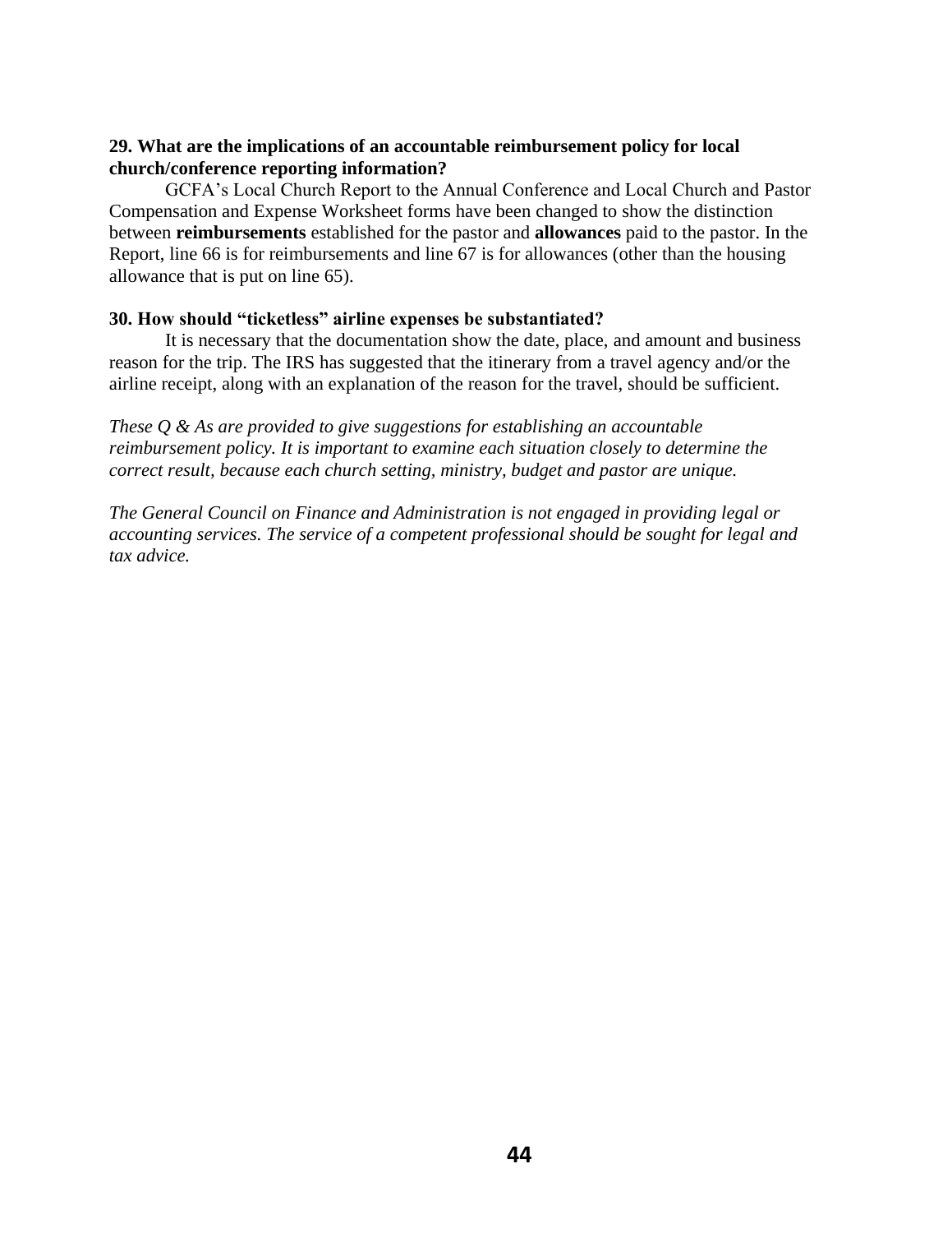**29. What are the implications of an accountable reimbursement policy for local church/conference reporting information?**

GCFA’s Local Church Report to the Annual Conference and Local Church and Pastor Compensation and Expense Worksheet forms have been changed to show the distinction between **reimbursements** established for the pastor and **allowances** paid to the pastor. In the Report, line 66 is for reimbursements and line 67 is for allowances (other than the housing allowance that is put on line 65).

**30. How should “ticketless” airline expenses be substantiated?**

It is necessary that the documentation show the date, place, and amount and business reason for the trip. The IRS has suggested that the itinerary from a travel agency and/or the airline receipt, along with an explanation of the reason for the travel, should be sufficient.

*These Q & As are provided to give suggestions for establishing an accountable reimbursement policy. It is important to examine each situation closely to determine the correct result, because each church setting, ministry, budget and pastor are unique.*

*The General Council on Finance and Administration is not engaged in providing legal or accounting services. The service of a competent professional should be sought for legal and tax advice.*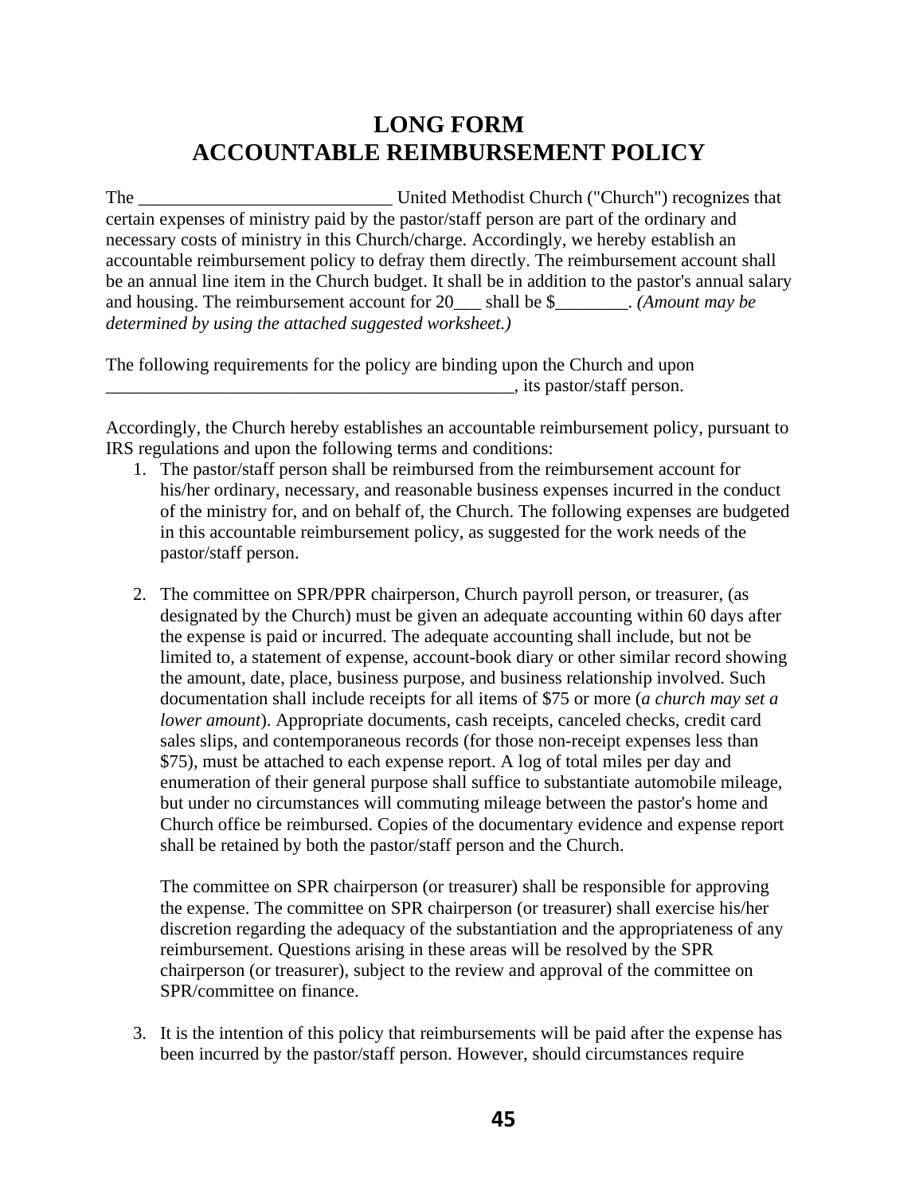# LONG FORM
# ACCOUNTABLE REIMBURSEMENT POLICY

The ____________________________ United Methodist Church ("Church") recognizes that certain expenses of ministry paid by the pastor/staff person are part of the ordinary and necessary costs of ministry in this Church/charge. Accordingly, we hereby establish an accountable reimbursement policy to defray them directly. The reimbursement account shall be an annual line item in the Church budget. It shall be in addition to the pastor's annual salary and housing. The reimbursement account for 20___ shall be $________. *(Amount may be determined by using the attached suggested worksheet.)*

The following requirements for the policy are binding upon the Church and upon _______________________________________________, its pastor/staff person.

Accordingly, the Church hereby establishes an accountable reimbursement policy, pursuant to IRS regulations and upon the following terms and conditions:

1. The pastor/staff person shall be reimbursed from the reimbursement account for his/her ordinary, necessary, and reasonable business expenses incurred in the conduct of the ministry for, and on behalf of, the Church. The following expenses are budgeted in this accountable reimbursement policy, as suggested for the work needs of the pastor/staff person.

2. The committee on SPR/PPR chairperson, Church payroll person, or treasurer, (as designated by the Church) must be given an adequate accounting within 60 days after the expense is paid or incurred. The adequate accounting shall include, but not be limited to, a statement of expense, account-book diary or other similar record showing the amount, date, place, business purpose, and business relationship involved. Such documentation shall include receipts for all items of $75 or more (*a church may set a lower amount*). Appropriate documents, cash receipts, canceled checks, credit card sales slips, and contemporaneous records (for those non-receipt expenses less than $75), must be attached to each expense report. A log of total miles per day and enumeration of their general purpose shall suffice to substantiate automobile mileage, but under no circumstances will commuting mileage between the pastor's home and Church office be reimbursed. Copies of the documentary evidence and expense report shall be retained by both the pastor/staff person and the Church.

   The committee on SPR chairperson (or treasurer) shall be responsible for approving the expense. The committee on SPR chairperson (or treasurer) shall exercise his/her discretion regarding the adequacy of the substantiation and the appropriateness of any reimbursement. Questions arising in these areas will be resolved by the SPR chairperson (or treasurer), subject to the review and approval of the committee on SPR/committee on finance.

3. It is the intention of this policy that reimbursements will be paid after the expense has been incurred by the pastor/staff person. However, should circumstances require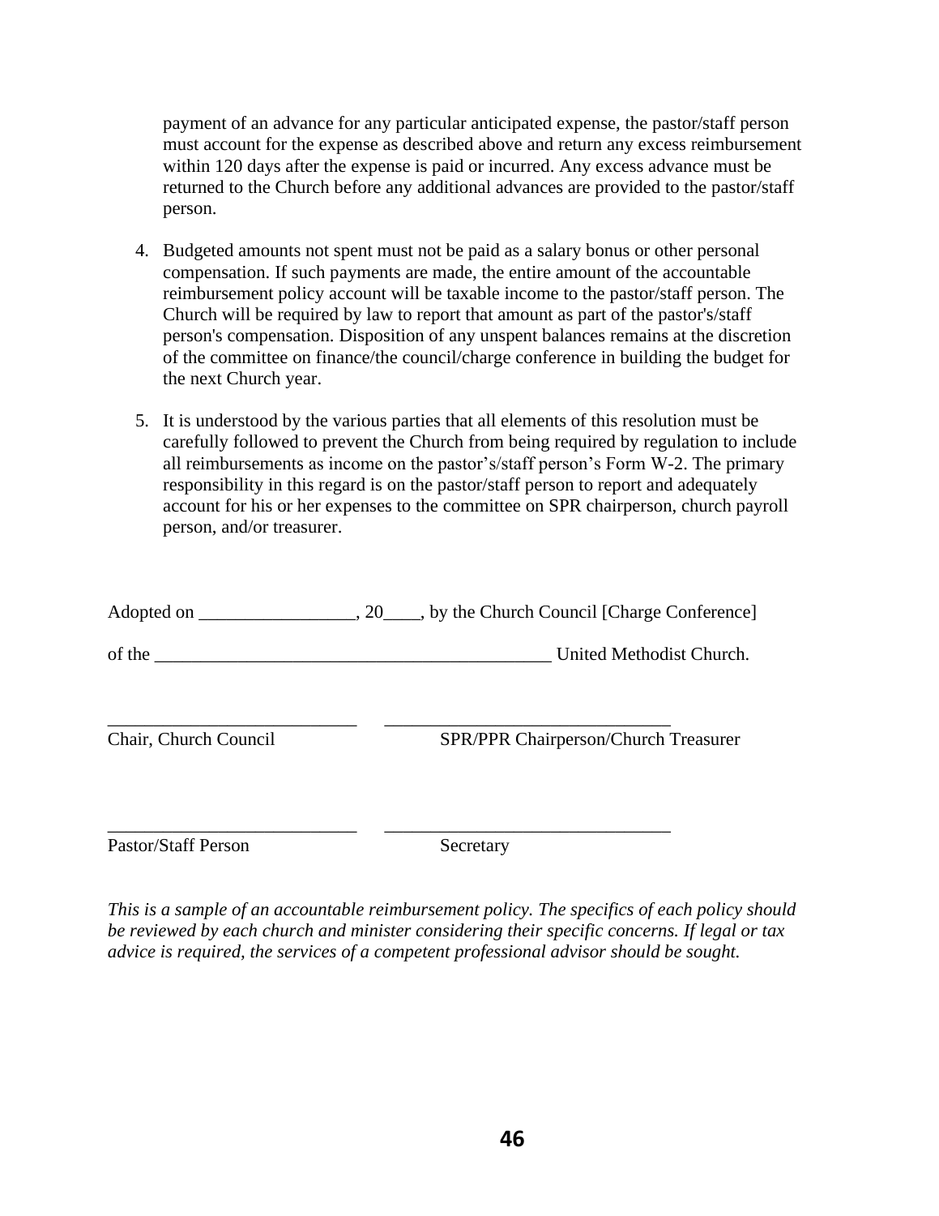payment of an advance for any particular anticipated expense, the pastor/staff person must account for the expense as described above and return any excess reimbursement within 120 days after the expense is paid or incurred. Any excess advance must be returned to the Church before any additional advances are provided to the pastor/staff person.

4. Budgeted amounts not spent must not be paid as a salary bonus or other personal compensation. If such payments are made, the entire amount of the accountable reimbursement policy account will be taxable income to the pastor/staff person. The Church will be required by law to report that amount as part of the pastor's/staff person's compensation. Disposition of any unspent balances remains at the discretion of the committee on finance/the council/charge conference in building the budget for the next Church year.

5. It is understood by the various parties that all elements of this resolution must be carefully followed to prevent the Church from being required by regulation to include all reimbursements as income on the pastor's/staff person's Form W-2. The primary responsibility in this regard is on the pastor/staff person to report and adequately account for his or her expenses to the committee on SPR chairperson, church payroll person, and/or treasurer.

Adopted on _________________, 20____, by the Church Council [Charge Conference]

of the ____________________________________________ United Methodist Church.

___________________________ ______________________________

Chair, Church Council SPR/PPR Chairperson/Church Treasurer

___________________________ ______________________________

Pastor/Staff Person Secretary

*This is a sample of an accountable reimbursement policy. The specifics of each policy should be reviewed by each church and minister considering their specific concerns. If legal or tax advice is required, the services of a competent professional advisor should be sought.*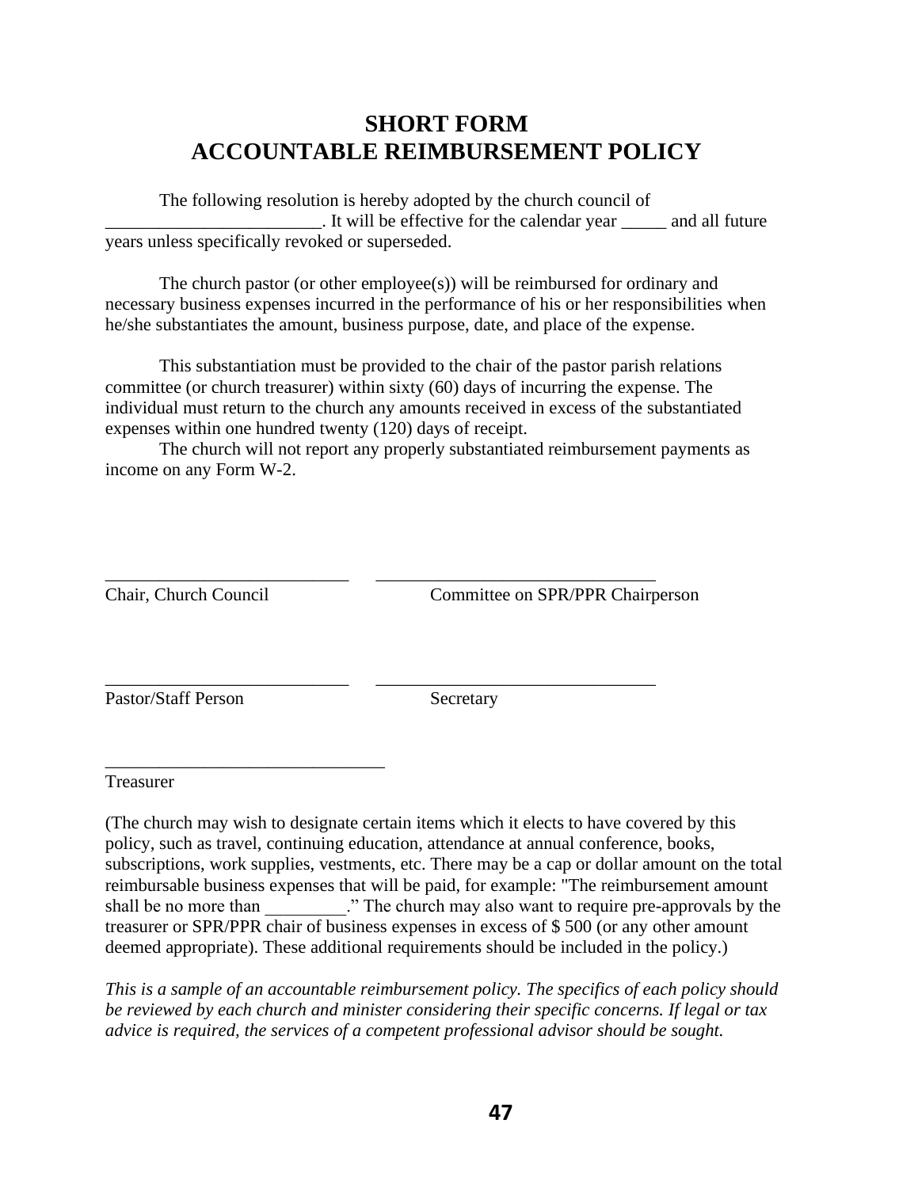# SHORT FORM
# ACCOUNTABLE REIMBURSEMENT POLICY

The following resolution is hereby adopted by the church council of ________________________. It will be effective for the calendar year _____ and all future years unless specifically revoked or superseded.

The church pastor (or other employee(s)) will be reimbursed for ordinary and necessary business expenses incurred in the performance of his or her responsibilities when he/she substantiates the amount, business purpose, date, and place of the expense.

This substantiation must be provided to the chair of the pastor parish relations committee (or church treasurer) within sixty (60) days of incurring the expense. The individual must return to the church any amounts received in excess of the substantiated expenses within one hundred twenty (120) days of receipt.

The church will not report any properly substantiated reimbursement payments as income on any Form W-2.

___________________________ ______________________________

Chair, Church Council Committee on SPR/PPR Chairperson

___________________________ ______________________________

Pastor/Staff Person Secretary

______________________________

Treasurer

(The church may wish to designate certain items which it elects to have covered by this policy, such as travel, continuing education, attendance at annual conference, books, subscriptions, work supplies, vestments, etc. There may be a cap or dollar amount on the total reimbursable business expenses that will be paid, for example: "The reimbursement amount shall be no more than _________." The church may also want to require pre-approvals by the treasurer or SPR/PPR chair of business expenses in excess of $ 500 (or any other amount deemed appropriate). These additional requirements should be included in the policy.)

*This is a sample of an accountable reimbursement policy. The specifics of each policy should be reviewed by each church and minister considering their specific concerns. If legal or tax advice is required, the services of a competent professional advisor should be sought.*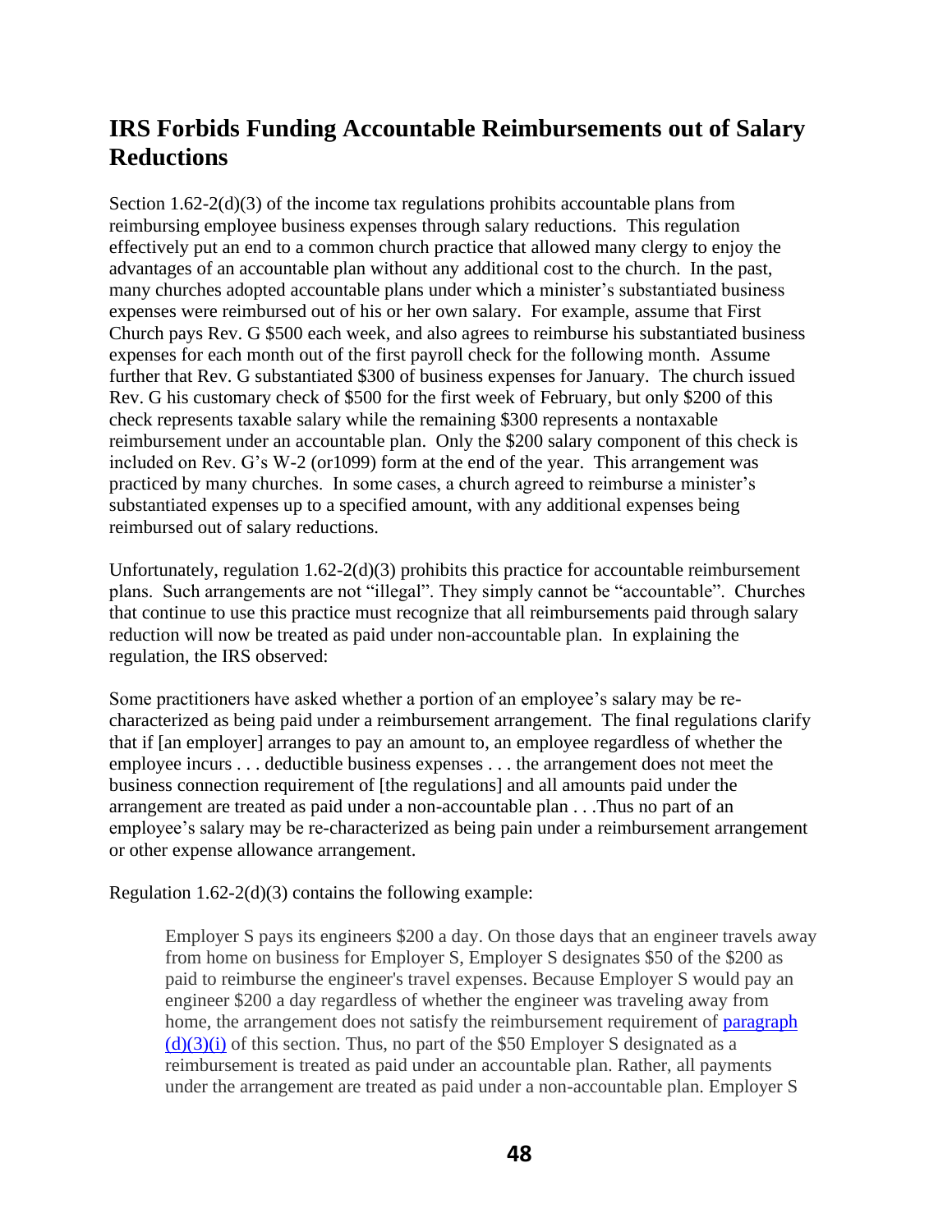## IRS Forbids Funding Accountable Reimbursements out of Salary Reductions

Section 1.62-2(d)(3) of the income tax regulations prohibits accountable plans from reimbursing employee business expenses through salary reductions. This regulation effectively put an end to a common church practice that allowed many clergy to enjoy the advantages of an accountable plan without any additional cost to the church. In the past, many churches adopted accountable plans under which a minister's substantiated business expenses were reimbursed out of his or her own salary. For example, assume that First Church pays Rev. G $500 each week, and also agrees to reimburse his substantiated business expenses for each month out of the first payroll check for the following month. Assume further that Rev. G substantiated $300 of business expenses for January. The church issued Rev. G his customary check of $500 for the first week of February, but only $200 of this check represents taxable salary while the remaining $300 represents a nontaxable reimbursement under an accountable plan. Only the $200 salary component of this check is included on Rev. G's W-2 (or1099) form at the end of the year. This arrangement was practiced by many churches. In some cases, a church agreed to reimburse a minister's substantiated expenses up to a specified amount, with any additional expenses being reimbursed out of salary reductions.

Unfortunately, regulation 1.62-2(d)(3) prohibits this practice for accountable reimbursement plans. Such arrangements are not "illegal". They simply cannot be "accountable". Churches that continue to use this practice must recognize that all reimbursements paid through salary reduction will now be treated as paid under non-accountable plan. In explaining the regulation, the IRS observed:

Some practitioners have asked whether a portion of an employee's salary may be re-characterized as being paid under a reimbursement arrangement. The final regulations clarify that if [an employer] arranges to pay an amount to, an employee regardless of whether the employee incurs . . . deductible business expenses . . . the arrangement does not meet the business connection requirement of [the regulations] and all amounts paid under the arrangement are treated as paid under a non-accountable plan . . .Thus no part of an employee's salary may be re-characterized as being pain under a reimbursement arrangement or other expense allowance arrangement.

Regulation 1.62-2(d)(3) contains the following example:

> Employer S pays its engineers $200 a day. On those days that an engineer travels away from home on business for Employer S, Employer S designates $50 of the $200 as paid to reimburse the engineer's travel expenses. Because Employer S would pay an engineer $200 a day regardless of whether the engineer was traveling away from home, the arrangement does not satisfy the reimbursement requirement of paragraph (d)(3)(i) of this section. Thus, no part of the $50 Employer S designated as a reimbursement is treated as paid under an accountable plan. Rather, all payments under the arrangement are treated as paid under a non-accountable plan. Employer S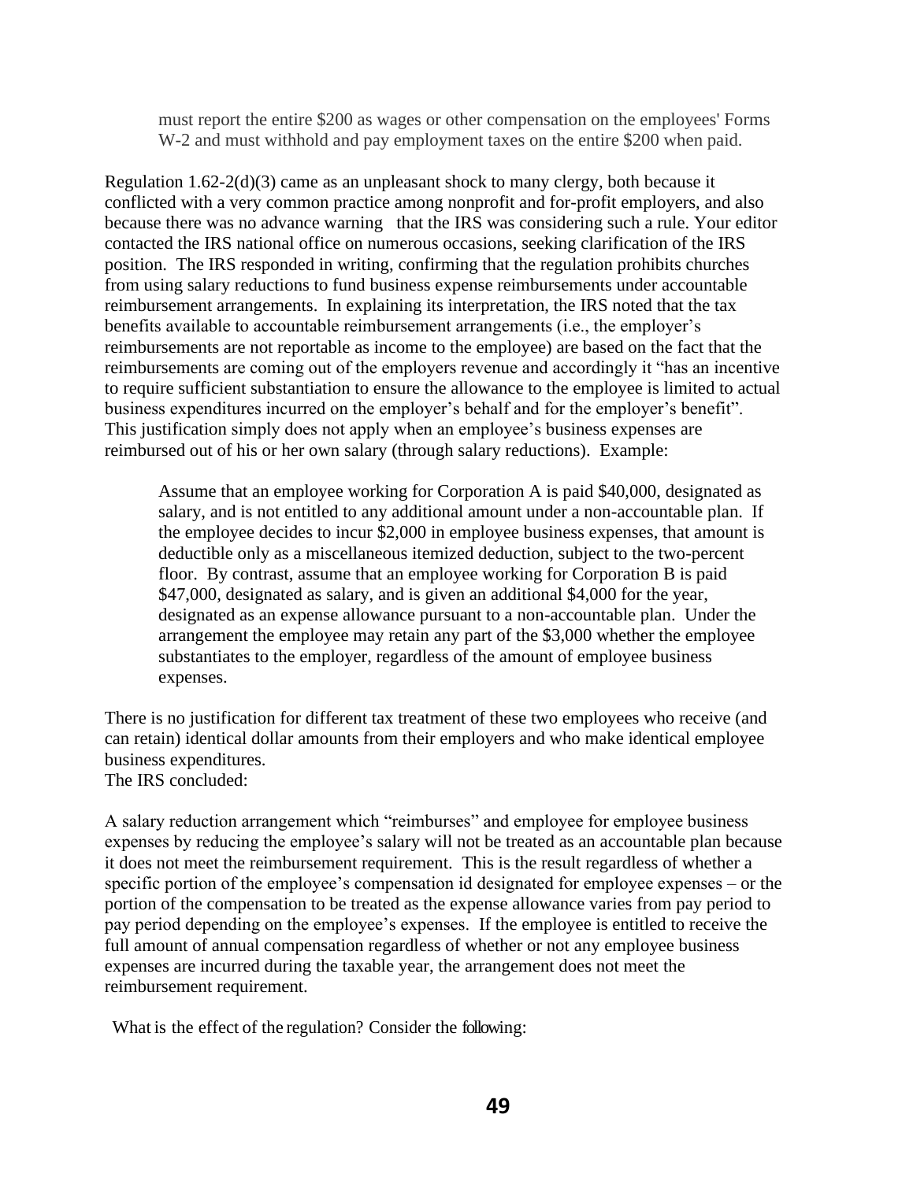> must report the entire $200 as wages or other compensation on the employees' Forms W-2 and must withhold and pay employment taxes on the entire $200 when paid.

Regulation 1.62-2(d)(3) came as an unpleasant shock to many clergy, both because it conflicted with a very common practice among nonprofit and for-profit employers, and also because there was no advance warning that the IRS was considering such a rule. Your editor contacted the IRS national office on numerous occasions, seeking clarification of the IRS position. The IRS responded in writing, confirming that the regulation prohibits churches from using salary reductions to fund business expense reimbursements under accountable reimbursement arrangements. In explaining its interpretation, the IRS noted that the tax benefits available to accountable reimbursement arrangements (i.e., the employer's reimbursements are not reportable as income to the employee) are based on the fact that the reimbursements are coming out of the employers revenue and accordingly it "has an incentive to require sufficient substantiation to ensure the allowance to the employee is limited to actual business expenditures incurred on the employer's behalf and for the employer's benefit". This justification simply does not apply when an employee's business expenses are reimbursed out of his or her own salary (through salary reductions). Example:

> Assume that an employee working for Corporation A is paid $40,000, designated as salary, and is not entitled to any additional amount under a non-accountable plan. If the employee decides to incur $2,000 in employee business expenses, that amount is deductible only as a miscellaneous itemized deduction, subject to the two-percent floor. By contrast, assume that an employee working for Corporation B is paid $47,000, designated as salary, and is given an additional $4,000 for the year, designated as an expense allowance pursuant to a non-accountable plan. Under the arrangement the employee may retain any part of the $3,000 whether the employee substantiates to the employer, regardless of the amount of employee business expenses.

There is no justification for different tax treatment of these two employees who receive (and can retain) identical dollar amounts from their employers and who make identical employee business expenditures.
The IRS concluded:

A salary reduction arrangement which "reimburses" and employee for employee business expenses by reducing the employee's salary will not be treated as an accountable plan because it does not meet the reimbursement requirement. This is the result regardless of whether a specific portion of the employee's compensation id designated for employee expenses – or the portion of the compensation to be treated as the expense allowance varies from pay period to pay period depending on the employee's expenses. If the employee is entitled to receive the full amount of annual compensation regardless of whether or not any employee business expenses are incurred during the taxable year, the arrangement does not meet the reimbursement requirement.

What is the effect of the regulation? Consider the following: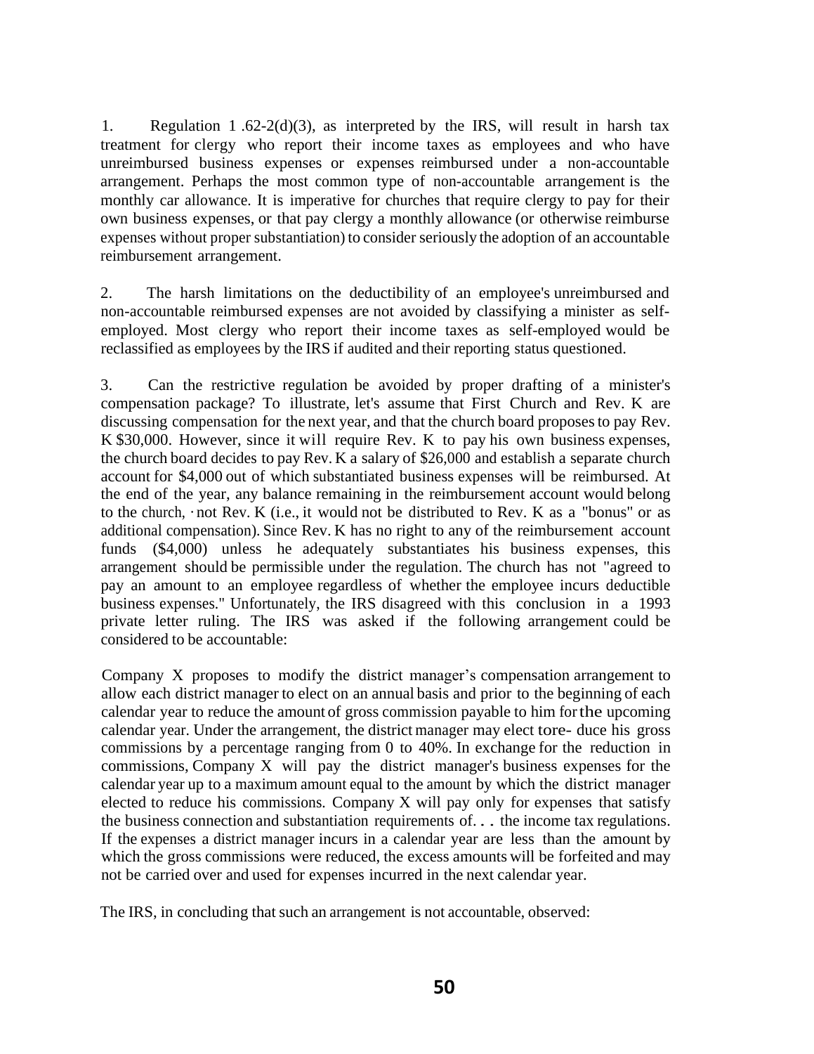1. Regulation 1 .62-2(d)(3), as interpreted by the IRS, will result in harsh tax treatment for clergy who report their income taxes as employees and who have unreimbursed business expenses or expenses reimbursed under a non-accountable arrangement. Perhaps the most common type of non-accountable arrangement is the monthly car allowance. It is imperative for churches that require clergy to pay for their own business expenses, or that pay clergy a monthly allowance (or otherwise reimburse expenses without proper substantiation) to consider seriously the adoption of an accountable reimbursement arrangement.

2. The harsh limitations on the deductibility of an employee's unreimbursed and non-accountable reimbursed expenses are not avoided by classifying a minister as self-employed. Most clergy who report their income taxes as self-employed would be reclassified as employees by the IRS if audited and their reporting status questioned.

3. Can the restrictive regulation be avoided by proper drafting of a minister's compensation package? To illustrate, let's assume that First Church and Rev. K are discussing compensation for the next year, and that the church board proposes to pay Rev. K $30,000. However, since it will require Rev. K to pay his own business expenses, the church board decides to pay Rev. K a salary of $26,000 and establish a separate church account for $4,000 out of which substantiated business expenses will be reimbursed. At the end of the year, any balance remaining in the reimbursement account would belong to the church, · not Rev. K (i.e., it would not be distributed to Rev. K as a "bonus" or as additional compensation). Since Rev. K has no right to any of the reimbursement account funds ($4,000) unless he adequately substantiates his business expenses, this arrangement should be permissible under the regulation. The church has not "agreed to pay an amount to an employee regardless of whether the employee incurs deductible business expenses." Unfortunately, the IRS disagreed with this conclusion in a 1993 private letter ruling. The IRS was asked if the following arrangement could be considered to be accountable:

> Company X proposes to modify the district manager's compensation arrangement to allow each district manager to elect on an annual basis and prior to the beginning of each calendar year to reduce the amount of gross commission payable to him for the upcoming calendar year. Under the arrangement, the district manager may elect tore- duce his gross commissions by a percentage ranging from 0 to 40%. In exchange for the reduction in commissions, Company X will pay the district manager's business expenses for the calendar year up to a maximum amount equal to the amount by which the district manager elected to reduce his commissions. Company X will pay only for expenses that satisfy the business connection and substantiation requirements of. . . the income tax regulations. If the expenses a district manager incurs in a calendar year are less than the amount by which the gross commissions were reduced, the excess amounts will be forfeited and may not be carried over and used for expenses incurred in the next calendar year.

The IRS, in concluding that such an arrangement is not accountable, observed: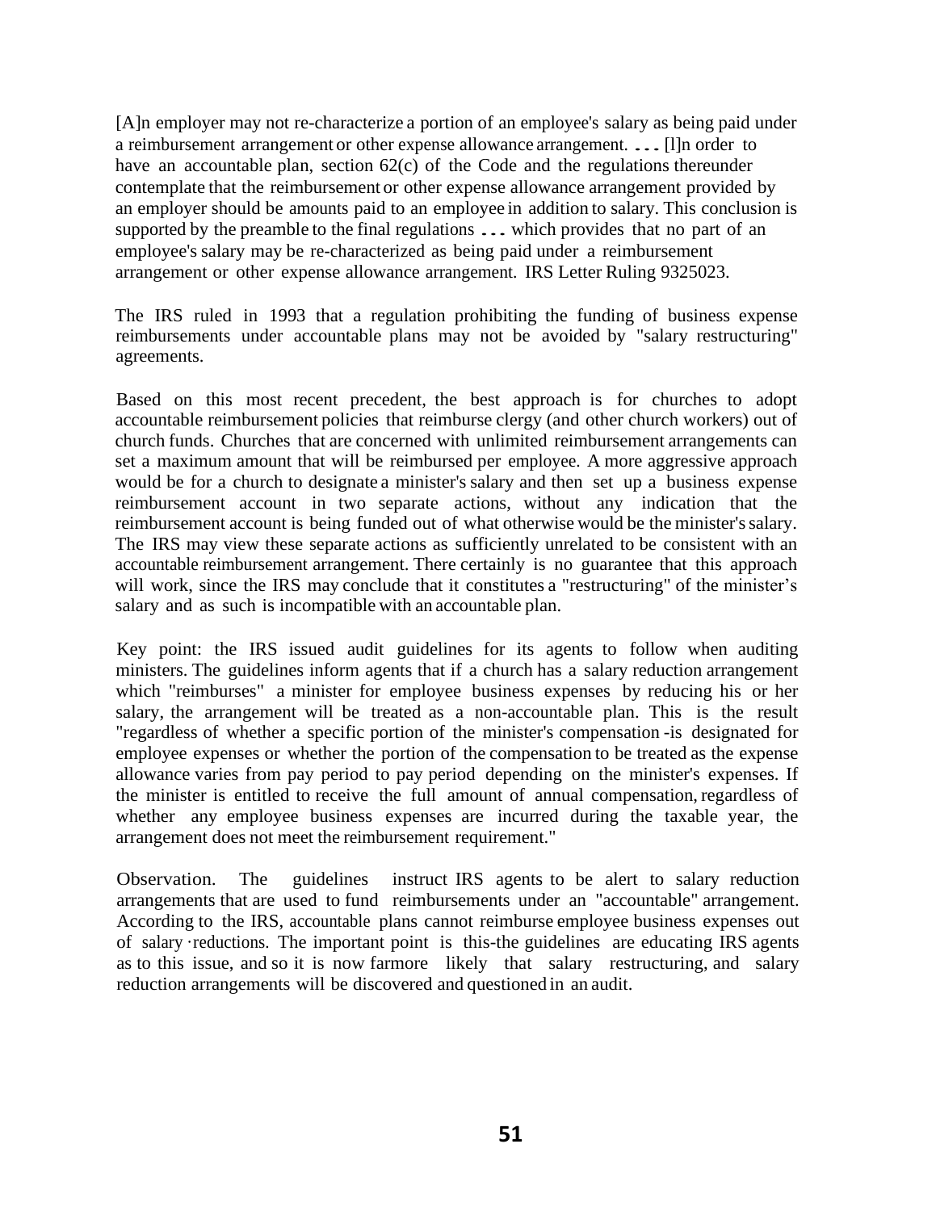[A]n employer may not re-characterize a portion of an employee's salary as being paid under a reimbursement arrangement or other expense allowance arrangement. ... [l]n order to have an accountable plan, section 62(c) of the Code and the regulations thereunder contemplate that the reimbursement or other expense allowance arrangement provided by an employer should be amounts paid to an employee in addition to salary. This conclusion is supported by the preamble to the final regulations ... which provides that no part of an employee's salary may be re-characterized as being paid under a reimbursement arrangement or other expense allowance arrangement. IRS Letter Ruling 9325023.

The IRS ruled in 1993 that a regulation prohibiting the funding of business expense reimbursements under accountable plans may not be avoided by "salary restructuring" agreements.

Based on this most recent precedent, the best approach is for churches to adopt accountable reimbursement policies that reimburse clergy (and other church workers) out of church funds. Churches that are concerned with unlimited reimbursement arrangements can set a maximum amount that will be reimbursed per employee. A more aggressive approach would be for a church to designate a minister's salary and then set up a business expense reimbursement account in two separate actions, without any indication that the reimbursement account is being funded out of what otherwise would be the minister's salary. The IRS may view these separate actions as sufficiently unrelated to be consistent with an accountable reimbursement arrangement. There certainly is no guarantee that this approach will work, since the IRS may conclude that it constitutes a "restructuring" of the minister's salary and as such is incompatible with an accountable plan.

Key point: the IRS issued audit guidelines for its agents to follow when auditing ministers. The guidelines inform agents that if a church has a salary reduction arrangement which "reimburses" a minister for employee business expenses by reducing his or her salary, the arrangement will be treated as a non-accountable plan. This is the result "regardless of whether a specific portion of the minister's compensation -is designated for employee expenses or whether the portion of the compensation to be treated as the expense allowance varies from pay period to pay period depending on the minister's expenses. If the minister is entitled to receive the full amount of annual compensation, regardless of whether any employee business expenses are incurred during the taxable year, the arrangement does not meet the reimbursement requirement."

Observation. The guidelines instruct IRS agents to be alert to salary reduction arrangements that are used to fund reimbursements under an "accountable" arrangement. According to the IRS, accountable plans cannot reimburse employee business expenses out of salary ·reductions. The important point is this-the guidelines are educating IRS agents as to this issue, and so it is now farmore likely that salary restructuring, and salary reduction arrangements will be discovered and questioned in an audit.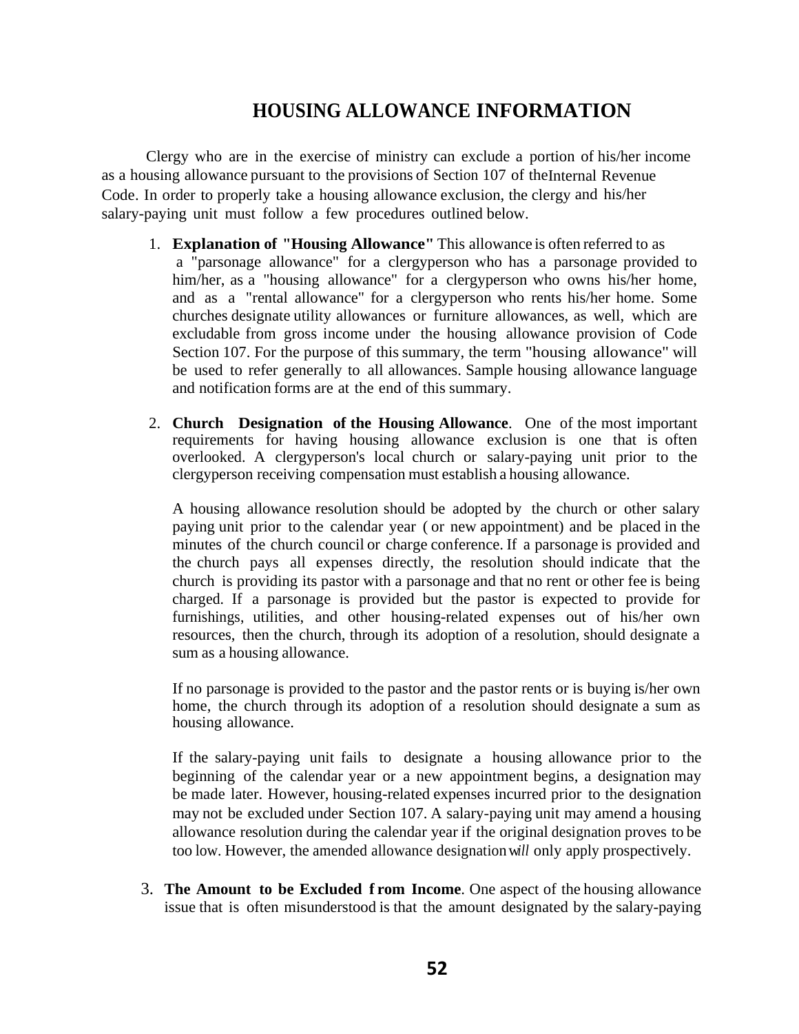# HOUSING ALLOWANCE INFORMATION

Clergy who are in the exercise of ministry can exclude a portion of his/her income as a housing allowance pursuant to the provisions of Section 107 of theInternal Revenue Code. In order to properly take a housing allowance exclusion, the clergy and his/her salary-paying unit must follow a few procedures outlined below.

1. **Explanation of "Housing Allowance"** This allowance is often referred to as a "parsonage allowance" for a clergyperson who has a parsonage provided to him/her, as a "housing allowance" for a clergyperson who owns his/her home, and as a "rental allowance" for a clergyperson who rents his/her home. Some churches designate utility allowances or furniture allowances, as well, which are excludable from gross income under the housing allowance provision of Code Section 107. For the purpose of this summary, the term "housing allowance" will be used to refer generally to all allowances. Sample housing allowance language and notification forms are at the end of this summary.

2. **Church Designation of the Housing Allowance**. One of the most important requirements for having housing allowance exclusion is one that is often overlooked. A clergyperson's local church or salary-paying unit prior to the clergyperson receiving compensation must establish a housing allowance.

   A housing allowance resolution should be adopted by the church or other salary paying unit prior to the calendar year ( or new appointment) and be placed in the minutes of the church council or charge conference. If a parsonage is provided and the church pays all expenses directly, the resolution should indicate that the church is providing its pastor with a parsonage and that no rent or other fee is being charged. If a parsonage is provided but the pastor is expected to provide for furnishings, utilities, and other housing-related expenses out of his/her own resources, then the church, through its adoption of a resolution, should designate a sum as a housing allowance.

   If no parsonage is provided to the pastor and the pastor rents or is buying is/her own home, the church through its adoption of a resolution should designate a sum as housing allowance.

   If the salary-paying unit fails to designate a housing allowance prior to the beginning of the calendar year or a new appointment begins, a designation may be made later. However, housing-related expenses incurred prior to the designation may not be excluded under Section 107. A salary-paying unit may amend a housing allowance resolution during the calendar year if the original designation proves to be too low. However, the amended allowance designation w*ill* only apply prospectively.

3. **The Amount to be Excluded from Income**. One aspect of the housing allowance issue that is often misunderstood is that the amount designated by the salary-paying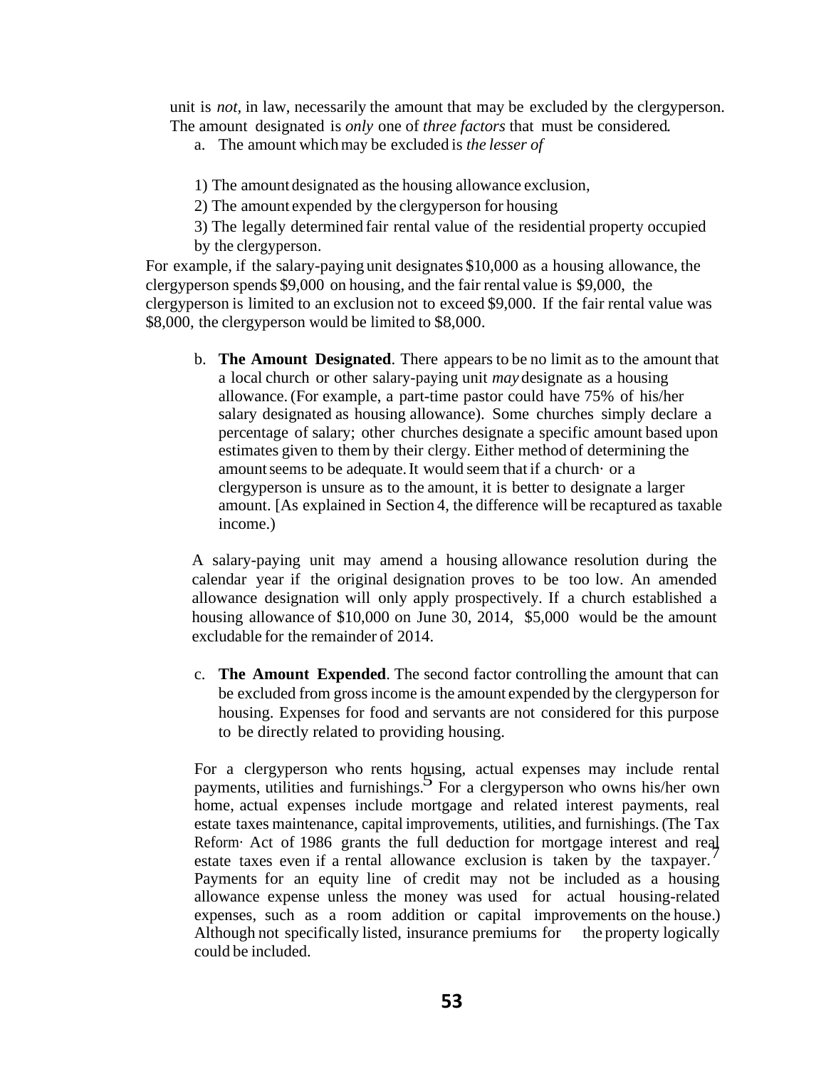unit is *not,* in law, necessarily the amount that may be excluded by the clergyperson. The amount designated is *only* one of *three factors* that must be considered.

a. The amount which may be excluded is *the lesser of*

1) The amount designated as the housing allowance exclusion,

2) The amount expended by the clergyperson for housing

3) The legally determined fair rental value of the residential property occupied by the clergyperson.

For example, if the salary-paying unit designates $10,000 as a housing allowance, the clergyperson spends $9,000 on housing, and the fair rental value is $9,000, the clergyperson is limited to an exclusion not to exceed $9,000. If the fair rental value was $8,000, the clergyperson would be limited to $8,000.

b. **The Amount Designated**. There appears to be no limit as to the amount that a local church or other salary-paying unit *may* designate as a housing allowance. (For example, a part-time pastor could have 75% of his/her salary designated as housing allowance). Some churches simply declare a percentage of salary; other churches designate a specific amount based upon estimates given to them by their clergy. Either method of determining the amount seems to be adequate. It would seem that if a church· or a clergyperson is unsure as to the amount, it is better to designate a larger amount. [As explained in Section 4, the difference will be recaptured as taxable income.)

A salary-paying unit may amend a housing allowance resolution during the calendar year if the original designation proves to be too low. An amended allowance designation will only apply prospectively. If a church established a housing allowance of $10,000 on June 30, 2014, $5,000 would be the amount excludable for the remainder of 2014.

c. **The Amount Expended**. The second factor controlling the amount that can be excluded from gross income is the amount expended by the clergyperson for housing. Expenses for food and servants are not considered for this purpose to be directly related to providing housing.

For a clergyperson who rents housing, actual expenses may include rental payments, utilities and furnishings.[5] For a clergyperson who owns his/her own home, actual expenses include mortgage and related interest payments, real estate taxes maintenance, capital improvements, utilities, and furnishings. (The Tax Reform· Act of 1986 grants the full deduction for mortgage interest and real estate taxes even if a rental allowance exclusion is taken by the taxpayer.[7] Payments for an equity line of credit may not be included as a housing allowance expense unless the money was used for actual housing-related expenses, such as a room addition or capital improvements on the house.) Although not specifically listed, insurance premiums for the property logically could be included.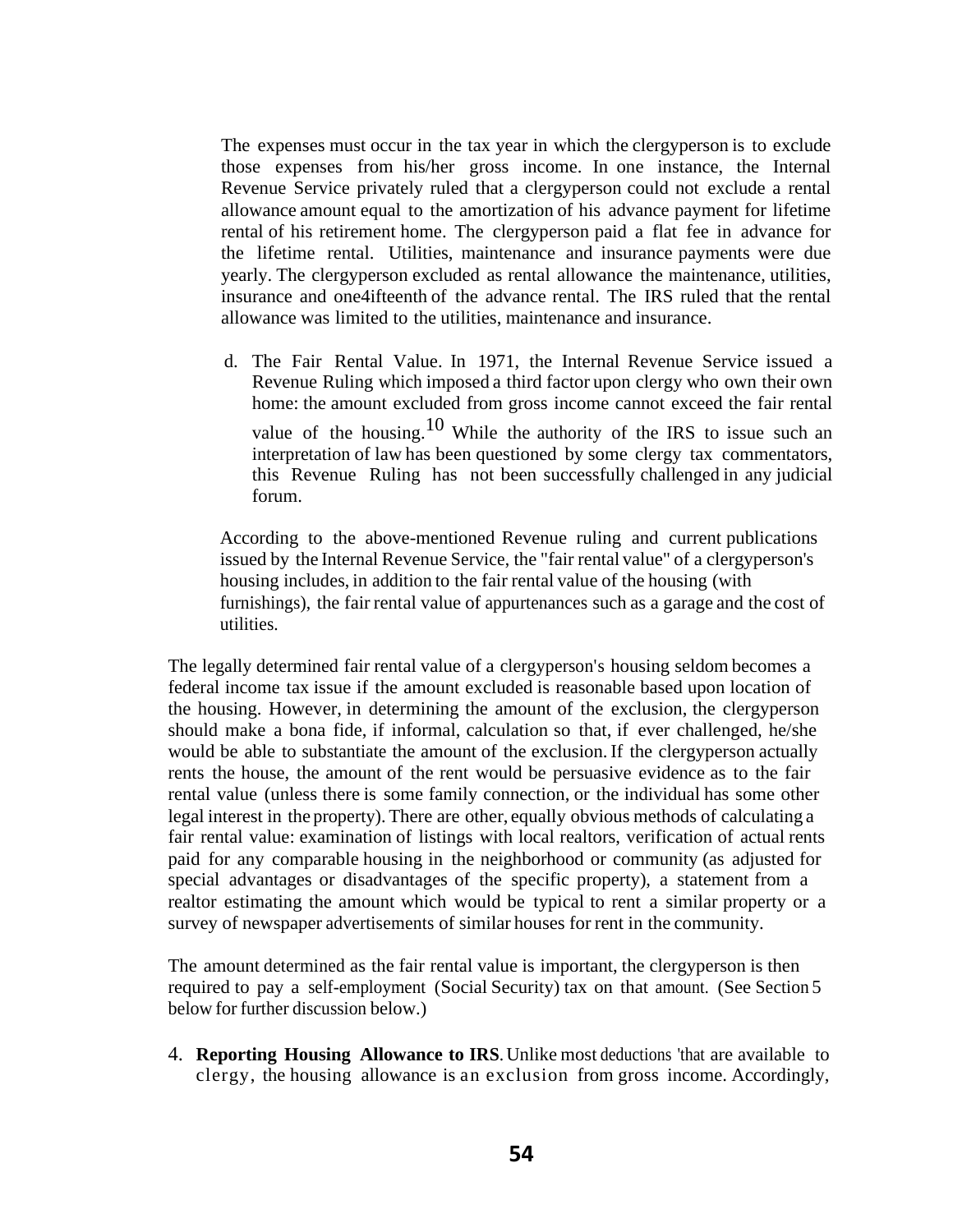The expenses must occur in the tax year in which the clergyperson is to exclude those expenses from his/her gross income. In one instance, the Internal Revenue Service privately ruled that a clergyperson could not exclude a rental allowance amount equal to the amortization of his advance payment for lifetime rental of his retirement home. The clergyperson paid a flat fee in advance for the lifetime rental. Utilities, maintenance and insurance payments were due yearly. The clergyperson excluded as rental allowance the maintenance, utilities, insurance and one4ifteenth of the advance rental. The IRS ruled that the rental allowance was limited to the utilities, maintenance and insurance.

d. The Fair Rental Value. In 1971, the Internal Revenue Service issued a Revenue Ruling which imposed a third factor upon clergy who own their own home: the amount excluded from gross income cannot exceed the fair rental value of the housing.[10] While the authority of the IRS to issue such an interpretation of law has been questioned by some clergy tax commentators, this Revenue Ruling has not been successfully challenged in any judicial forum.

According to the above-mentioned Revenue ruling and current publications issued by the Internal Revenue Service, the "fair rental value" of a clergyperson's housing includes, in addition to the fair rental value of the housing (with furnishings), the fair rental value of appurtenances such as a garage and the cost of utilities.

The legally determined fair rental value of a clergyperson's housing seldom becomes a federal income tax issue if the amount excluded is reasonable based upon location of the housing. However, in determining the amount of the exclusion, the clergyperson should make a bona fide, if informal, calculation so that, if ever challenged, he/she would be able to substantiate the amount of the exclusion. If the clergyperson actually rents the house, the amount of the rent would be persuasive evidence as to the fair rental value (unless there is some family connection, or the individual has some other legal interest in the property). There are other, equally obvious methods of calculating a fair rental value: examination of listings with local realtors, verification of actual rents paid for any comparable housing in the neighborhood or community (as adjusted for special advantages or disadvantages of the specific property), a statement from a realtor estimating the amount which would be typical to rent a similar property or a survey of newspaper advertisements of similar houses for rent in the community.

The amount determined as the fair rental value is important, the clergyperson is then required to pay a self-employment (Social Security) tax on that amount. (See Section 5 below for further discussion below.)

4. **Reporting Housing Allowance to IRS**. Unlike most deductions 'that are available to clergy, the housing allowance is an exclusion from gross income. Accordingly,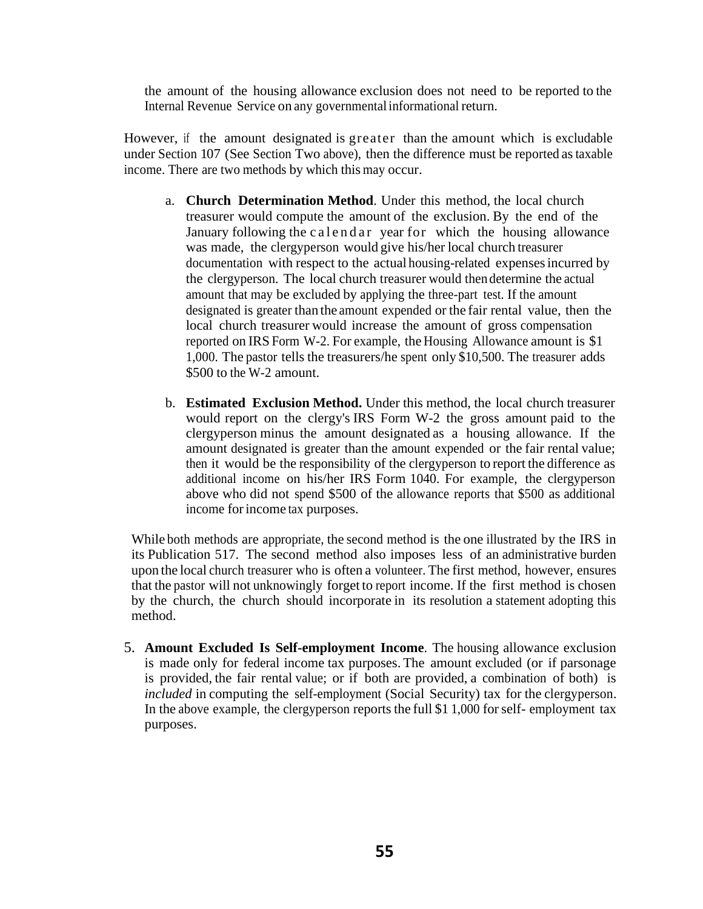the amount of the housing allowance exclusion does not need to be reported to the Internal Revenue Service on any governmental informational return.

However, if the amount designated is greater than the amount which is excludable under Section 107 (See Section Two above), then the difference must be reported as taxable income. There are two methods by which this may occur.

a. **Church Determination Method**. Under this method, the local church treasurer would compute the amount of the exclusion. By the end of the January following the calendar year for which the housing allowance was made, the clergyperson would give his/her local church treasurer documentation with respect to the actual housing-related expenses incurred by the clergyperson. The local church treasurer would then determine the actual amount that may be excluded by applying the three-part test. If the amount designated is greater than the amount expended or the fair rental value, then the local church treasurer would increase the amount of gross compensation reported on IRS Form W-2. For example, the Housing Allowance amount is $1 1,000. The pastor tells the treasurer s/he spent only $10,500. The treasurer adds $500 to the W-2 amount.

b. **Estimated Exclusion Method.** Under this method, the local church treasurer would report on the clergy's IRS Form W-2 the gross amount paid to the clergyperson minus the amount designated as a housing allowance. If the amount designated is greater than the amount expended or the fair rental value; then it would be the responsibility of the clergyperson to report the difference as additional income on his/her IRS Form 1040. For example, the clergyperson above who did not spend $500 of the allowance reports that $500 as additional income for income tax purposes.

While both methods are appropriate, the second method is the one illustrated by the IRS in its Publication 517. The second method also imposes less of an administrative burden upon the local church treasurer who is often a volunteer. The first method, however, ensures that the pastor will not unknowingly forget to report income. If the first method is chosen by the church, the church should incorporate in its resolution a statement adopting this method.

5. **Amount Excluded Is Self-employment Income**. The housing allowance exclusion is made only for federal income tax purposes. The amount excluded (or if parsonage is provided, the fair rental value; or if both are provided, a combination of both) is *included* in computing the self-employment (Social Security) tax for the clergyperson. In the above example, the clergyperson reports the full $1 1,000 for self- employment tax purposes.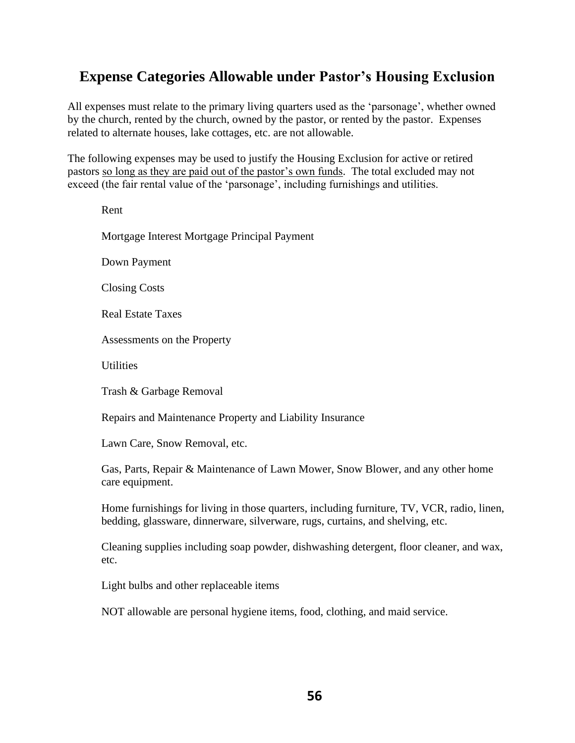# Expense Categories Allowable under Pastor's Housing Exclusion

All expenses must relate to the primary living quarters used as the 'parsonage', whether owned by the church, rented by the church, owned by the pastor, or rented by the pastor. Expenses related to alternate houses, lake cottages, etc. are not allowable.

The following expenses may be used to justify the Housing Exclusion for active or retired pastors <u>so long as they are paid out of the pastor's own funds</u>. The total excluded may not exceed (the fair rental value of the 'parsonage', including furnishings and utilities.

Rent

Mortgage Interest Mortgage Principal Payment

Down Payment

Closing Costs

Real Estate Taxes

Assessments on the Property

Utilities

Trash & Garbage Removal

Repairs and Maintenance Property and Liability Insurance

Lawn Care, Snow Removal, etc.

Gas, Parts, Repair & Maintenance of Lawn Mower, Snow Blower, and any other home care equipment.

Home furnishings for living in those quarters, including furniture, TV, VCR, radio, linen, bedding, glassware, dinnerware, silverware, rugs, curtains, and shelving, etc.

Cleaning supplies including soap powder, dishwashing detergent, floor cleaner, and wax, etc.

Light bulbs and other replaceable items

NOT allowable are personal hygiene items, food, clothing, and maid service.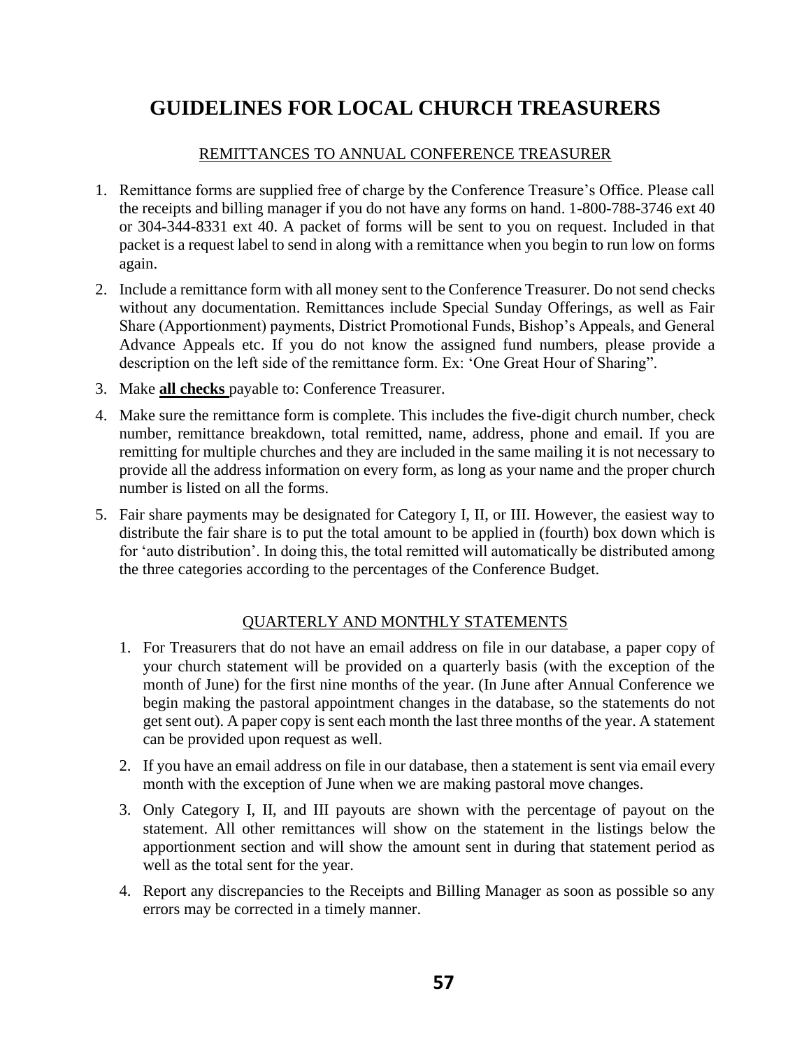# GUIDELINES FOR LOCAL CHURCH TREASURERS

## REMITTANCES TO ANNUAL CONFERENCE TREASURER

1. Remittance forms are supplied free of charge by the Conference Treasure's Office. Please call the receipts and billing manager if you do not have any forms on hand. 1-800-788-3746 ext 40 or 304-344-8331 ext 40. A packet of forms will be sent to you on request. Included in that packet is a request label to send in along with a remittance when you begin to run low on forms again.
2. Include a remittance form with all money sent to the Conference Treasurer. Do not send checks without any documentation. Remittances include Special Sunday Offerings, as well as Fair Share (Apportionment) payments, District Promotional Funds, Bishop's Appeals, and General Advance Appeals etc. If you do not know the assigned fund numbers, please provide a description on the left side of the remittance form. Ex: 'One Great Hour of Sharing".
3. Make **all checks** payable to: Conference Treasurer.
4. Make sure the remittance form is complete. This includes the five-digit church number, check number, remittance breakdown, total remitted, name, address, phone and email. If you are remitting for multiple churches and they are included in the same mailing it is not necessary to provide all the address information on every form, as long as your name and the proper church number is listed on all the forms.
5. Fair share payments may be designated for Category I, II, or III. However, the easiest way to distribute the fair share is to put the total amount to be applied in (fourth) box down which is for 'auto distribution'. In doing this, the total remitted will automatically be distributed among the three categories according to the percentages of the Conference Budget.

## QUARTERLY AND MONTHLY STATEMENTS

1. For Treasurers that do not have an email address on file in our database, a paper copy of your church statement will be provided on a quarterly basis (with the exception of the month of June) for the first nine months of the year. (In June after Annual Conference we begin making the pastoral appointment changes in the database, so the statements do not get sent out). A paper copy is sent each month the last three months of the year. A statement can be provided upon request as well.
2. If you have an email address on file in our database, then a statement is sent via email every month with the exception of June when we are making pastoral move changes.
3. Only Category I, II, and III payouts are shown with the percentage of payout on the statement. All other remittances will show on the statement in the listings below the apportionment section and will show the amount sent in during that statement period as well as the total sent for the year.
4. Report any discrepancies to the Receipts and Billing Manager as soon as possible so any errors may be corrected in a timely manner.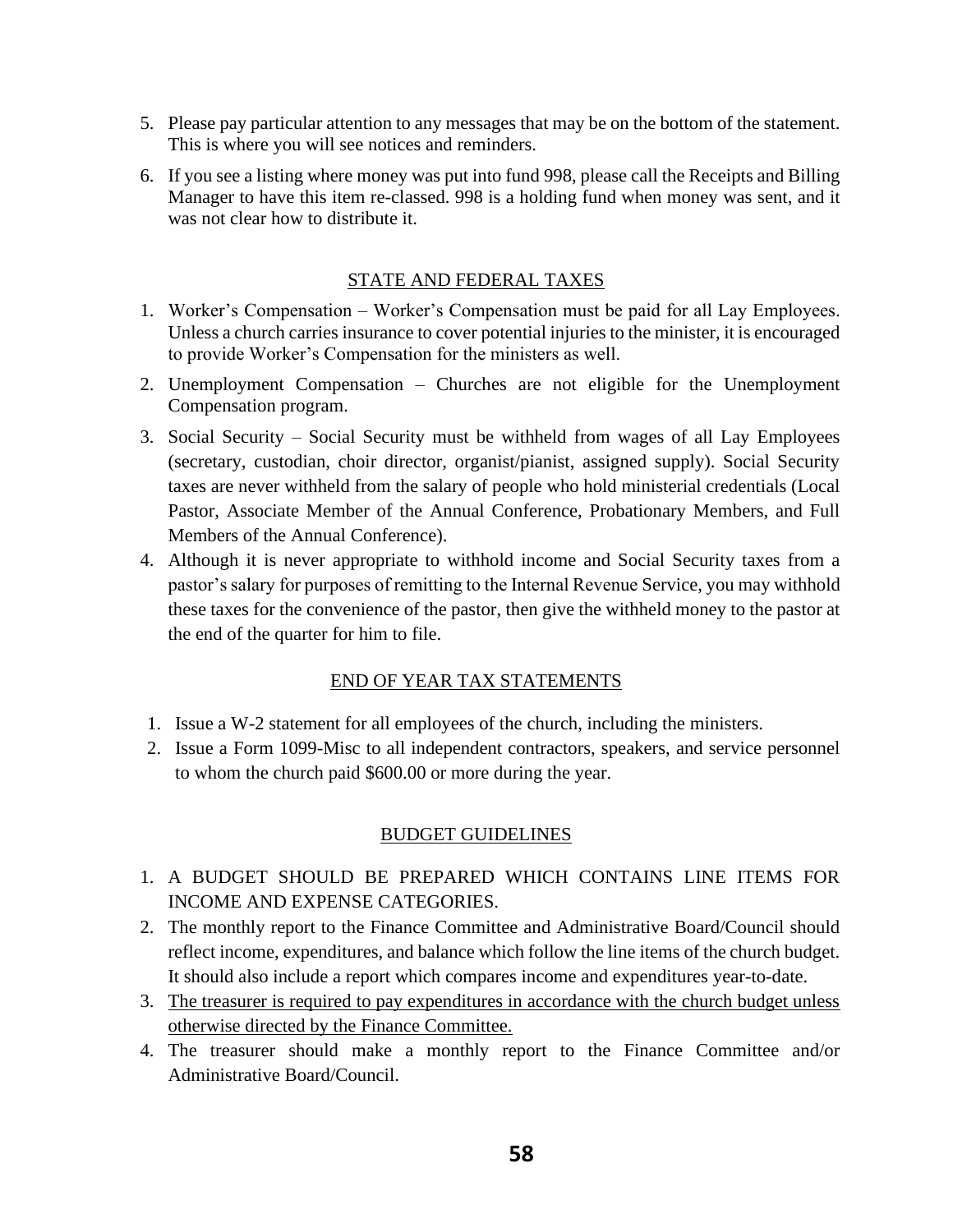5. Please pay particular attention to any messages that may be on the bottom of the statement. This is where you will see notices and reminders.
6. If you see a listing where money was put into fund 998, please call the Receipts and Billing Manager to have this item re-classed. 998 is a holding fund when money was sent, and it was not clear how to distribute it.

## STATE AND FEDERAL TAXES

1. Worker's Compensation – Worker's Compensation must be paid for all Lay Employees. Unless a church carries insurance to cover potential injuries to the minister, it is encouraged to provide Worker's Compensation for the ministers as well.
2. Unemployment Compensation – Churches are not eligible for the Unemployment Compensation program.
3. Social Security – Social Security must be withheld from wages of all Lay Employees (secretary, custodian, choir director, organist/pianist, assigned supply). Social Security taxes are never withheld from the salary of people who hold ministerial credentials (Local Pastor, Associate Member of the Annual Conference, Probationary Members, and Full Members of the Annual Conference).
4. Although it is never appropriate to withhold income and Social Security taxes from a pastor's salary for purposes of remitting to the Internal Revenue Service, you may withhold these taxes for the convenience of the pastor, then give the withheld money to the pastor at the end of the quarter for him to file.

## END OF YEAR TAX STATEMENTS

1. Issue a W-2 statement for all employees of the church, including the ministers.
2. Issue a Form 1099-Misc to all independent contractors, speakers, and service personnel to whom the church paid $600.00 or more during the year.

## BUDGET GUIDELINES

1. A BUDGET SHOULD BE PREPARED WHICH CONTAINS LINE ITEMS FOR INCOME AND EXPENSE CATEGORIES.
2. The monthly report to the Finance Committee and Administrative Board/Council should reflect income, expenditures, and balance which follow the line items of the church budget. It should also include a report which compares income and expenditures year-to-date.
3. The treasurer is required to pay expenditures in accordance with the church budget unless otherwise directed by the Finance Committee.
4. The treasurer should make a monthly report to the Finance Committee and/or Administrative Board/Council.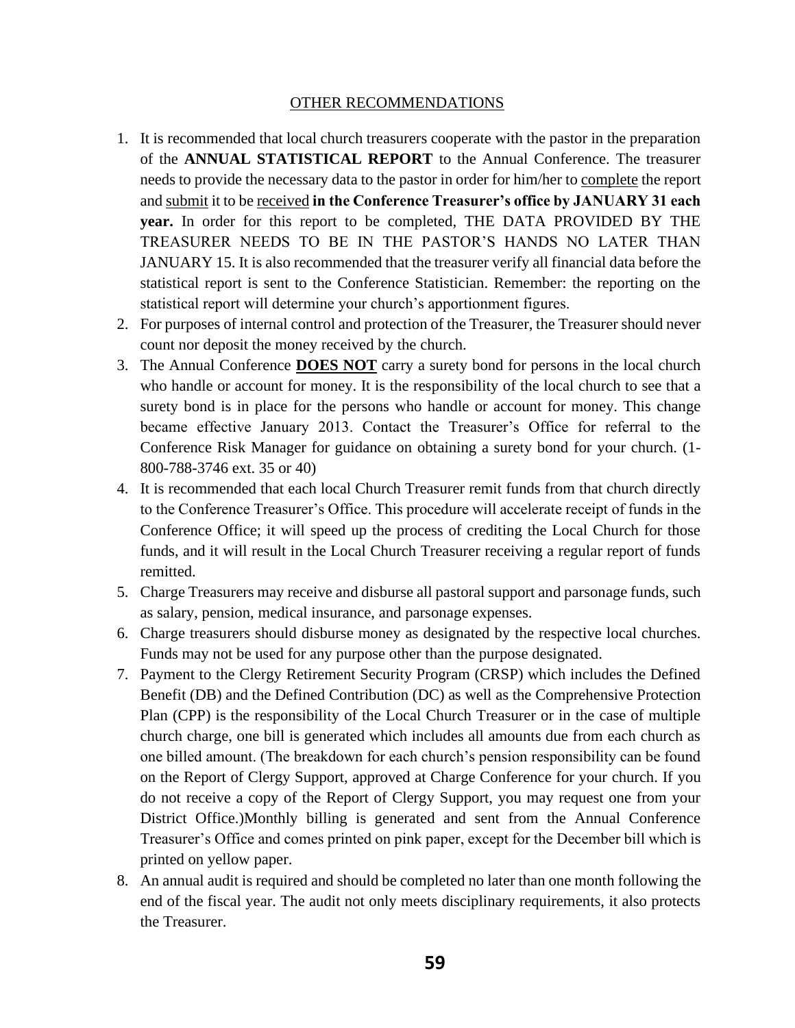## OTHER RECOMMENDATIONS

1. It is recommended that local church treasurers cooperate with the pastor in the preparation of the **ANNUAL STATISTICAL REPORT** to the Annual Conference. The treasurer needs to provide the necessary data to the pastor in order for him/her to complete the report and submit it to be received **in the Conference Treasurer's office by JANUARY 31 each year.** In order for this report to be completed, THE DATA PROVIDED BY THE TREASURER NEEDS TO BE IN THE PASTOR'S HANDS NO LATER THAN JANUARY 15. It is also recommended that the treasurer verify all financial data before the statistical report is sent to the Conference Statistician. Remember: the reporting on the statistical report will determine your church's apportionment figures.
2. For purposes of internal control and protection of the Treasurer, the Treasurer should never count nor deposit the money received by the church.
3. The Annual Conference **DOES NOT** carry a surety bond for persons in the local church who handle or account for money. It is the responsibility of the local church to see that a surety bond is in place for the persons who handle or account for money. This change became effective January 2013. Contact the Treasurer's Office for referral to the Conference Risk Manager for guidance on obtaining a surety bond for your church. (1-800-788-3746 ext. 35 or 40)
4. It is recommended that each local Church Treasurer remit funds from that church directly to the Conference Treasurer's Office. This procedure will accelerate receipt of funds in the Conference Office; it will speed up the process of crediting the Local Church for those funds, and it will result in the Local Church Treasurer receiving a regular report of funds remitted.
5. Charge Treasurers may receive and disburse all pastoral support and parsonage funds, such as salary, pension, medical insurance, and parsonage expenses.
6. Charge treasurers should disburse money as designated by the respective local churches. Funds may not be used for any purpose other than the purpose designated.
7. Payment to the Clergy Retirement Security Program (CRSP) which includes the Defined Benefit (DB) and the Defined Contribution (DC) as well as the Comprehensive Protection Plan (CPP) is the responsibility of the Local Church Treasurer or in the case of multiple church charge, one bill is generated which includes all amounts due from each church as one billed amount. (The breakdown for each church's pension responsibility can be found on the Report of Clergy Support, approved at Charge Conference for your church. If you do not receive a copy of the Report of Clergy Support, you may request one from your District Office.)Monthly billing is generated and sent from the Annual Conference Treasurer's Office and comes printed on pink paper, except for the December bill which is printed on yellow paper.
8. An annual audit is required and should be completed no later than one month following the end of the fiscal year. The audit not only meets disciplinary requirements, it also protects the Treasurer.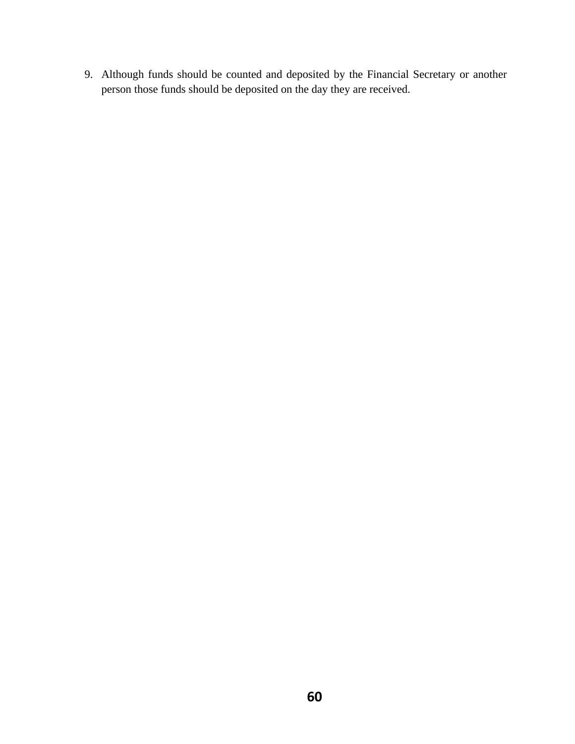9. Although funds should be counted and deposited by the Financial Secretary or another person those funds should be deposited on the day they are received.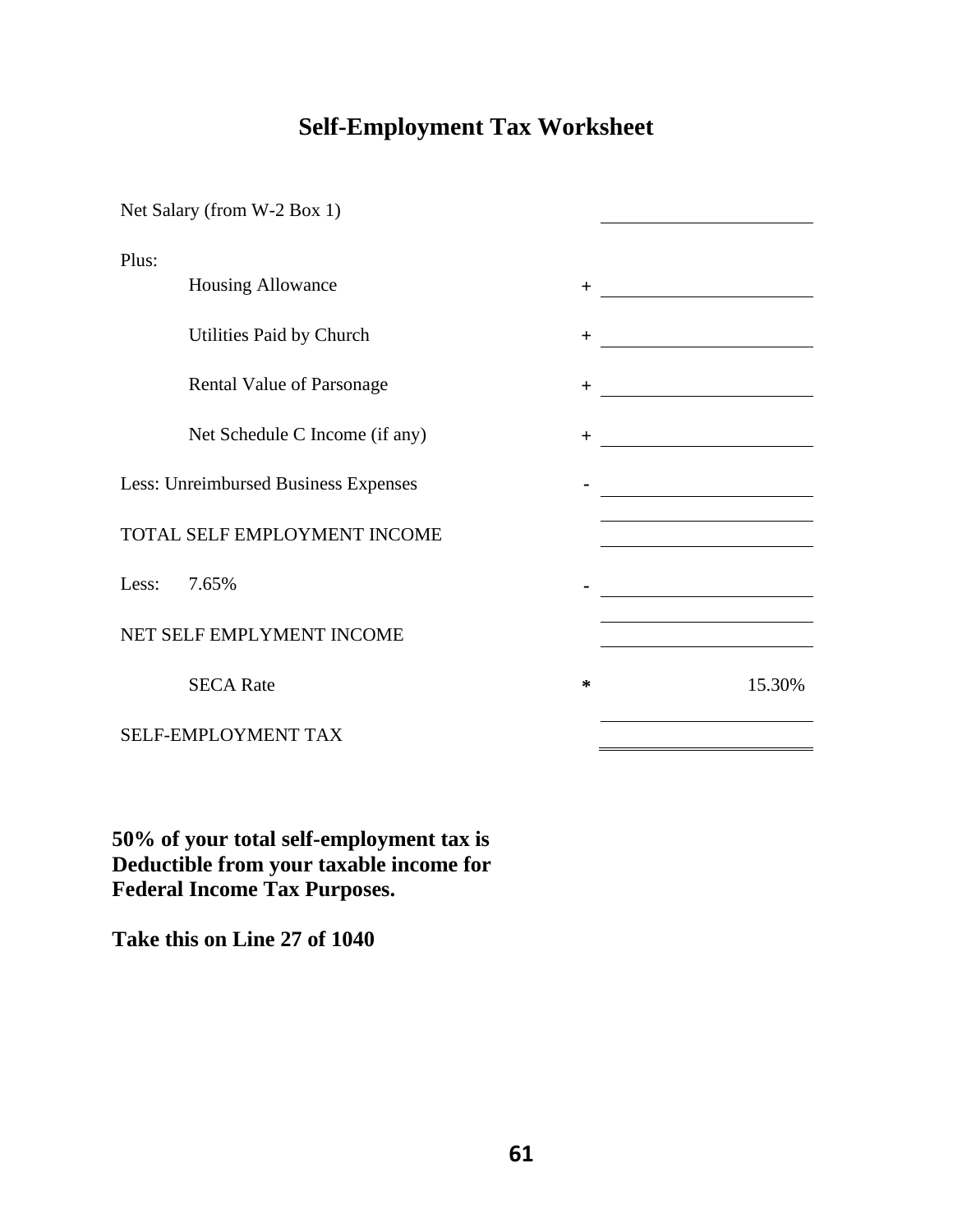# Self-Employment Tax Worksheet

| | | | |
|---|---|---|---|
| Net Salary (from W-2 Box 1) | | | |
| Plus: | | | |
| | Housing Allowance | + | |
| | Utilities Paid by Church | + | |
| | Rental Value of Parsonage | + | |
| | Net Schedule C Income (if any) | + | |
| Less: Unreimbursed Business Expenses | | - | |
| TOTAL SELF EMPLOYMENT INCOME | | | |
| Less: | 7.65% | - | |
| NET SELF EMPLYMENT INCOME | | | |
| | SECA Rate | * | 15.30% |
| SELF-EMPLOYMENT TAX | | | |

**50% of your total self-employment tax is Deductible from your taxable income for Federal Income Tax Purposes.**

**Take this on Line 27 of 1040**